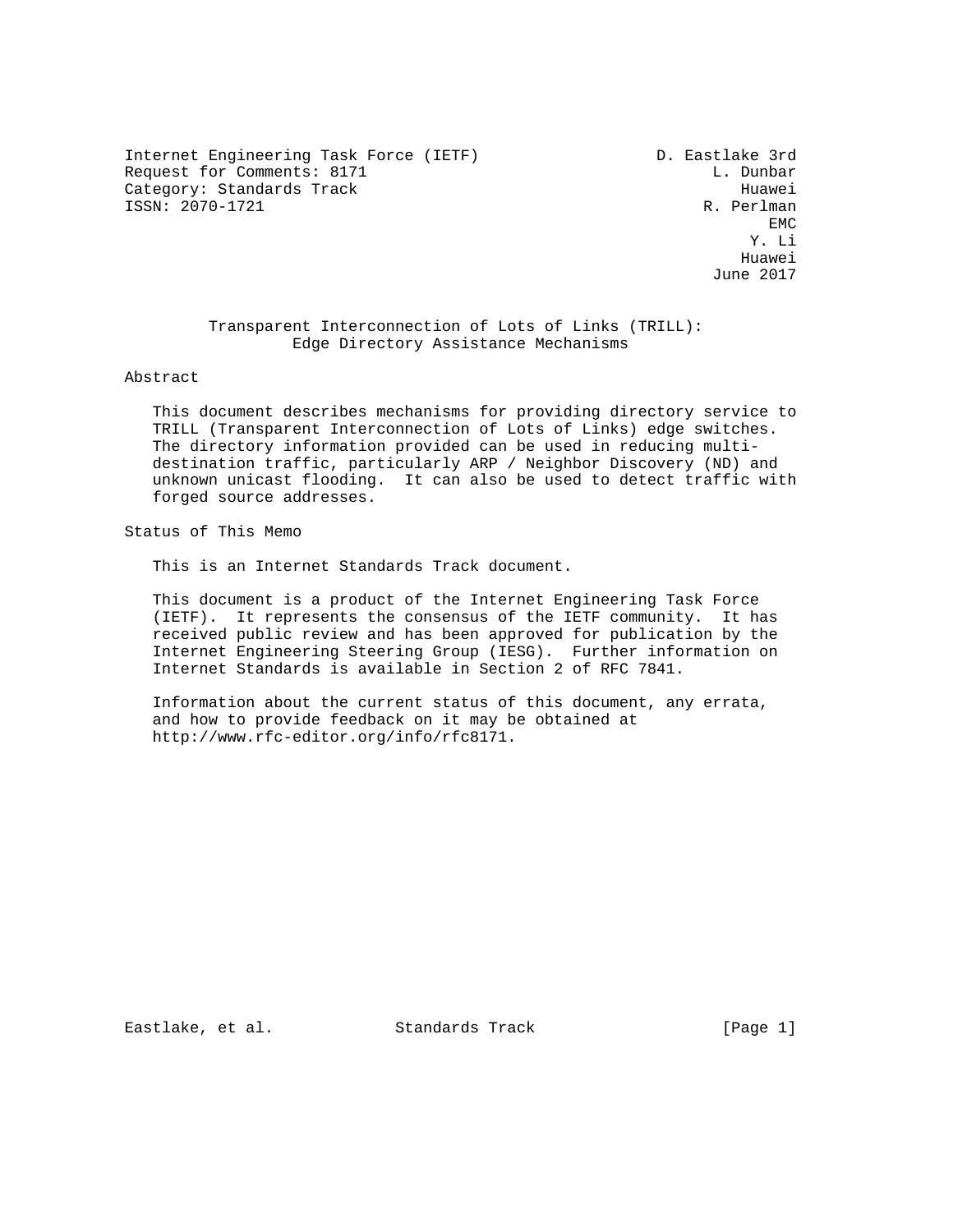Internet Engineering Task Force (IETF) D. Eastlake 3rd
Request for Comments: 8171 L. Dunbar
Category: Standards Track Huawei
ISSN: 2070-1721 R. Perlman
EMC
Y. Li
Huawei
June 2017

# Transparent Interconnection of Lots of Links (TRILL): Edge Directory Assistance Mechanisms

## Abstract

This document describes mechanisms for providing directory service to TRILL (Transparent Interconnection of Lots of Links) edge switches. The directory information provided can be used in reducing multi-destination traffic, particularly ARP / Neighbor Discovery (ND) and unknown unicast flooding. It can also be used to detect traffic with forged source addresses.

## Status of This Memo

This is an Internet Standards Track document.

This document is a product of the Internet Engineering Task Force (IETF). It represents the consensus of the IETF community. It has received public review and has been approved for publication by the Internet Engineering Steering Group (IESG). Further information on Internet Standards is available in Section 2 of RFC 7841.

Information about the current status of this document, any errata, and how to provide feedback on it may be obtained at http://www.rfc-editor.org/info/rfc8171.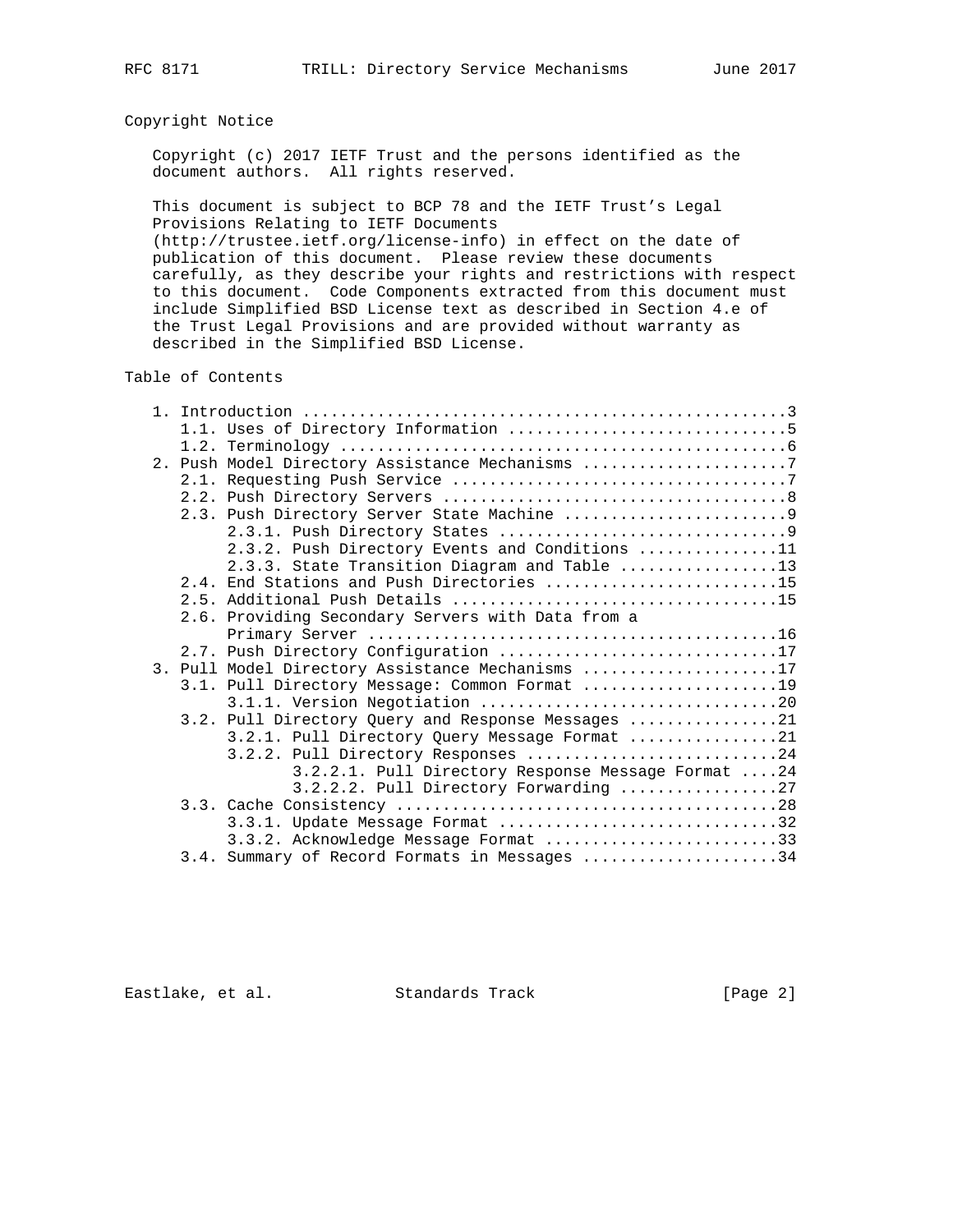## Copyright Notice

Copyright (c) 2017 IETF Trust and the persons identified as the document authors. All rights reserved.

This document is subject to BCP 78 and the IETF Trust's Legal Provisions Relating to IETF Documents (http://trustee.ietf.org/license-info) in effect on the date of publication of this document. Please review these documents carefully, as they describe your rights and restrictions with respect to this document. Code Components extracted from this document must include Simplified BSD License text as described in Section 4.e of the Trust Legal Provisions and are provided without warranty as described in the Simplified BSD License.

## Table of Contents

```
   1. Introduction ....................................................3
      1.1. Uses of Directory Information ..............................5
      1.2. Terminology ................................................6
   2. Push Model Directory Assistance Mechanisms ......................7
      2.1. Requesting Push Service ....................................7
      2.2. Push Directory Servers .....................................8
      2.3. Push Directory Server State Machine ........................9
           2.3.1. Push Directory States ...............................9
           2.3.2. Push Directory Events and Conditions ...............11
           2.3.3. State Transition Diagram and Table .................13
      2.4. End Stations and Push Directories .........................15
      2.5. Additional Push Details ...................................15
      2.6. Providing Secondary Servers with Data from a
           Primary Server ............................................16
      2.7. Push Directory Configuration ..............................17
   3. Pull Model Directory Assistance Mechanisms .....................17
      3.1. Pull Directory Message: Common Format .....................19
           3.1.1. Version Negotiation ................................20
      3.2. Pull Directory Query and Response Messages ................21
           3.2.1. Pull Directory Query Message Format ................21
           3.2.2. Pull Directory Responses ...........................24
                  3.2.2.1. Pull Directory Response Message Format ....24
                  3.2.2.2. Pull Directory Forwarding .................27
      3.3. Cache Consistency .........................................28
           3.3.1. Update Message Format ..............................32
           3.3.2. Acknowledge Message Format .........................33
      3.4. Summary of Record Formats in Messages .....................34
```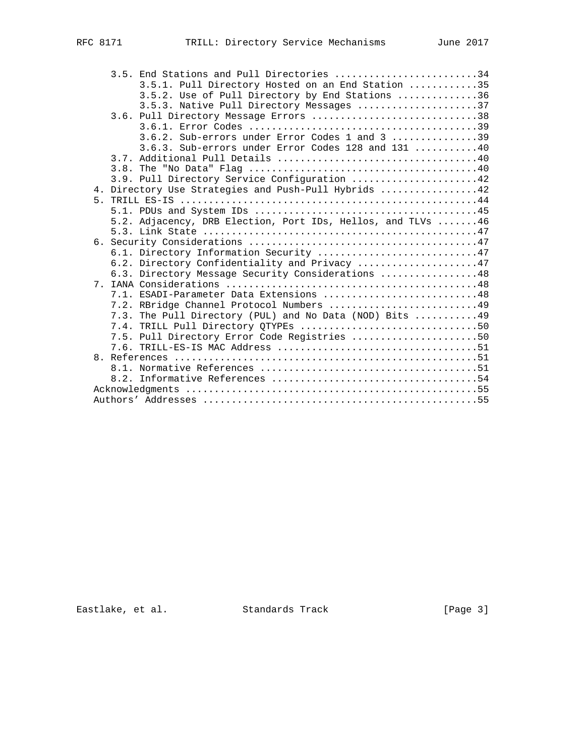3.5. End Stations and Pull Directories .........................34
   3.5.1. Pull Directory Hosted on an End Station ............35
   3.5.2. Use of Pull Directory by End Stations ..............36
   3.5.3. Native Pull Directory Messages .....................37
3.6. Pull Directory Message Errors .............................38
   3.6.1. Error Codes ........................................39
   3.6.2. Sub-errors under Error Codes 1 and 3 ...............39
   3.6.3. Sub-errors under Error Codes 128 and 131 ...........40
3.7. Additional Pull Details ...................................40
3.8. The "No Data" Flag ........................................40
3.9. Pull Directory Service Configuration ......................42

4. Directory Use Strategies and Push-Pull Hybrids .................42
5. TRILL ES-IS ....................................................44
   5.1. PDUs and System IDs .......................................45
   5.2. Adjacency, DRB Election, Port IDs, Hellos, and TLVs .......46
   5.3. Link State ................................................47
6. Security Considerations ........................................47
   6.1. Directory Information Security ............................47
   6.2. Directory Confidentiality and Privacy .....................47
   6.3. Directory Message Security Considerations .................48
7. IANA Considerations ............................................48
   7.1. ESADI-Parameter Data Extensions ...........................48
   7.2. RBridge Channel Protocol Numbers ..........................49
   7.3. The Pull Directory (PUL) and No Data (NOD) Bits ...........49
   7.4. TRILL Pull Directory QTYPEs ...............................50
   7.5. Pull Directory Error Code Registries ......................50
   7.6. TRILL-ES-IS MAC Address ...................................51
8. References .....................................................51
   8.1. Normative References ......................................51
   8.2. Informative References ....................................54

Acknowledgments ...................................................55

Authors' Addresses ................................................55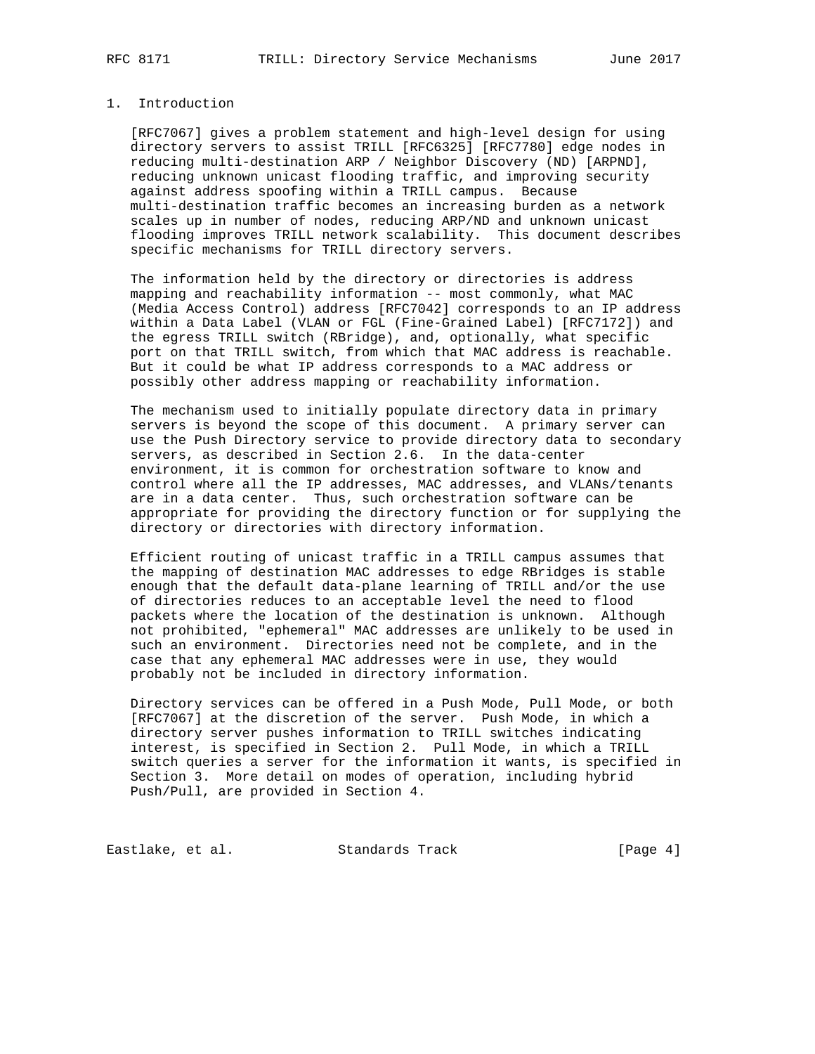# 1. Introduction

[RFC7067] gives a problem statement and high-level design for using directory servers to assist TRILL [RFC6325] [RFC7780] edge nodes in reducing multi-destination ARP / Neighbor Discovery (ND) [ARPND], reducing unknown unicast flooding traffic, and improving security against address spoofing within a TRILL campus. Because multi-destination traffic becomes an increasing burden as a network scales up in number of nodes, reducing ARP/ND and unknown unicast flooding improves TRILL network scalability. This document describes specific mechanisms for TRILL directory servers.

The information held by the directory or directories is address mapping and reachability information -- most commonly, what MAC (Media Access Control) address [RFC7042] corresponds to an IP address within a Data Label (VLAN or FGL (Fine-Grained Label) [RFC7172]) and the egress TRILL switch (RBridge), and, optionally, what specific port on that TRILL switch, from which that MAC address is reachable. But it could be what IP address corresponds to a MAC address or possibly other address mapping or reachability information.

The mechanism used to initially populate directory data in primary servers is beyond the scope of this document. A primary server can use the Push Directory service to provide directory data to secondary servers, as described in Section 2.6. In the data-center environment, it is common for orchestration software to know and control where all the IP addresses, MAC addresses, and VLANs/tenants are in a data center. Thus, such orchestration software can be appropriate for providing the directory function or for supplying the directory or directories with directory information.

Efficient routing of unicast traffic in a TRILL campus assumes that the mapping of destination MAC addresses to edge RBridges is stable enough that the default data-plane learning of TRILL and/or the use of directories reduces to an acceptable level the need to flood packets where the location of the destination is unknown. Although not prohibited, "ephemeral" MAC addresses are unlikely to be used in such an environment. Directories need not be complete, and in the case that any ephemeral MAC addresses were in use, they would probably not be included in directory information.

Directory services can be offered in a Push Mode, Pull Mode, or both [RFC7067] at the discretion of the server. Push Mode, in which a directory server pushes information to TRILL switches indicating interest, is specified in Section 2. Pull Mode, in which a TRILL switch queries a server for the information it wants, is specified in Section 3. More detail on modes of operation, including hybrid Push/Pull, are provided in Section 4.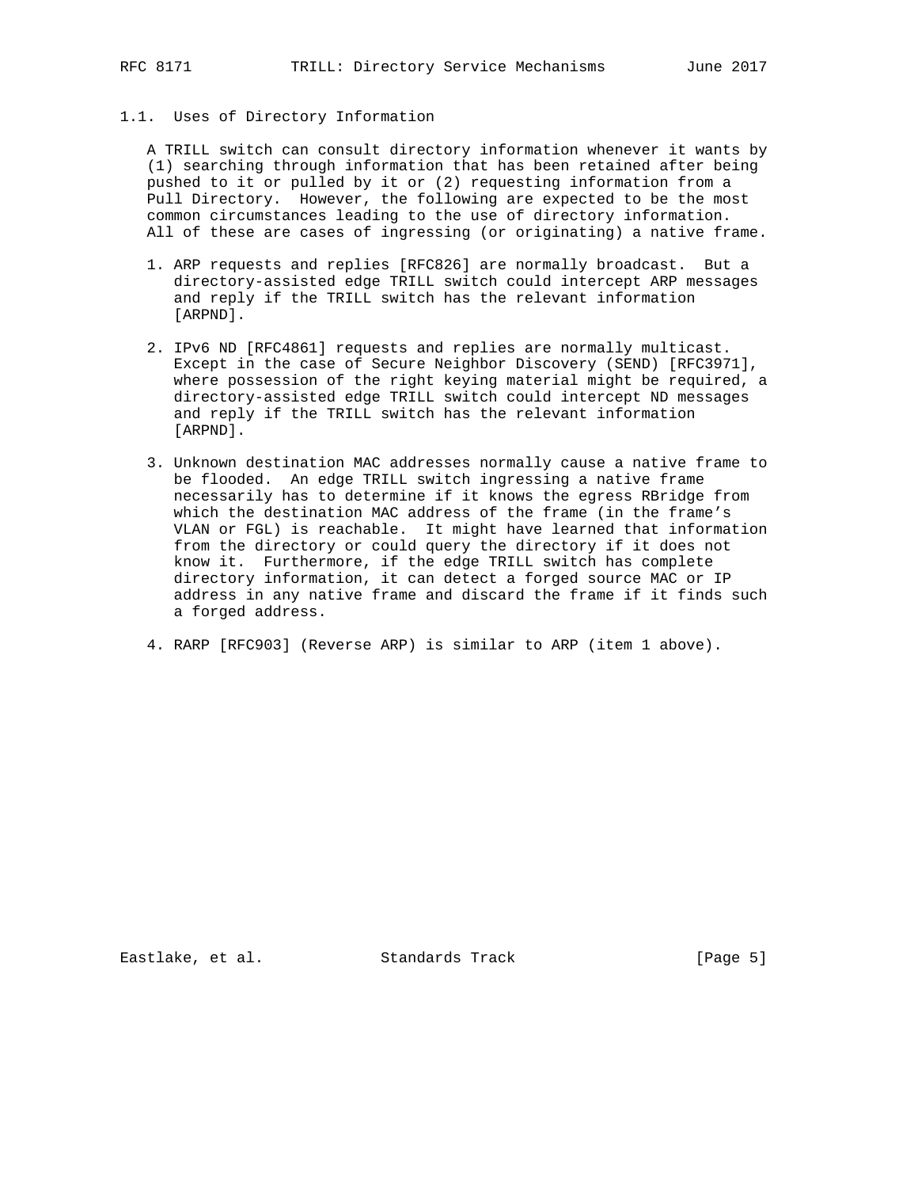### 1.1. Uses of Directory Information

A TRILL switch can consult directory information whenever it wants by (1) searching through information that has been retained after being pushed to it or pulled by it or (2) requesting information from a Pull Directory. However, the following are expected to be the most common circumstances leading to the use of directory information. All of these are cases of ingressing (or originating) a native frame.

1. ARP requests and replies [RFC826] are normally broadcast. But a directory-assisted edge TRILL switch could intercept ARP messages and reply if the TRILL switch has the relevant information [ARPND].

2. IPv6 ND [RFC4861] requests and replies are normally multicast. Except in the case of Secure Neighbor Discovery (SEND) [RFC3971], where possession of the right keying material might be required, a directory-assisted edge TRILL switch could intercept ND messages and reply if the TRILL switch has the relevant information [ARPND].

3. Unknown destination MAC addresses normally cause a native frame to be flooded. An edge TRILL switch ingressing a native frame necessarily has to determine if it knows the egress RBridge from which the destination MAC address of the frame (in the frame's VLAN or FGL) is reachable. It might have learned that information from the directory or could query the directory if it does not know it. Furthermore, if the edge TRILL switch has complete directory information, it can detect a forged source MAC or IP address in any native frame and discard the frame if it finds such a forged address.

4. RARP [RFC903] (Reverse ARP) is similar to ARP (item 1 above).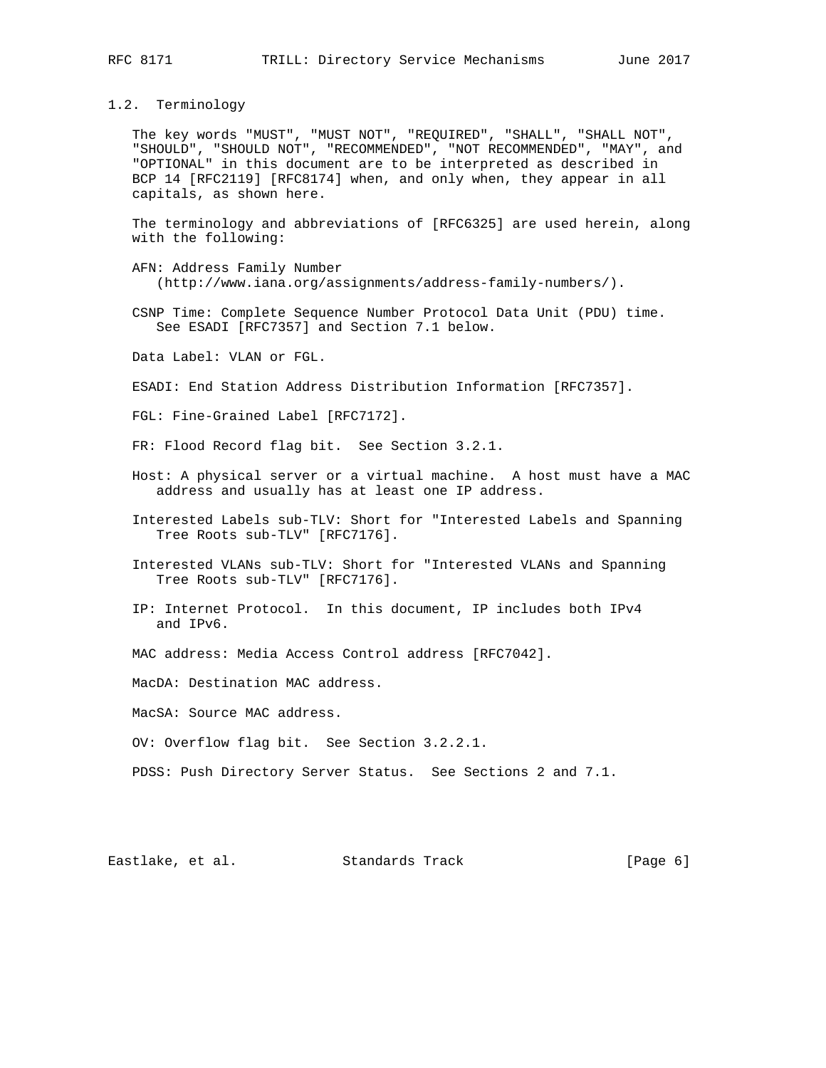## 1.2. Terminology

The key words "MUST", "MUST NOT", "REQUIRED", "SHALL", "SHALL NOT", "SHOULD", "SHOULD NOT", "RECOMMENDED", "NOT RECOMMENDED", "MAY", and "OPTIONAL" in this document are to be interpreted as described in BCP 14 [RFC2119] [RFC8174] when, and only when, they appear in all capitals, as shown here.

The terminology and abbreviations of [RFC6325] are used herein, along with the following:

AFN: Address Family Number (http://www.iana.org/assignments/address-family-numbers/).

CSNP Time: Complete Sequence Number Protocol Data Unit (PDU) time. See ESADI [RFC7357] and Section 7.1 below.

Data Label: VLAN or FGL.

ESADI: End Station Address Distribution Information [RFC7357].

FGL: Fine-Grained Label [RFC7172].

FR: Flood Record flag bit. See Section 3.2.1.

Host: A physical server or a virtual machine. A host must have a MAC address and usually has at least one IP address.

Interested Labels sub-TLV: Short for "Interested Labels and Spanning Tree Roots sub-TLV" [RFC7176].

Interested VLANs sub-TLV: Short for "Interested VLANs and Spanning Tree Roots sub-TLV" [RFC7176].

IP: Internet Protocol. In this document, IP includes both IPv4 and IPv6.

MAC address: Media Access Control address [RFC7042].

MacDA: Destination MAC address.

MacSA: Source MAC address.

OV: Overflow flag bit. See Section 3.2.2.1.

PDSS: Push Directory Server Status. See Sections 2 and 7.1.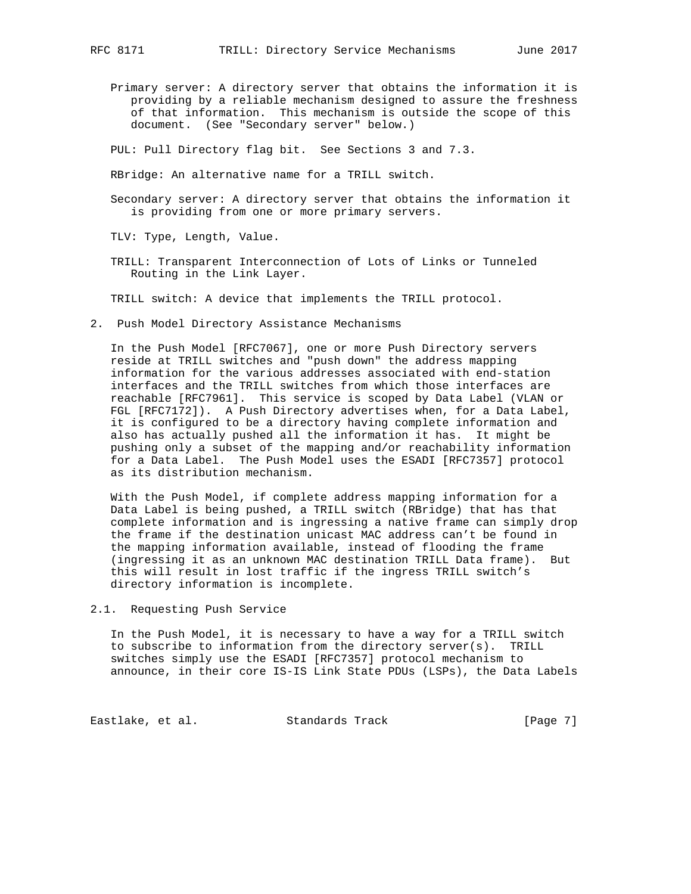Primary server: A directory server that obtains the information it is providing by a reliable mechanism designed to assure the freshness of that information. This mechanism is outside the scope of this document. (See "Secondary server" below.)

PUL: Pull Directory flag bit. See Sections 3 and 7.3.

RBridge: An alternative name for a TRILL switch.

Secondary server: A directory server that obtains the information it is providing from one or more primary servers.

TLV: Type, Length, Value.

TRILL: Transparent Interconnection of Lots of Links or Tunneled Routing in the Link Layer.

TRILL switch: A device that implements the TRILL protocol.

## 2. Push Model Directory Assistance Mechanisms

In the Push Model [RFC7067], one or more Push Directory servers reside at TRILL switches and "push down" the address mapping information for the various addresses associated with end-station interfaces and the TRILL switches from which those interfaces are reachable [RFC7961]. This service is scoped by Data Label (VLAN or FGL [RFC7172]). A Push Directory advertises when, for a Data Label, it is configured to be a directory having complete information and also has actually pushed all the information it has. It might be pushing only a subset of the mapping and/or reachability information for a Data Label. The Push Model uses the ESADI [RFC7357] protocol as its distribution mechanism.

With the Push Model, if complete address mapping information for a Data Label is being pushed, a TRILL switch (RBridge) that has that complete information and is ingressing a native frame can simply drop the frame if the destination unicast MAC address can't be found in the mapping information available, instead of flooding the frame (ingressing it as an unknown MAC destination TRILL Data frame). But this will result in lost traffic if the ingress TRILL switch's directory information is incomplete.

### 2.1. Requesting Push Service

In the Push Model, it is necessary to have a way for a TRILL switch to subscribe to information from the directory server(s). TRILL switches simply use the ESADI [RFC7357] protocol mechanism to announce, in their core IS-IS Link State PDUs (LSPs), the Data Labels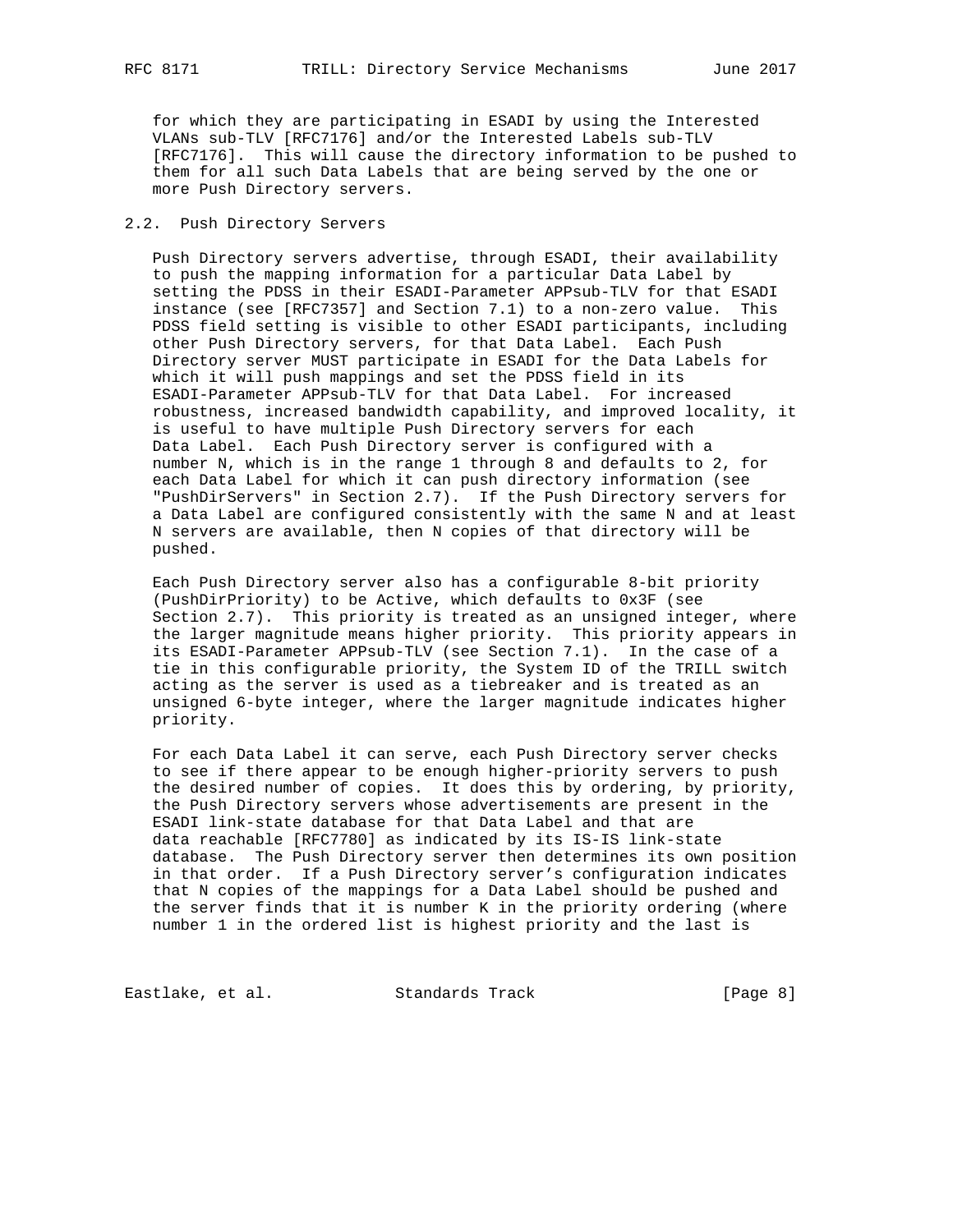for which they are participating in ESADI by using the Interested VLANs sub-TLV [RFC7176] and/or the Interested Labels sub-TLV [RFC7176]. This will cause the directory information to be pushed to them for all such Data Labels that are being served by the one or more Push Directory servers.

## 2.2. Push Directory Servers

Push Directory servers advertise, through ESADI, their availability to push the mapping information for a particular Data Label by setting the PDSS in their ESADI-Parameter APPsub-TLV for that ESADI instance (see [RFC7357] and Section 7.1) to a non-zero value. This PDSS field setting is visible to other ESADI participants, including other Push Directory servers, for that Data Label. Each Push Directory server MUST participate in ESADI for the Data Labels for which it will push mappings and set the PDSS field in its ESADI-Parameter APPsub-TLV for that Data Label. For increased robustness, increased bandwidth capability, and improved locality, it is useful to have multiple Push Directory servers for each Data Label. Each Push Directory server is configured with a number N, which is in the range 1 through 8 and defaults to 2, for each Data Label for which it can push directory information (see "PushDirServers" in Section 2.7). If the Push Directory servers for a Data Label are configured consistently with the same N and at least N servers are available, then N copies of that directory will be pushed.

Each Push Directory server also has a configurable 8-bit priority (PushDirPriority) to be Active, which defaults to 0x3F (see Section 2.7). This priority is treated as an unsigned integer, where the larger magnitude means higher priority. This priority appears in its ESADI-Parameter APPsub-TLV (see Section 7.1). In the case of a tie in this configurable priority, the System ID of the TRILL switch acting as the server is used as a tiebreaker and is treated as an unsigned 6-byte integer, where the larger magnitude indicates higher priority.

For each Data Label it can serve, each Push Directory server checks to see if there appear to be enough higher-priority servers to push the desired number of copies. It does this by ordering, by priority, the Push Directory servers whose advertisements are present in the ESADI link-state database for that Data Label and that are data reachable [RFC7780] as indicated by its IS-IS link-state database. The Push Directory server then determines its own position in that order. If a Push Directory server's configuration indicates that N copies of the mappings for a Data Label should be pushed and the server finds that it is number K in the priority ordering (where number 1 in the ordered list is highest priority and the last is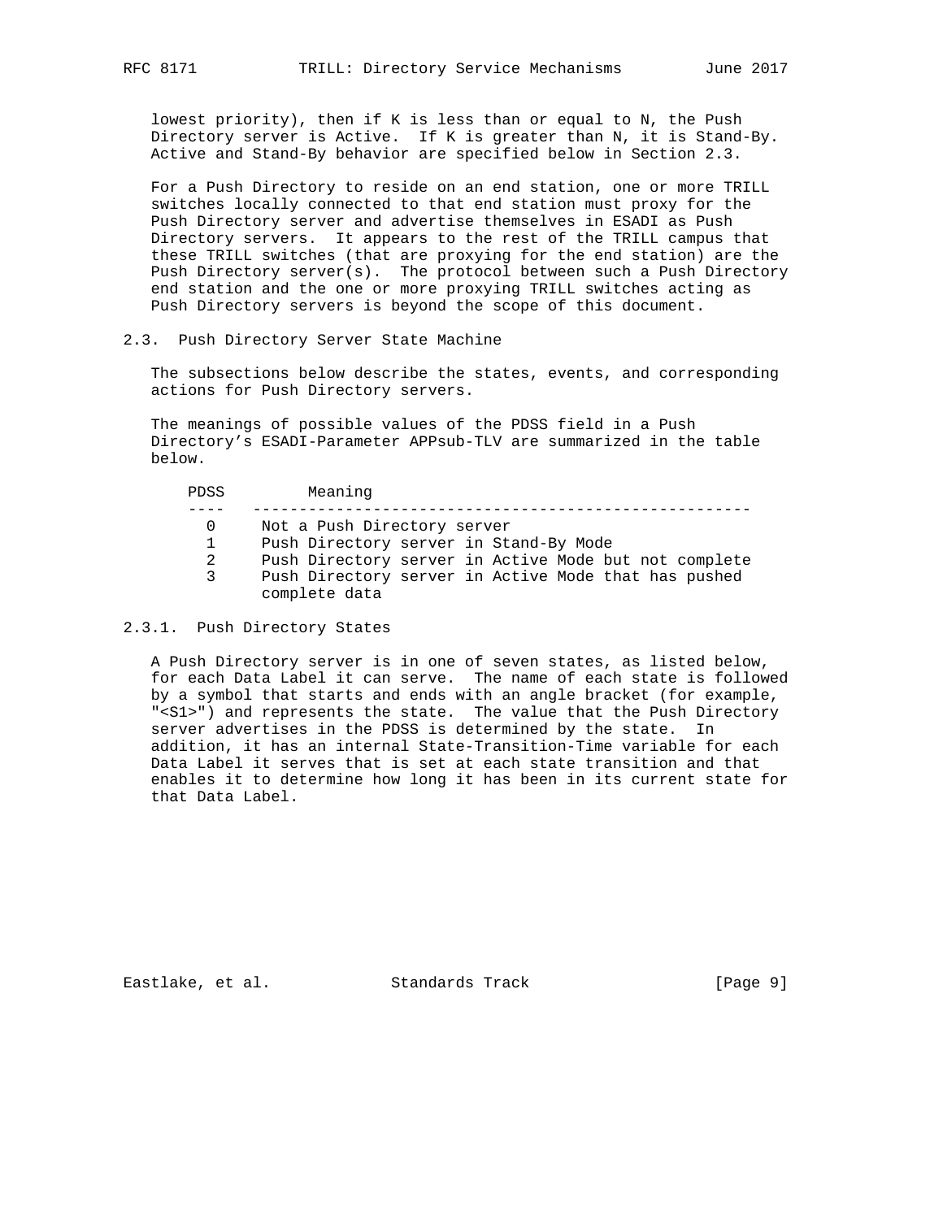lowest priority), then if K is less than or equal to N, the Push Directory server is Active. If K is greater than N, it is Stand-By. Active and Stand-By behavior are specified below in Section 2.3.

For a Push Directory to reside on an end station, one or more TRILL switches locally connected to that end station must proxy for the Push Directory server and advertise themselves in ESADI as Push Directory servers. It appears to the rest of the TRILL campus that these TRILL switches (that are proxying for the end station) are the Push Directory server(s). The protocol between such a Push Directory end station and the one or more proxying TRILL switches acting as Push Directory servers is beyond the scope of this document.

### 2.3. Push Directory Server State Machine

The subsections below describe the states, events, and corresponding actions for Push Directory servers.

The meanings of possible values of the PDSS field in a Push Directory's ESADI-Parameter APPsub-TLV are summarized in the table below.

| PDSS | Meaning |
|---|---|
| 0 | Not a Push Directory server |
| 1 | Push Directory server in Stand-By Mode |
| 2 | Push Directory server in Active Mode but not complete |
| 3 | Push Directory server in Active Mode that has pushed complete data |

#### 2.3.1. Push Directory States

A Push Directory server is in one of seven states, as listed below, for each Data Label it can serve. The name of each state is followed by a symbol that starts and ends with an angle bracket (for example, "<S1>") and represents the state. The value that the Push Directory server advertises in the PDSS is determined by the state. In addition, it has an internal State-Transition-Time variable for each Data Label it serves that is set at each state transition and that enables it to determine how long it has been in its current state for that Data Label.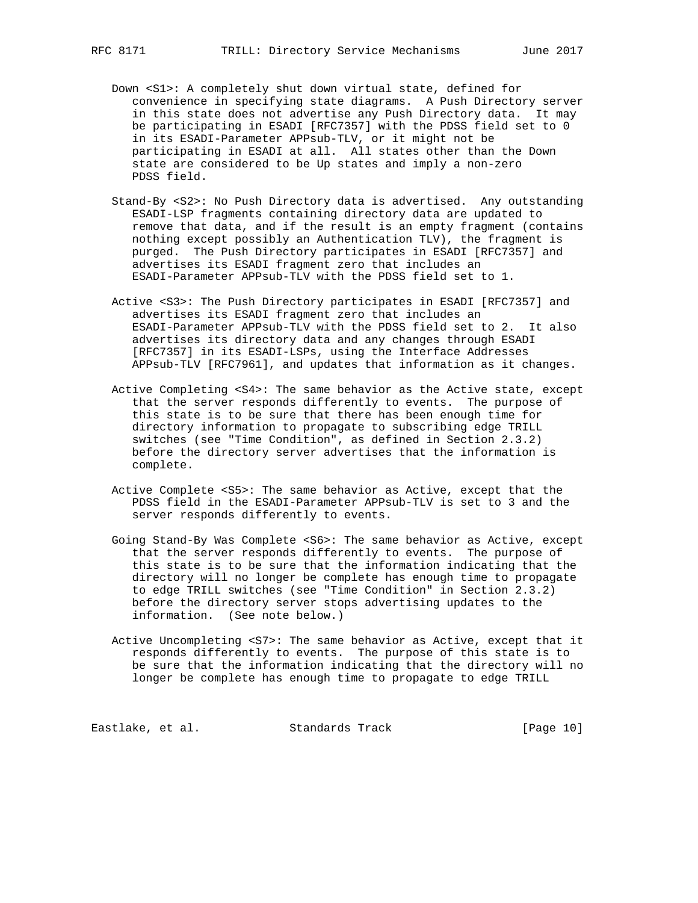Down <S1>: A completely shut down virtual state, defined for convenience in specifying state diagrams. A Push Directory server in this state does not advertise any Push Directory data. It may be participating in ESADI [RFC7357] with the PDSS field set to 0 in its ESADI-Parameter APPsub-TLV, or it might not be participating in ESADI at all. All states other than the Down state are considered to be Up states and imply a non-zero PDSS field.

Stand-By <S2>: No Push Directory data is advertised. Any outstanding ESADI-LSP fragments containing directory data are updated to remove that data, and if the result is an empty fragment (contains nothing except possibly an Authentication TLV), the fragment is purged. The Push Directory participates in ESADI [RFC7357] and advertises its ESADI fragment zero that includes an ESADI-Parameter APPsub-TLV with the PDSS field set to 1.

Active <S3>: The Push Directory participates in ESADI [RFC7357] and advertises its ESADI fragment zero that includes an ESADI-Parameter APPsub-TLV with the PDSS field set to 2. It also advertises its directory data and any changes through ESADI [RFC7357] in its ESADI-LSPs, using the Interface Addresses APPsub-TLV [RFC7961], and updates that information as it changes.

Active Completing <S4>: The same behavior as the Active state, except that the server responds differently to events. The purpose of this state is to be sure that there has been enough time for directory information to propagate to subscribing edge TRILL switches (see "Time Condition", as defined in Section 2.3.2) before the directory server advertises that the information is complete.

Active Complete <S5>: The same behavior as Active, except that the PDSS field in the ESADI-Parameter APPsub-TLV is set to 3 and the server responds differently to events.

Going Stand-By Was Complete <S6>: The same behavior as Active, except that the server responds differently to events. The purpose of this state is to be sure that the information indicating that the directory will no longer be complete has enough time to propagate to edge TRILL switches (see "Time Condition" in Section 2.3.2) before the directory server stops advertising updates to the information. (See note below.)

Active Uncompleting <S7>: The same behavior as Active, except that it responds differently to events. The purpose of this state is to be sure that the information indicating that the directory will no longer be complete has enough time to propagate to edge TRILL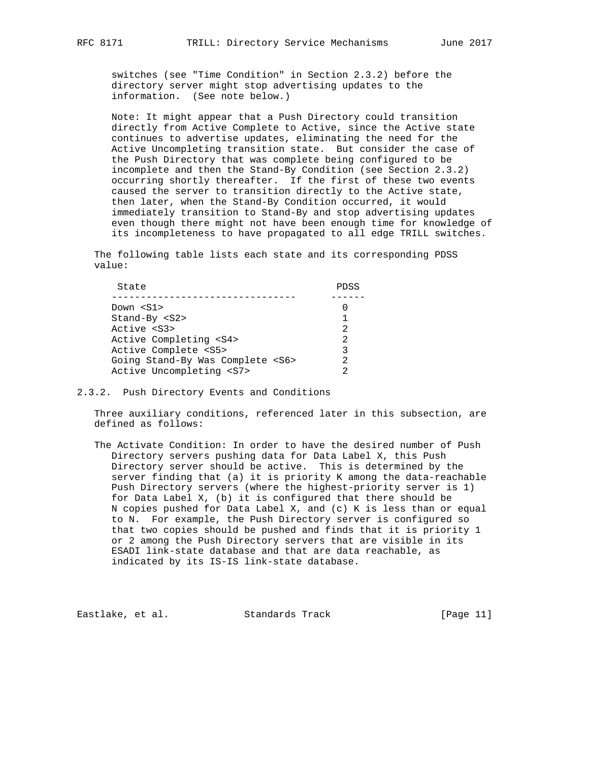switches (see "Time Condition" in Section 2.3.2) before the directory server might stop advertising updates to the information. (See note below.)

Note: It might appear that a Push Directory could transition directly from Active Complete to Active, since the Active state continues to advertise updates, eliminating the need for the Active Uncompleting transition state. But consider the case of the Push Directory that was complete being configured to be incomplete and then the Stand-By Condition (see Section 2.3.2) occurring shortly thereafter. If the first of these two events caused the server to transition directly to the Active state, then later, when the Stand-By Condition occurred, it would immediately transition to Stand-By and stop advertising updates even though there might not have been enough time for knowledge of its incompleteness to have propagated to all edge TRILL switches.

The following table lists each state and its corresponding PDSS value:

| State | PDSS |
|---|---|
| Down <S1> | 0 |
| Stand-By <S2> | 1 |
| Active <S3> | 2 |
| Active Completing <S4> | 2 |
| Active Complete <S5> | 3 |
| Going Stand-By Was Complete <S6> | 2 |
| Active Uncompleting <S7> | 2 |

### 2.3.2. Push Directory Events and Conditions

Three auxiliary conditions, referenced later in this subsection, are defined as follows:

The Activate Condition: In order to have the desired number of Push Directory servers pushing data for Data Label X, this Push Directory server should be active. This is determined by the server finding that (a) it is priority K among the data-reachable Push Directory servers (where the highest-priority server is 1) for Data Label X, (b) it is configured that there should be N copies pushed for Data Label X, and (c) K is less than or equal to N. For example, the Push Directory server is configured so that two copies should be pushed and finds that it is priority 1 or 2 among the Push Directory servers that are visible in its ESADI link-state database and that are data reachable, as indicated by its IS-IS link-state database.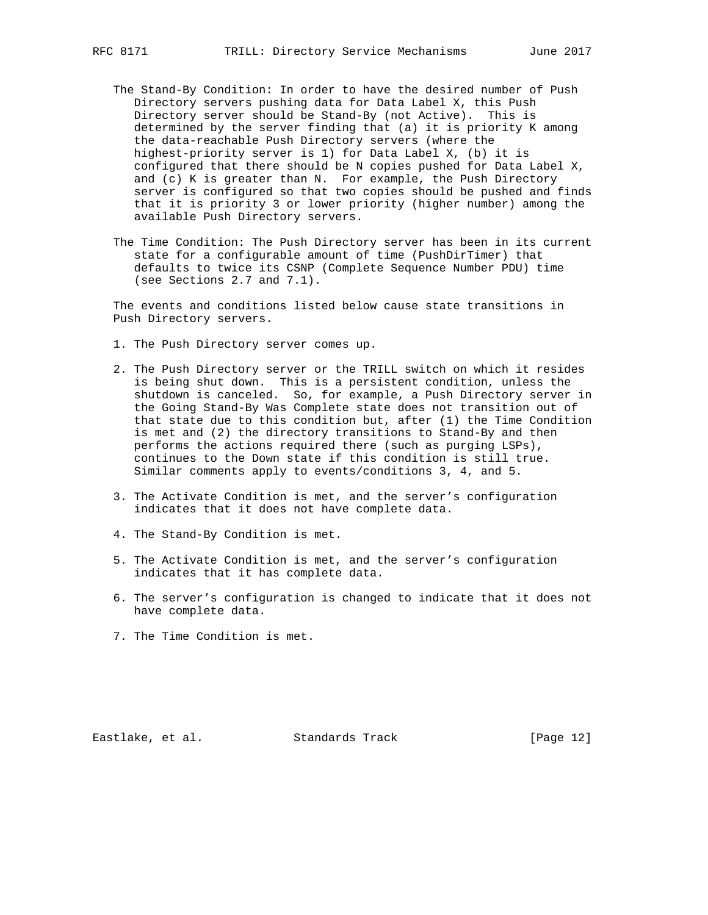The Stand-By Condition: In order to have the desired number of Push Directory servers pushing data for Data Label X, this Push Directory server should be Stand-By (not Active). This is determined by the server finding that (a) it is priority K among the data-reachable Push Directory servers (where the highest-priority server is 1) for Data Label X, (b) it is configured that there should be N copies pushed for Data Label X, and (c) K is greater than N. For example, the Push Directory server is configured so that two copies should be pushed and finds that it is priority 3 or lower priority (higher number) among the available Push Directory servers.

The Time Condition: The Push Directory server has been in its current state for a configurable amount of time (PushDirTimer) that defaults to twice its CSNP (Complete Sequence Number PDU) time (see Sections 2.7 and 7.1).

The events and conditions listed below cause state transitions in Push Directory servers.

1. The Push Directory server comes up.

2. The Push Directory server or the TRILL switch on which it resides is being shut down. This is a persistent condition, unless the shutdown is canceled. So, for example, a Push Directory server in the Going Stand-By Was Complete state does not transition out of that state due to this condition but, after (1) the Time Condition is met and (2) the directory transitions to Stand-By and then performs the actions required there (such as purging LSPs), continues to the Down state if this condition is still true. Similar comments apply to events/conditions 3, 4, and 5.

3. The Activate Condition is met, and the server's configuration indicates that it does not have complete data.

4. The Stand-By Condition is met.

5. The Activate Condition is met, and the server's configuration indicates that it has complete data.

6. The server's configuration is changed to indicate that it does not have complete data.

7. The Time Condition is met.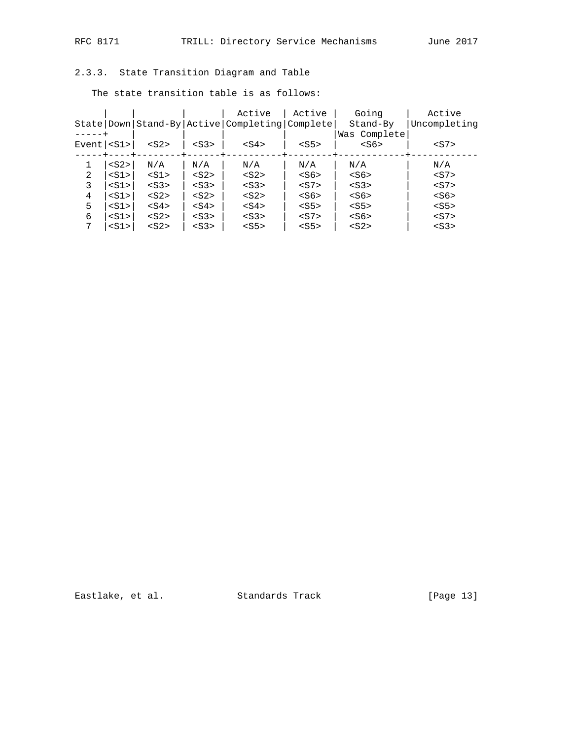### 2.3.3. State Transition Diagram and Table

The state transition table is as follows:

| State / Event | Down <S1> | Stand-By <S2> | Active <S3> | Active Completing <S4> | Active Complete <S5> | Going Stand-By Was Complete <S6> | Active Uncompleting <S7> |
|---|---|---|---|---|---|---|---|
| 1 | <S2> | N/A | N/A | N/A | N/A | N/A | N/A |
| 2 | <S1> | <S1> | <S2> | <S2> | <S6> | <S6> | <S7> |
| 3 | <S1> | <S3> | <S3> | <S3> | <S7> | <S3> | <S7> |
| 4 | <S1> | <S2> | <S2> | <S2> | <S6> | <S6> | <S6> |
| 5 | <S1> | <S4> | <S4> | <S4> | <S5> | <S5> | <S5> |
| 6 | <S1> | <S2> | <S3> | <S3> | <S7> | <S6> | <S7> |
| 7 | <S1> | <S2> | <S3> | <S5> | <S5> | <S2> | <S3> |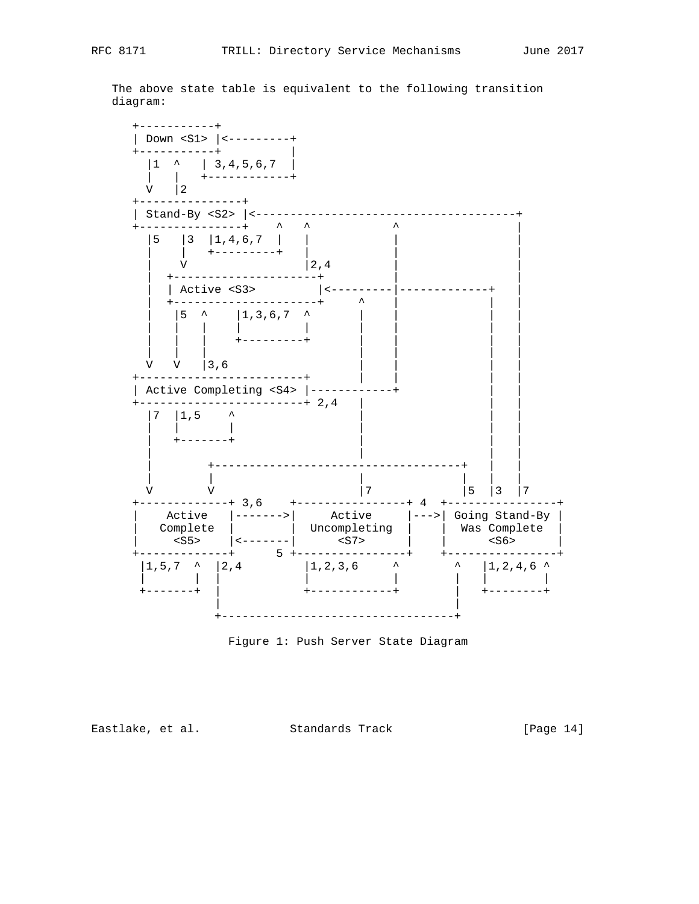The above state table is equivalent to the following transition diagram:

```
 +-----------+
 | Down <S1> |<---------+
 +-----------+          |
   |1  ^   | 3,4,5,6,7  |
   |   |   +------------+
   V   |2
 +---------------+
 | Stand-By <S2> |<-------------------------------------+
 +---------------+    ^   ^            ^                |
   |5   |3  |1,4,6,7  |   |            |                |
   |    |   +---------+   |            |                |
   |    V                 |2,4         |                |
   |  +---------------------+          |                |
   |  | Active <S3>         |<---------|-------------+  |
   |  +---------------------+     ^    |             |  |
   |   |5  ^    |1,3,6,7  ^       |    |             |  |
   |   |   |    |         |       |    |             |  |
   |   |   |    +---------+       |    |             |  |
   |   |   |                      |    |             |  |
   V   V   |3,6                   |    |             |  |
 +------------------------+       |    |             |  |
 | Active Completing <S4> |------------+             |  |
 +------------------------+ 2,4   |                  |  |
   |7  |1,5    ^                  |                  |  |
   |   |       |                  |                  |  |
   |   +-------+                  |                  |  |
   |                              |                  |  |
   |        +-----------------------------------+    |  |
   |        |                     |             |    |  |
   V        V                     |7            |5  |3  |7
 +-------------+ 3,6    +----------------+ 4  +----------------+
 |   Active    |------->|     Active     |--->| Going Stand-By |
 |  Complete   |        |  Uncompleting  |    |  Was Complete  |
 |    <S5>     |<-------|      <S7>      |    |      <S6>      |
 +-------------+      5 +----------------+    +----------------+
  |1,5,7  ^  |2,4        |1,2,3,6     ^        ^   |1,2,4,6 ^
  |       |  |           |            |        |   |        |
  +-------+  |           +------------+        |   +--------+
             |                                 |
             +---------------------------------+
```

Figure 1: Push Server State Diagram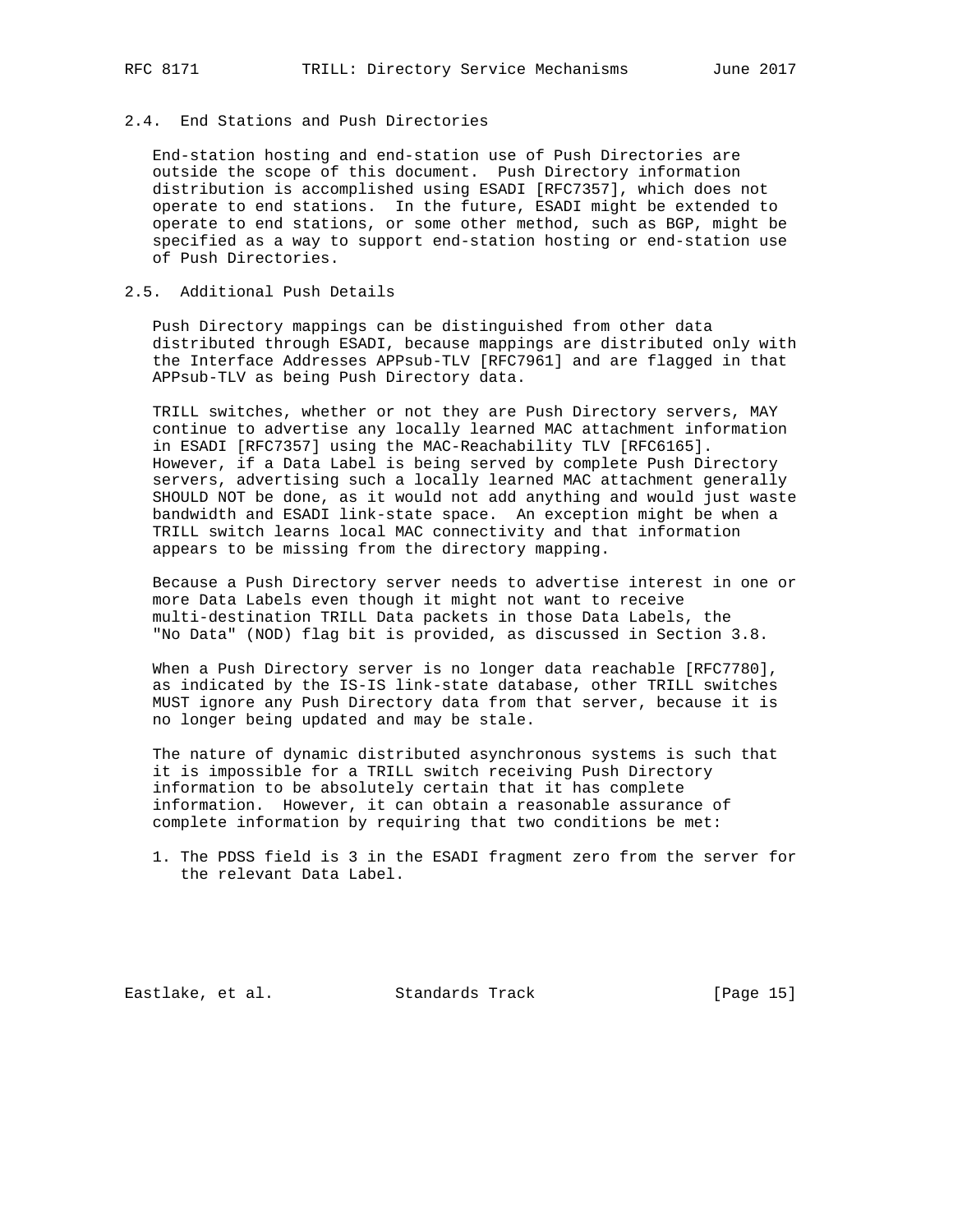### 2.4. End Stations and Push Directories

End-station hosting and end-station use of Push Directories are outside the scope of this document. Push Directory information distribution is accomplished using ESADI [RFC7357], which does not operate to end stations. In the future, ESADI might be extended to operate to end stations, or some other method, such as BGP, might be specified as a way to support end-station hosting or end-station use of Push Directories.

### 2.5. Additional Push Details

Push Directory mappings can be distinguished from other data distributed through ESADI, because mappings are distributed only with the Interface Addresses APPsub-TLV [RFC7961] and are flagged in that APPsub-TLV as being Push Directory data.

TRILL switches, whether or not they are Push Directory servers, MAY continue to advertise any locally learned MAC attachment information in ESADI [RFC7357] using the MAC-Reachability TLV [RFC6165]. However, if a Data Label is being served by complete Push Directory servers, advertising such a locally learned MAC attachment generally SHOULD NOT be done, as it would not add anything and would just waste bandwidth and ESADI link-state space. An exception might be when a TRILL switch learns local MAC connectivity and that information appears to be missing from the directory mapping.

Because a Push Directory server needs to advertise interest in one or more Data Labels even though it might not want to receive multi-destination TRILL Data packets in those Data Labels, the "No Data" (NOD) flag bit is provided, as discussed in Section 3.8.

When a Push Directory server is no longer data reachable [RFC7780], as indicated by the IS-IS link-state database, other TRILL switches MUST ignore any Push Directory data from that server, because it is no longer being updated and may be stale.

The nature of dynamic distributed asynchronous systems is such that it is impossible for a TRILL switch receiving Push Directory information to be absolutely certain that it has complete information. However, it can obtain a reasonable assurance of complete information by requiring that two conditions be met:

1. The PDSS field is 3 in the ESADI fragment zero from the server for the relevant Data Label.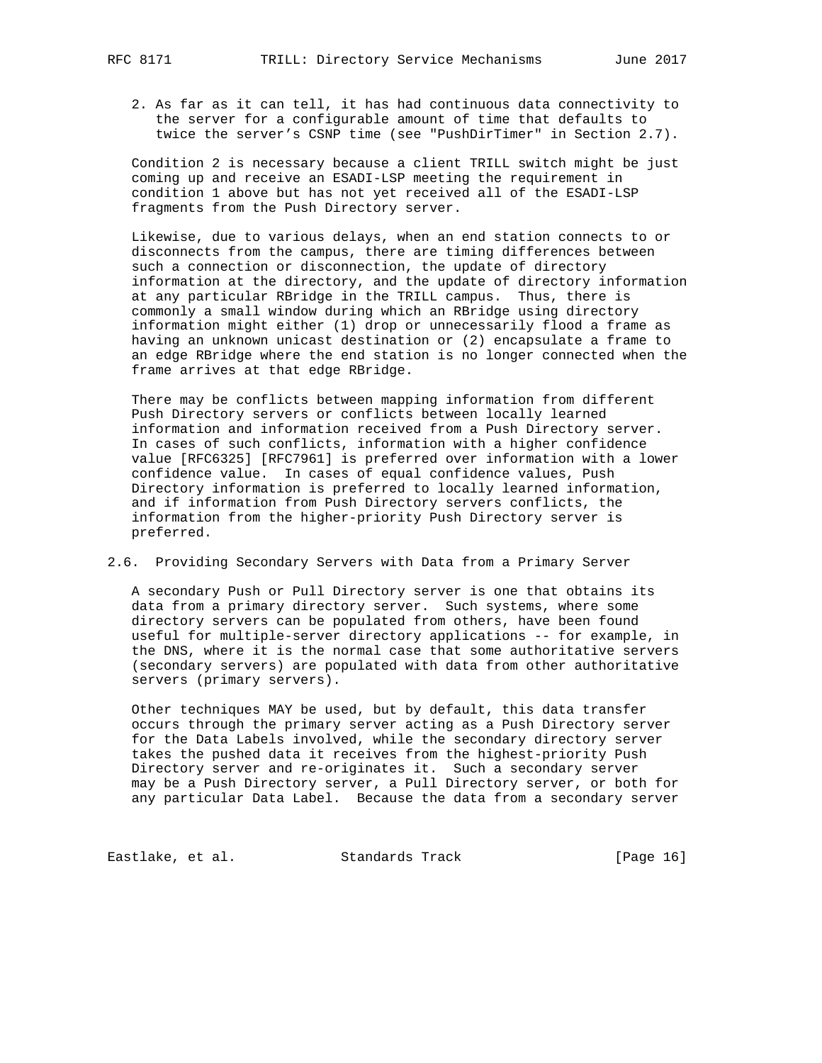2. As far as it can tell, it has had continuous data connectivity to the server for a configurable amount of time that defaults to twice the server's CSNP time (see "PushDirTimer" in Section 2.7).

Condition 2 is necessary because a client TRILL switch might be just coming up and receive an ESADI-LSP meeting the requirement in condition 1 above but has not yet received all of the ESADI-LSP fragments from the Push Directory server.

Likewise, due to various delays, when an end station connects to or disconnects from the campus, there are timing differences between such a connection or disconnection, the update of directory information at the directory, and the update of directory information at any particular RBridge in the TRILL campus. Thus, there is commonly a small window during which an RBridge using directory information might either (1) drop or unnecessarily flood a frame as having an unknown unicast destination or (2) encapsulate a frame to an edge RBridge where the end station is no longer connected when the frame arrives at that edge RBridge.

There may be conflicts between mapping information from different Push Directory servers or conflicts between locally learned information and information received from a Push Directory server. In cases of such conflicts, information with a higher confidence value [RFC6325] [RFC7961] is preferred over information with a lower confidence value. In cases of equal confidence values, Push Directory information is preferred to locally learned information, and if information from Push Directory servers conflicts, the information from the higher-priority Push Directory server is preferred.

## 2.6. Providing Secondary Servers with Data from a Primary Server

A secondary Push or Pull Directory server is one that obtains its data from a primary directory server. Such systems, where some directory servers can be populated from others, have been found useful for multiple-server directory applications -- for example, in the DNS, where it is the normal case that some authoritative servers (secondary servers) are populated with data from other authoritative servers (primary servers).

Other techniques MAY be used, but by default, this data transfer occurs through the primary server acting as a Push Directory server for the Data Labels involved, while the secondary directory server takes the pushed data it receives from the highest-priority Push Directory server and re-originates it. Such a secondary server may be a Push Directory server, a Pull Directory server, or both for any particular Data Label. Because the data from a secondary server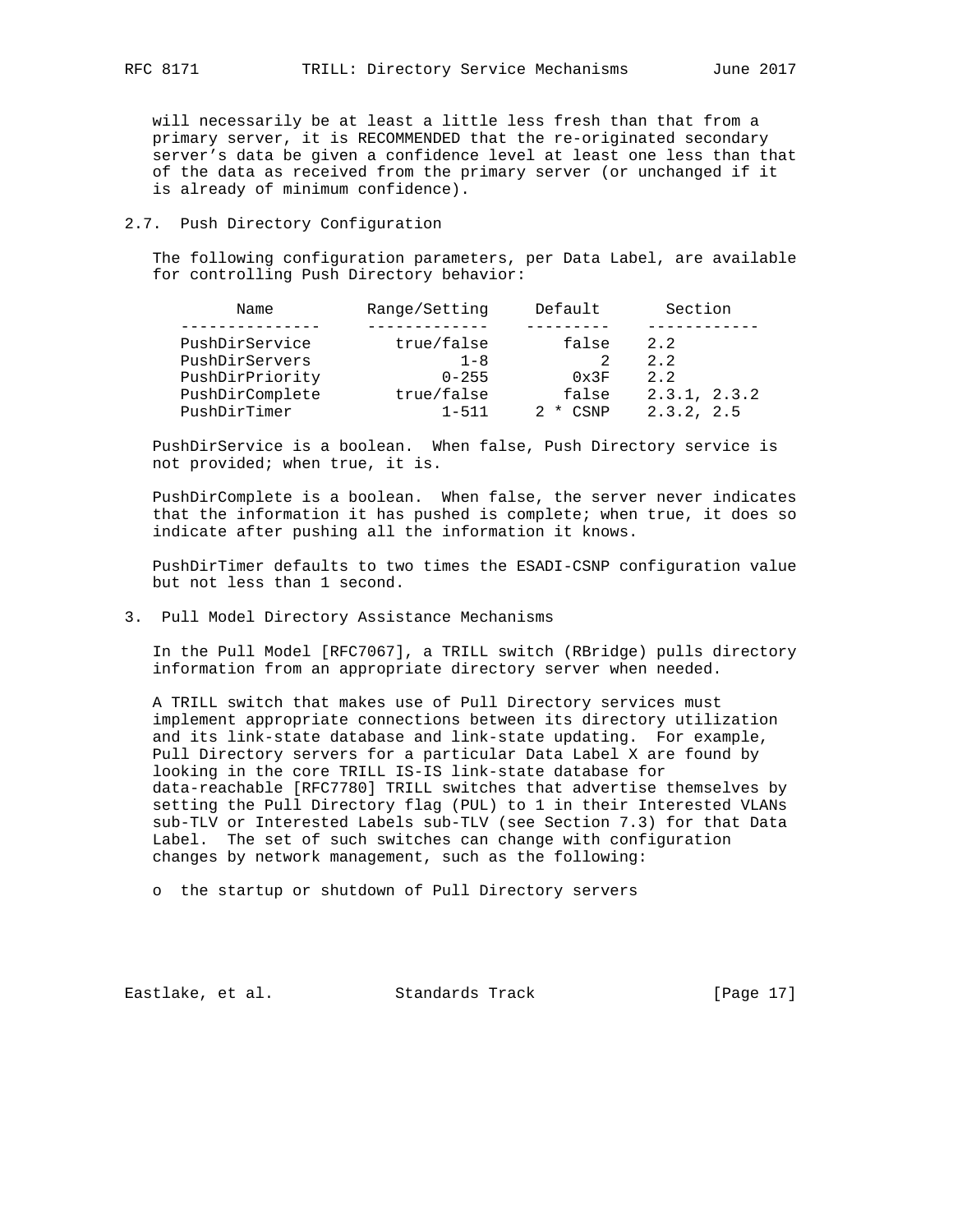will necessarily be at least a little less fresh than that from a primary server, it is RECOMMENDED that the re-originated secondary server's data be given a confidence level at least one less than that of the data as received from the primary server (or unchanged if it is already of minimum confidence).

### 2.7. Push Directory Configuration

The following configuration parameters, per Data Label, are available for controlling Push Directory behavior:

| Name | Range/Setting | Default | Section |
|---|---|---|---|
| PushDirService | true/false | false | 2.2 |
| PushDirServers | 1-8 | 2 | 2.2 |
| PushDirPriority | 0-255 | 0x3F | 2.2 |
| PushDirComplete | true/false | false | 2.3.1, 2.3.2 |
| PushDirTimer | 1-511 | 2 * CSNP | 2.3.2, 2.5 |

PushDirService is a boolean. When false, Push Directory service is not provided; when true, it is.

PushDirComplete is a boolean. When false, the server never indicates that the information it has pushed is complete; when true, it does so indicate after pushing all the information it knows.

PushDirTimer defaults to two times the ESADI-CSNP configuration value but not less than 1 second.

## 3. Pull Model Directory Assistance Mechanisms

In the Pull Model [RFC7067], a TRILL switch (RBridge) pulls directory information from an appropriate directory server when needed.

A TRILL switch that makes use of Pull Directory services must implement appropriate connections between its directory utilization and its link-state database and link-state updating. For example, Pull Directory servers for a particular Data Label X are found by looking in the core TRILL IS-IS link-state database for data-reachable [RFC7780] TRILL switches that advertise themselves by setting the Pull Directory flag (PUL) to 1 in their Interested VLANs sub-TLV or Interested Labels sub-TLV (see Section 7.3) for that Data Label. The set of such switches can change with configuration changes by network management, such as the following:

- the startup or shutdown of Pull Directory servers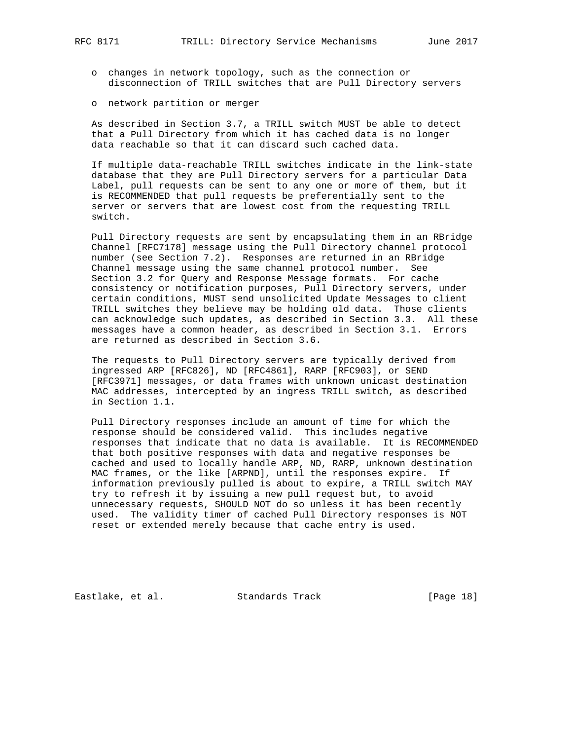- changes in network topology, such as the connection or disconnection of TRILL switches that are Pull Directory servers

- network partition or merger

As described in Section 3.7, a TRILL switch MUST be able to detect that a Pull Directory from which it has cached data is no longer data reachable so that it can discard such cached data.

If multiple data-reachable TRILL switches indicate in the link-state database that they are Pull Directory servers for a particular Data Label, pull requests can be sent to any one or more of them, but it is RECOMMENDED that pull requests be preferentially sent to the server or servers that are lowest cost from the requesting TRILL switch.

Pull Directory requests are sent by encapsulating them in an RBridge Channel [RFC7178] message using the Pull Directory channel protocol number (see Section 7.2). Responses are returned in an RBridge Channel message using the same channel protocol number. See Section 3.2 for Query and Response Message formats. For cache consistency or notification purposes, Pull Directory servers, under certain conditions, MUST send unsolicited Update Messages to client TRILL switches they believe may be holding old data. Those clients can acknowledge such updates, as described in Section 3.3. All these messages have a common header, as described in Section 3.1. Errors are returned as described in Section 3.6.

The requests to Pull Directory servers are typically derived from ingressed ARP [RFC826], ND [RFC4861], RARP [RFC903], or SEND [RFC3971] messages, or data frames with unknown unicast destination MAC addresses, intercepted by an ingress TRILL switch, as described in Section 1.1.

Pull Directory responses include an amount of time for which the response should be considered valid. This includes negative responses that indicate that no data is available. It is RECOMMENDED that both positive responses with data and negative responses be cached and used to locally handle ARP, ND, RARP, unknown destination MAC frames, or the like [ARPND], until the responses expire. If information previously pulled is about to expire, a TRILL switch MAY try to refresh it by issuing a new pull request but, to avoid unnecessary requests, SHOULD NOT do so unless it has been recently used. The validity timer of cached Pull Directory responses is NOT reset or extended merely because that cache entry is used.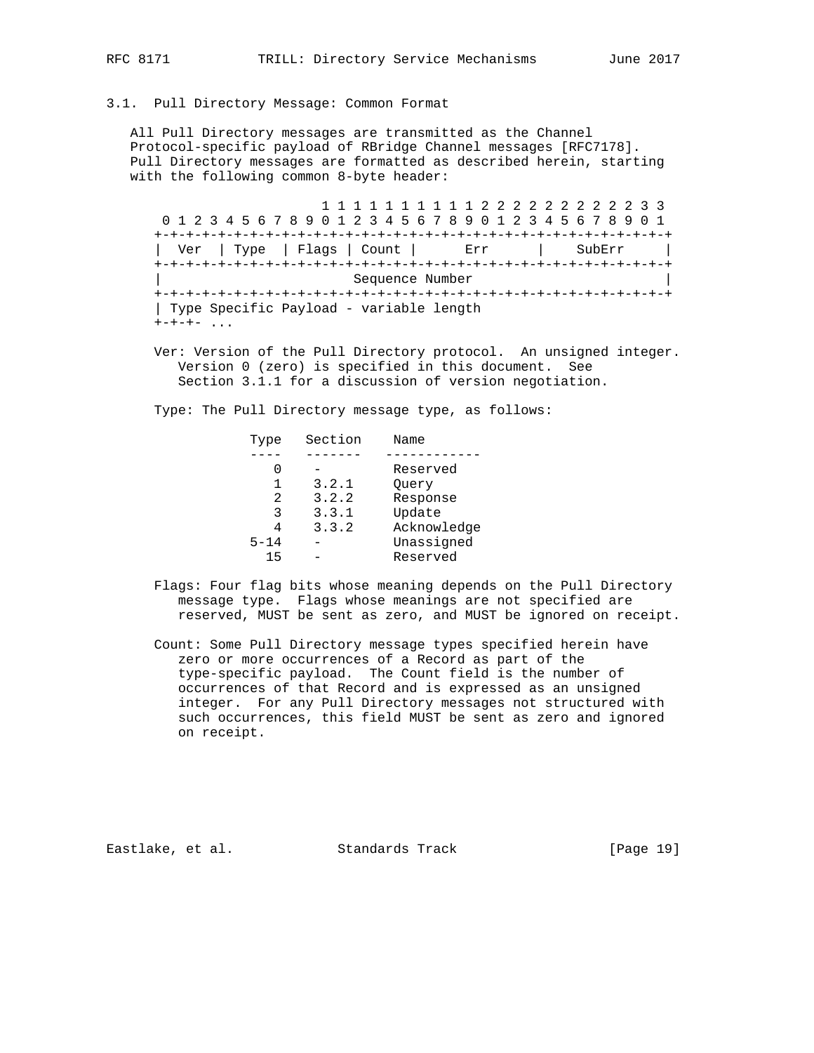### 3.1. Pull Directory Message: Common Format

All Pull Directory messages are transmitted as the Channel Protocol-specific payload of RBridge Channel messages [RFC7178]. Pull Directory messages are formatted as described herein, starting with the following common 8-byte header:

```
                     1 1 1 1 1 1 1 1 1 1 2 2 2 2 2 2 2 2 2 2 3 3
 0 1 2 3 4 5 6 7 8 9 0 1 2 3 4 5 6 7 8 9 0 1 2 3 4 5 6 7 8 9 0 1
+-+-+-+-+-+-+-+-+-+-+-+-+-+-+-+-+-+-+-+-+-+-+-+-+-+-+-+-+-+-+-+-+
|  Ver  | Type  | Flags | Count |      Err      |    SubErr     |
+-+-+-+-+-+-+-+-+-+-+-+-+-+-+-+-+-+-+-+-+-+-+-+-+-+-+-+-+-+-+-+-+
|                        Sequence Number                        |
+-+-+-+-+-+-+-+-+-+-+-+-+-+-+-+-+-+-+-+-+-+-+-+-+-+-+-+-+-+-+-+-+
| Type Specific Payload - variable length
+-+-+- ...
```

Ver: Version of the Pull Directory protocol. An unsigned integer. Version 0 (zero) is specified in this document. See Section 3.1.1 for a discussion of version negotiation.

Type: The Pull Directory message type, as follows:

| Type | Section | Name |
|---|---|---|
| 0 | - | Reserved |
| 1 | 3.2.1 | Query |
| 2 | 3.2.2 | Response |
| 3 | 3.3.1 | Update |
| 4 | 3.3.2 | Acknowledge |
| 5-14 | - | Unassigned |
| 15 | - | Reserved |

Flags: Four flag bits whose meaning depends on the Pull Directory message type. Flags whose meanings are not specified are reserved, MUST be sent as zero, and MUST be ignored on receipt.

Count: Some Pull Directory message types specified herein have zero or more occurrences of a Record as part of the type-specific payload. The Count field is the number of occurrences of that Record and is expressed as an unsigned integer. For any Pull Directory messages not structured with such occurrences, this field MUST be sent as zero and ignored on receipt.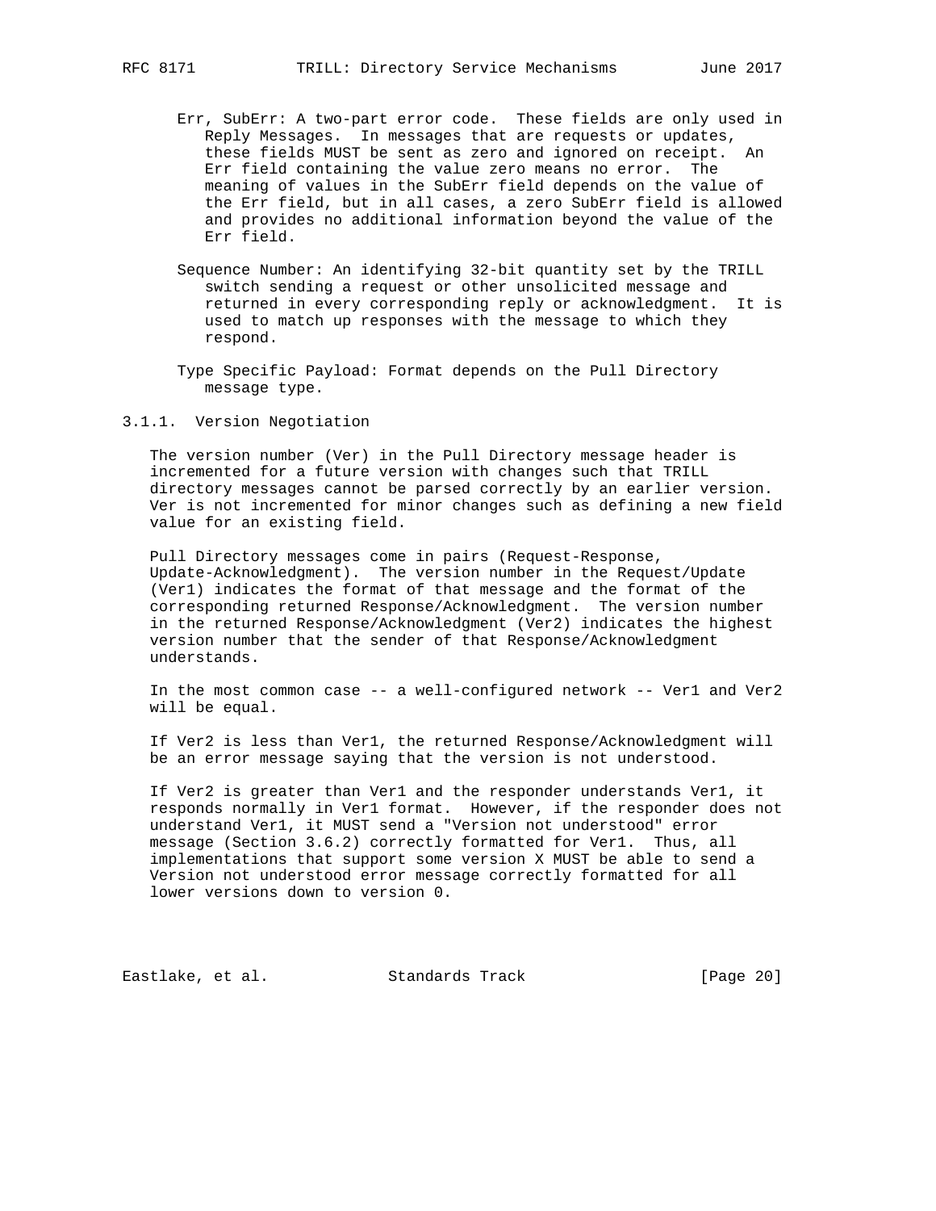Err, SubErr: A two-part error code. These fields are only used in Reply Messages. In messages that are requests or updates, these fields MUST be sent as zero and ignored on receipt. An Err field containing the value zero means no error. The meaning of values in the SubErr field depends on the value of the Err field, but in all cases, a zero SubErr field is allowed and provides no additional information beyond the value of the Err field.

Sequence Number: An identifying 32-bit quantity set by the TRILL switch sending a request or other unsolicited message and returned in every corresponding reply or acknowledgment. It is used to match up responses with the message to which they respond.

Type Specific Payload: Format depends on the Pull Directory message type.

### 3.1.1. Version Negotiation

The version number (Ver) in the Pull Directory message header is incremented for a future version with changes such that TRILL directory messages cannot be parsed correctly by an earlier version. Ver is not incremented for minor changes such as defining a new field value for an existing field.

Pull Directory messages come in pairs (Request-Response, Update-Acknowledgment). The version number in the Request/Update (Ver1) indicates the format of that message and the format of the corresponding returned Response/Acknowledgment. The version number in the returned Response/Acknowledgment (Ver2) indicates the highest version number that the sender of that Response/Acknowledgment understands.

In the most common case -- a well-configured network -- Ver1 and Ver2 will be equal.

If Ver2 is less than Ver1, the returned Response/Acknowledgment will be an error message saying that the version is not understood.

If Ver2 is greater than Ver1 and the responder understands Ver1, it responds normally in Ver1 format. However, if the responder does not understand Ver1, it MUST send a "Version not understood" error message (Section 3.6.2) correctly formatted for Ver1. Thus, all implementations that support some version X MUST be able to send a Version not understood error message correctly formatted for all lower versions down to version 0.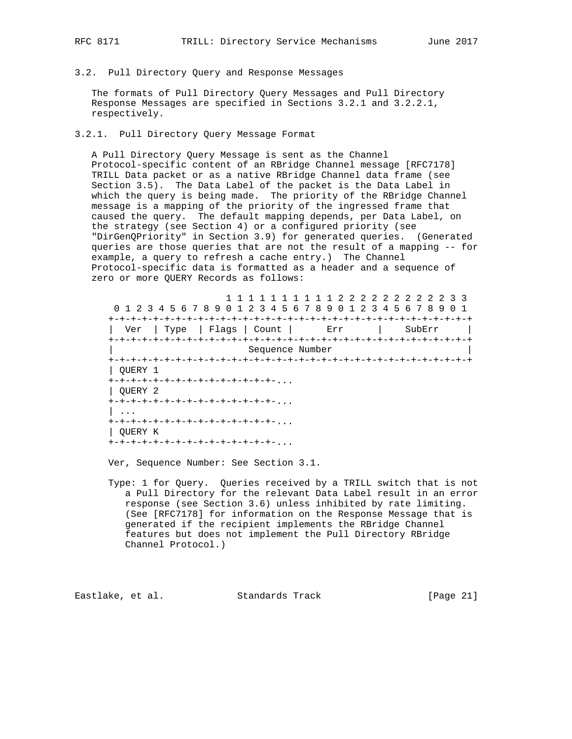### 3.2. Pull Directory Query and Response Messages

The formats of Pull Directory Query Messages and Pull Directory Response Messages are specified in Sections 3.2.1 and 3.2.2.1, respectively.

#### 3.2.1. Pull Directory Query Message Format

A Pull Directory Query Message is sent as the Channel Protocol-specific content of an RBridge Channel message [RFC7178] TRILL Data packet or as a native RBridge Channel data frame (see Section 3.5). The Data Label of the packet is the Data Label in which the query is being made. The priority of the RBridge Channel message is a mapping of the priority of the ingressed frame that caused the query. The default mapping depends, per Data Label, on the strategy (see Section 4) or a configured priority (see "DirGenQPriority" in Section 3.9) for generated queries. (Generated queries are those queries that are not the result of a mapping -- for example, a query to refresh a cache entry.) The Channel Protocol-specific data is formatted as a header and a sequence of zero or more QUERY Records as follows:

```
                       1 1 1 1 1 1 1 1 1 1 2 2 2 2 2 2 2 2 2 2 3 3
   0 1 2 3 4 5 6 7 8 9 0 1 2 3 4 5 6 7 8 9 0 1 2 3 4 5 6 7 8 9 0 1
  +-+-+-+-+-+-+-+-+-+-+-+-+-+-+-+-+-+-+-+-+-+-+-+-+-+-+-+-+-+-+-+-+
  |  Ver  | Type  | Flags | Count |      Err      |    SubErr     |
  +-+-+-+-+-+-+-+-+-+-+-+-+-+-+-+-+-+-+-+-+-+-+-+-+-+-+-+-+-+-+-+-+
  |                       Sequence Number                         |
  +-+-+-+-+-+-+-+-+-+-+-+-+-+-+-+-+-+-+-+-+-+-+-+-+-+-+-+-+-+-+-+-+
  | QUERY 1
  +-+-+-+-+-+-+-+-+-+-+-+-+-+-+-+-+-+-...
  | QUERY 2
  +-+-+-+-+-+-+-+-+-+-+-+-+-+-+-+-+-+-...
  | ...
  +-+-+-+-+-+-+-+-+-+-+-+-+-+-+-+-+-+-...
  | QUERY K
  +-+-+-+-+-+-+-+-+-+-+-+-+-+-+-+-+-+-...
```

Ver, Sequence Number: See Section 3.1.

Type: 1 for Query. Queries received by a TRILL switch that is not a Pull Directory for the relevant Data Label result in an error response (see Section 3.6) unless inhibited by rate limiting. (See [RFC7178] for information on the Response Message that is generated if the recipient implements the RBridge Channel features but does not implement the Pull Directory RBridge Channel Protocol.)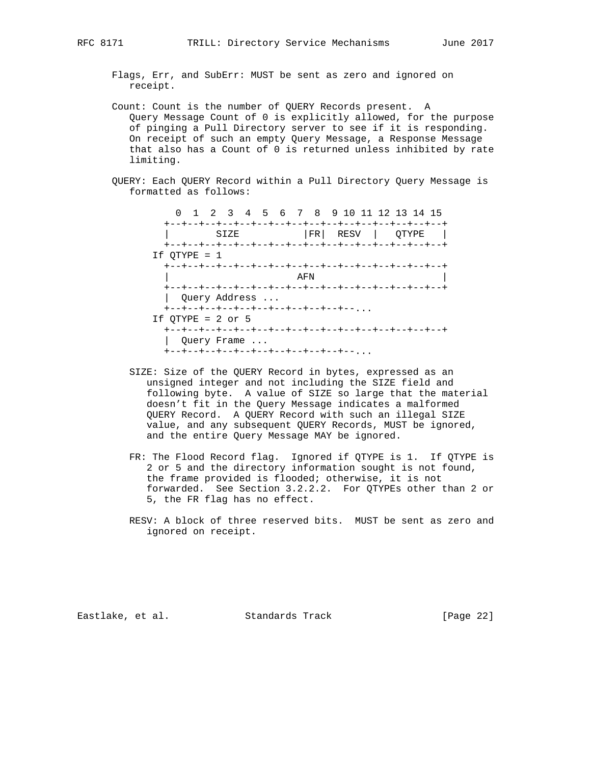Flags, Err, and SubErr: MUST be sent as zero and ignored on receipt.

Count: Count is the number of QUERY Records present. A Query Message Count of 0 is explicitly allowed, for the purpose of pinging a Pull Directory server to see if it is responding. On receipt of such an empty Query Message, a Response Message that also has a Count of 0 is returned unless inhibited by rate limiting.

QUERY: Each QUERY Record within a Pull Directory Query Message is formatted as follows:

```
     0  1  2  3  4  5  6  7  8  9 10 11 12 13 14 15
   +--+--+--+--+--+--+--+--+--+--+--+--+--+--+--+--+
   |       SIZE            |FR|  RESV  |   QTYPE   |
   +--+--+--+--+--+--+--+--+--+--+--+--+--+--+--+--+
 If QTYPE = 1
   +--+--+--+--+--+--+--+--+--+--+--+--+--+--+--+--+
   |                      AFN                      |
   +--+--+--+--+--+--+--+--+--+--+--+--+--+--+--+--+
   |  Query Address ...
   +--+--+--+--+--+--+--+--+--+--+--+--...
 If QTYPE = 2 or 5
   +--+--+--+--+--+--+--+--+--+--+--+--+--+--+--+--+
   |  Query Frame ...
   +--+--+--+--+--+--+--+--+--+--+--+--...
```

SIZE: Size of the QUERY Record in bytes, expressed as an unsigned integer and not including the SIZE field and following byte. A value of SIZE so large that the material doesn't fit in the Query Message indicates a malformed QUERY Record. A QUERY Record with such an illegal SIZE value, and any subsequent QUERY Records, MUST be ignored, and the entire Query Message MAY be ignored.

FR: The Flood Record flag. Ignored if QTYPE is 1. If QTYPE is 2 or 5 and the directory information sought is not found, the frame provided is flooded; otherwise, it is not forwarded. See Section 3.2.2.2. For QTYPEs other than 2 or 5, the FR flag has no effect.

RESV: A block of three reserved bits. MUST be sent as zero and ignored on receipt.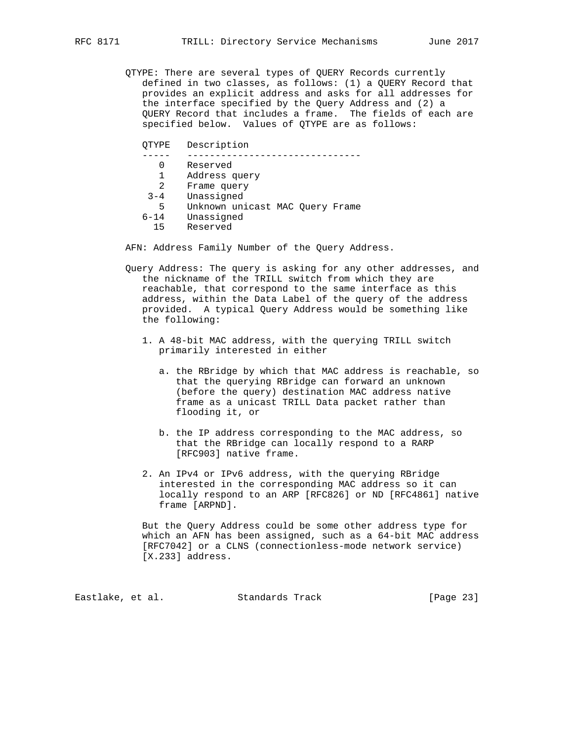QTYPE: There are several types of QUERY Records currently defined in two classes, as follows: (1) a QUERY Record that provides an explicit address and asks for all addresses for the interface specified by the Query Address and (2) a QUERY Record that includes a frame. The fields of each are specified below. Values of QTYPE are as follows:

| QTYPE | Description |
| --- | --- |
| 0 | Reserved |
| 1 | Address query |
| 2 | Frame query |
| 3-4 | Unassigned |
| 5 | Unknown unicast MAC Query Frame |
| 6-14 | Unassigned |
| 15 | Reserved |

AFN: Address Family Number of the Query Address.

Query Address: The query is asking for any other addresses, and the nickname of the TRILL switch from which they are reachable, that correspond to the same interface as this address, within the Data Label of the query of the address provided. A typical Query Address would be something like the following:

1. A 48-bit MAC address, with the querying TRILL switch primarily interested in either

   a. the RBridge by which that MAC address is reachable, so that the querying RBridge can forward an unknown (before the query) destination MAC address native frame as a unicast TRILL Data packet rather than flooding it, or

   b. the IP address corresponding to the MAC address, so that the RBridge can locally respond to a RARP [RFC903] native frame.

2. An IPv4 or IPv6 address, with the querying RBridge interested in the corresponding MAC address so it can locally respond to an ARP [RFC826] or ND [RFC4861] native frame [ARPND].

But the Query Address could be some other address type for which an AFN has been assigned, such as a 64-bit MAC address [RFC7042] or a CLNS (connectionless-mode network service) [X.233] address.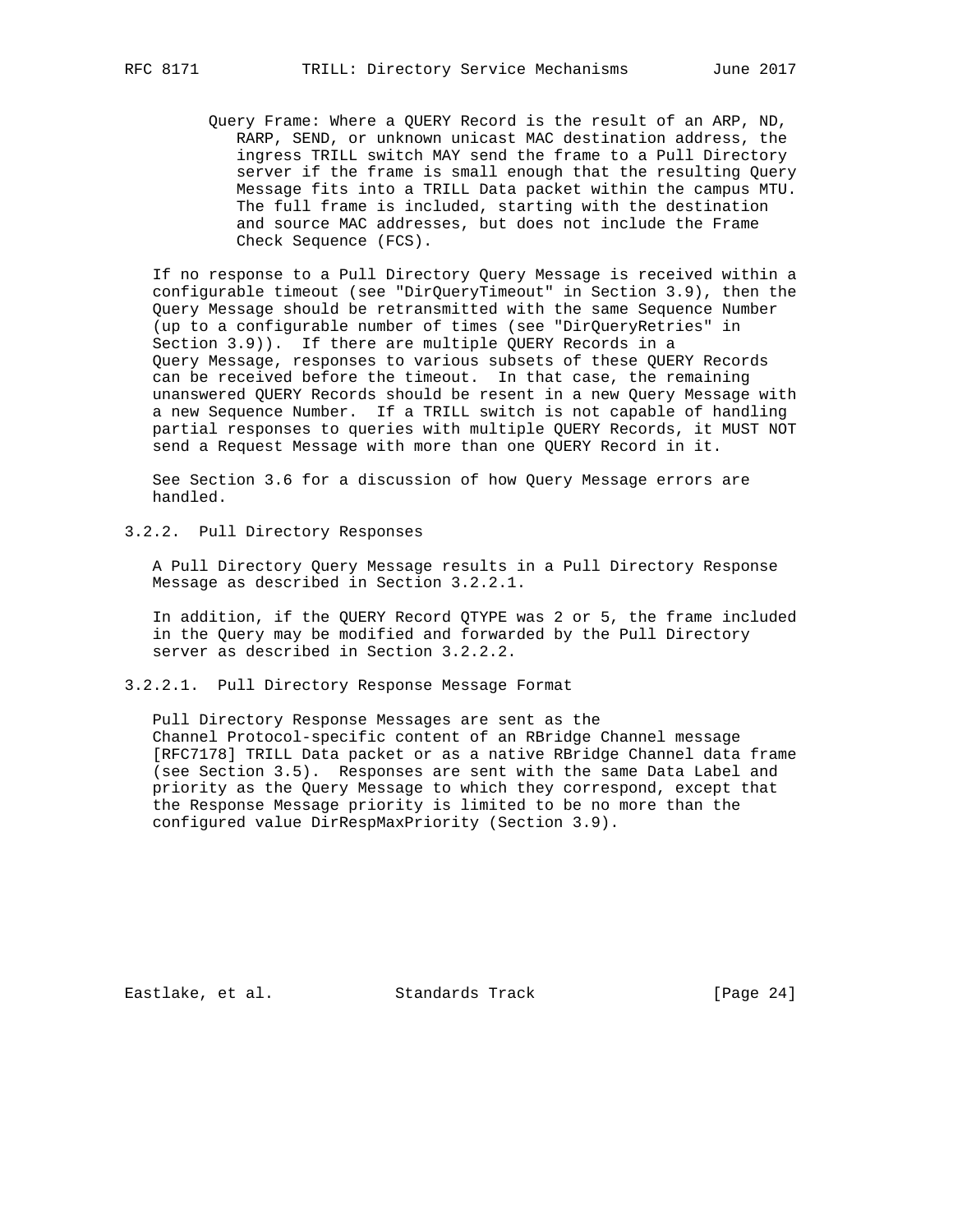Query Frame: Where a QUERY Record is the result of an ARP, ND, RARP, SEND, or unknown unicast MAC destination address, the ingress TRILL switch MAY send the frame to a Pull Directory server if the frame is small enough that the resulting Query Message fits into a TRILL Data packet within the campus MTU. The full frame is included, starting with the destination and source MAC addresses, but does not include the Frame Check Sequence (FCS).

If no response to a Pull Directory Query Message is received within a configurable timeout (see "DirQueryTimeout" in Section 3.9), then the Query Message should be retransmitted with the same Sequence Number (up to a configurable number of times (see "DirQueryRetries" in Section 3.9)). If there are multiple QUERY Records in a Query Message, responses to various subsets of these QUERY Records can be received before the timeout. In that case, the remaining unanswered QUERY Records should be resent in a new Query Message with a new Sequence Number. If a TRILL switch is not capable of handling partial responses to queries with multiple QUERY Records, it MUST NOT send a Request Message with more than one QUERY Record in it.

See Section 3.6 for a discussion of how Query Message errors are handled.

### 3.2.2. Pull Directory Responses

A Pull Directory Query Message results in a Pull Directory Response Message as described in Section 3.2.2.1.

In addition, if the QUERY Record QTYPE was 2 or 5, the frame included in the Query may be modified and forwarded by the Pull Directory server as described in Section 3.2.2.2.

#### 3.2.2.1. Pull Directory Response Message Format

Pull Directory Response Messages are sent as the Channel Protocol-specific content of an RBridge Channel message [RFC7178] TRILL Data packet or as a native RBridge Channel data frame (see Section 3.5). Responses are sent with the same Data Label and priority as the Query Message to which they correspond, except that the Response Message priority is limited to be no more than the configured value DirRespMaxPriority (Section 3.9).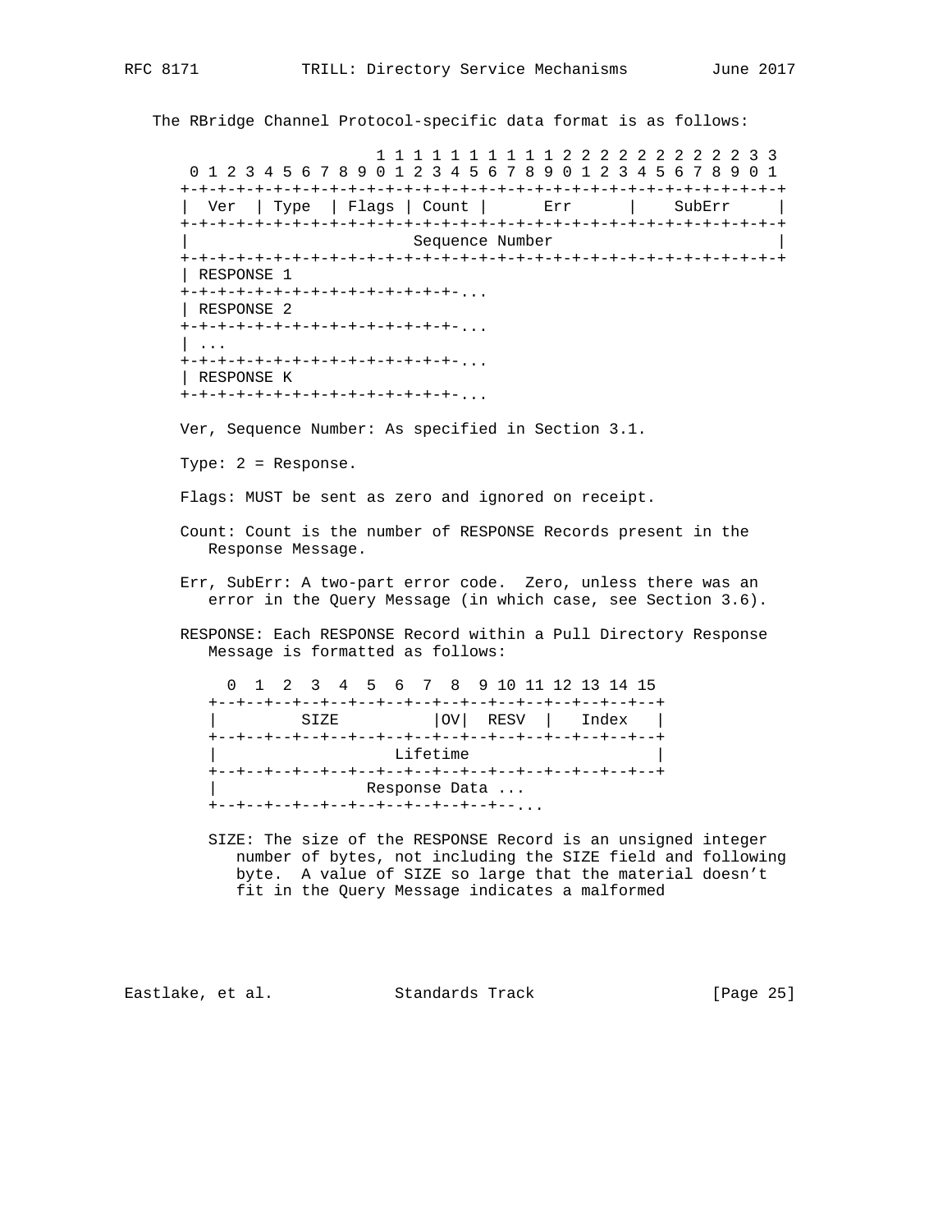The RBridge Channel Protocol-specific data format is as follows:

```
                     1 1 1 1 1 1 1 1 1 1 2 2 2 2 2 2 2 2 2 2 3 3
 0 1 2 3 4 5 6 7 8 9 0 1 2 3 4 5 6 7 8 9 0 1 2 3 4 5 6 7 8 9 0 1
+-+-+-+-+-+-+-+-+-+-+-+-+-+-+-+-+-+-+-+-+-+-+-+-+-+-+-+-+-+-+-+-+
|  Ver  | Type  | Flags | Count |      Err      |    SubErr     |
+-+-+-+-+-+-+-+-+-+-+-+-+-+-+-+-+-+-+-+-+-+-+-+-+-+-+-+-+-+-+-+-+
|                        Sequence Number                        |
+-+-+-+-+-+-+-+-+-+-+-+-+-+-+-+-+-+-+-+-+-+-+-+-+-+-+-+-+-+-+-+-+
| RESPONSE 1
+-+-+-+-+-+-+-+-+-+-+-+-+-+-+-+-...
| RESPONSE 2
+-+-+-+-+-+-+-+-+-+-+-+-+-+-+-+-...
| ...
+-+-+-+-+-+-+-+-+-+-+-+-+-+-+-+-...
| RESPONSE K
+-+-+-+-+-+-+-+-+-+-+-+-+-+-+-+-...
```

Ver, Sequence Number: As specified in Section 3.1.

Type: 2 = Response.

Flags: MUST be sent as zero and ignored on receipt.

Count: Count is the number of RESPONSE Records present in the Response Message.

Err, SubErr: A two-part error code. Zero, unless there was an error in the Query Message (in which case, see Section 3.6).

RESPONSE: Each RESPONSE Record within a Pull Directory Response Message is formatted as follows:

```
  0  1  2  3  4  5  6  7  8  9 10 11 12 13 14 15
+--+--+--+--+--+--+--+--+--+--+--+--+--+--+--+--+
|        SIZE          |OV|  RESV  |   Index   |
+--+--+--+--+--+--+--+--+--+--+--+--+--+--+--+--+
|                  Lifetime                     |
+--+--+--+--+--+--+--+--+--+--+--+--+--+--+--+--+
|               Response Data ...
+--+--+--+--+--+--+--+--+--+--+--+--+...
```

SIZE: The size of the RESPONSE Record is an unsigned integer number of bytes, not including the SIZE field and following byte. A value of SIZE so large that the material doesn't fit in the Query Message indicates a malformed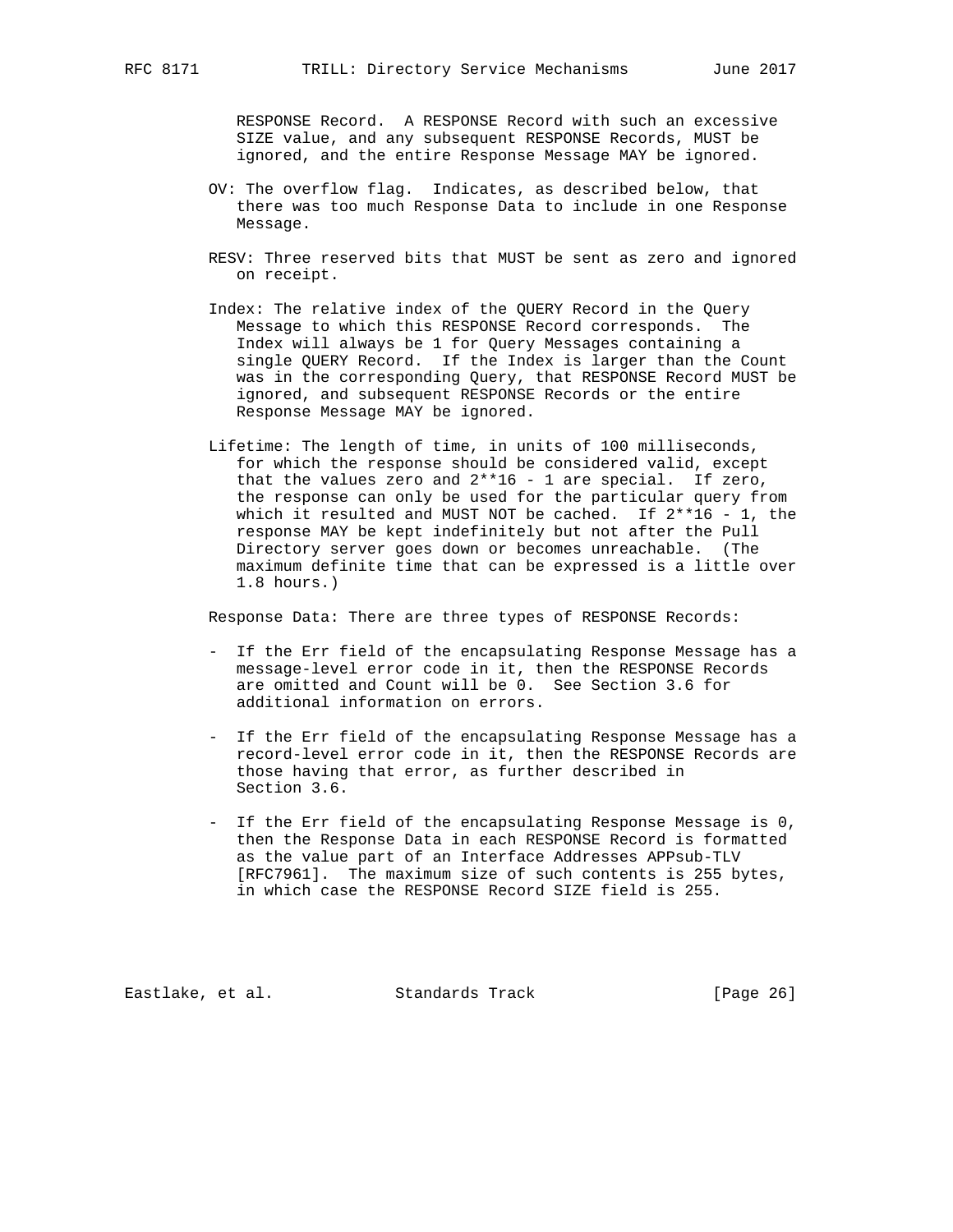RESPONSE Record. A RESPONSE Record with such an excessive SIZE value, and any subsequent RESPONSE Records, MUST be ignored, and the entire Response Message MAY be ignored.

OV: The overflow flag. Indicates, as described below, that there was too much Response Data to include in one Response Message.

RESV: Three reserved bits that MUST be sent as zero and ignored on receipt.

Index: The relative index of the QUERY Record in the Query Message to which this RESPONSE Record corresponds. The Index will always be 1 for Query Messages containing a single QUERY Record. If the Index is larger than the Count was in the corresponding Query, that RESPONSE Record MUST be ignored, and subsequent RESPONSE Records or the entire Response Message MAY be ignored.

Lifetime: The length of time, in units of 100 milliseconds, for which the response should be considered valid, except that the values zero and 2**16 - 1 are special. If zero, the response can only be used for the particular query from which it resulted and MUST NOT be cached. If 2**16 - 1, the response MAY be kept indefinitely but not after the Pull Directory server goes down or becomes unreachable. (The maximum definite time that can be expressed is a little over 1.8 hours.)

Response Data: There are three types of RESPONSE Records:

- If the Err field of the encapsulating Response Message has a message-level error code in it, then the RESPONSE Records are omitted and Count will be 0. See Section 3.6 for additional information on errors.

- If the Err field of the encapsulating Response Message has a record-level error code in it, then the RESPONSE Records are those having that error, as further described in Section 3.6.

- If the Err field of the encapsulating Response Message is 0, then the Response Data in each RESPONSE Record is formatted as the value part of an Interface Addresses APPsub-TLV [RFC7961]. The maximum size of such contents is 255 bytes, in which case the RESPONSE Record SIZE field is 255.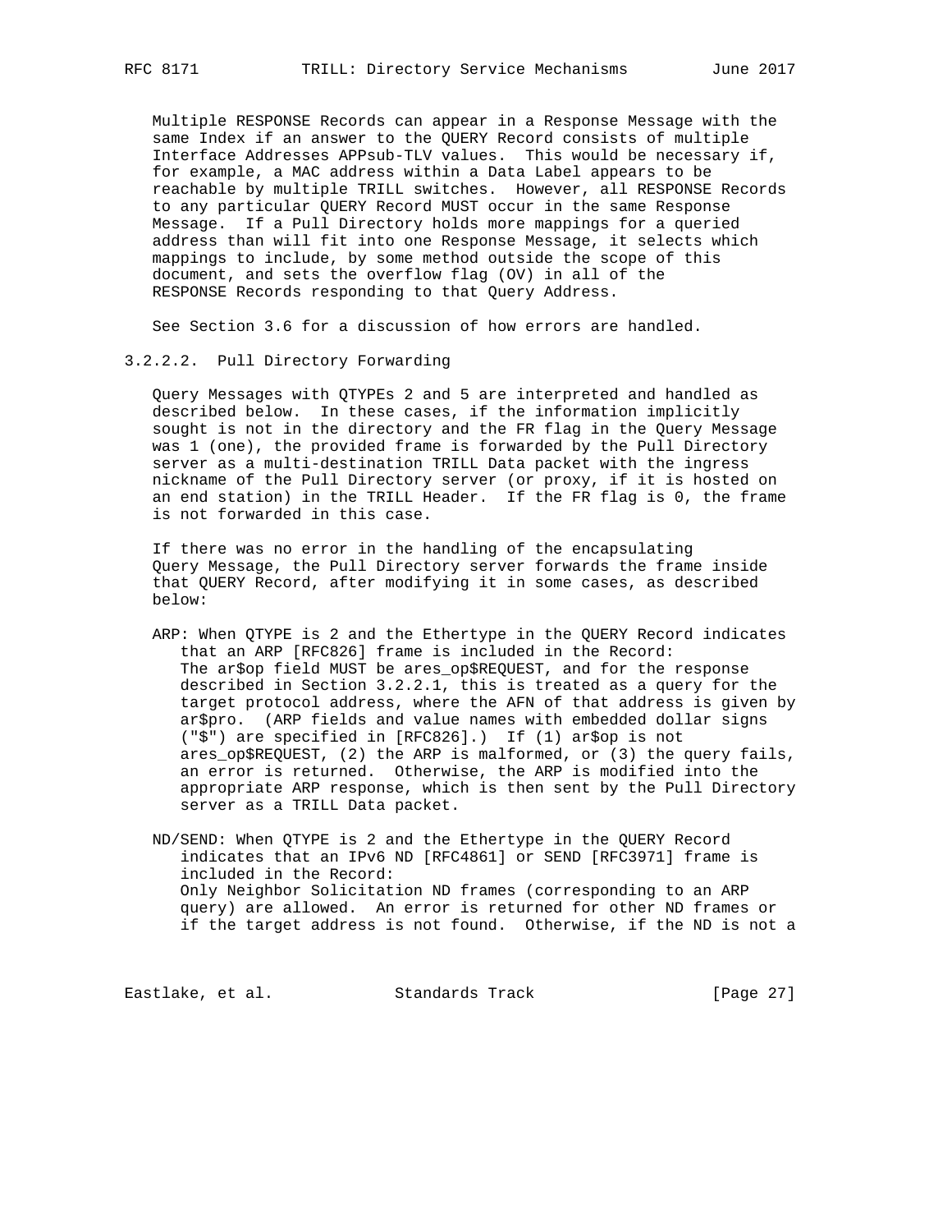Multiple RESPONSE Records can appear in a Response Message with the same Index if an answer to the QUERY Record consists of multiple Interface Addresses APPsub-TLV values. This would be necessary if, for example, a MAC address within a Data Label appears to be reachable by multiple TRILL switches. However, all RESPONSE Records to any particular QUERY Record MUST occur in the same Response Message. If a Pull Directory holds more mappings for a queried address than will fit into one Response Message, it selects which mappings to include, by some method outside the scope of this document, and sets the overflow flag (OV) in all of the RESPONSE Records responding to that Query Address.

See Section 3.6 for a discussion of how errors are handled.

#### 3.2.2.2. Pull Directory Forwarding

Query Messages with QTYPEs 2 and 5 are interpreted and handled as described below. In these cases, if the information implicitly sought is not in the directory and the FR flag in the Query Message was 1 (one), the provided frame is forwarded by the Pull Directory server as a multi-destination TRILL Data packet with the ingress nickname of the Pull Directory server (or proxy, if it is hosted on an end station) in the TRILL Header. If the FR flag is 0, the frame is not forwarded in this case.

If there was no error in the handling of the encapsulating Query Message, the Pull Directory server forwards the frame inside that QUERY Record, after modifying it in some cases, as described below:

ARP: When QTYPE is 2 and the Ethertype in the QUERY Record indicates that an ARP [RFC826] frame is included in the Record: The ar$op field MUST be ares_op$REQUEST, and for the response described in Section 3.2.2.1, this is treated as a query for the target protocol address, where the AFN of that address is given by ar$pro. (ARP fields and value names with embedded dollar signs ("$") are specified in [RFC826].) If (1) ar$op is not ares_op$REQUEST, (2) the ARP is malformed, or (3) the query fails, an error is returned. Otherwise, the ARP is modified into the appropriate ARP response, which is then sent by the Pull Directory server as a TRILL Data packet.

ND/SEND: When QTYPE is 2 and the Ethertype in the QUERY Record indicates that an IPv6 ND [RFC4861] or SEND [RFC3971] frame is included in the Record: Only Neighbor Solicitation ND frames (corresponding to an ARP query) are allowed. An error is returned for other ND frames or if the target address is not found. Otherwise, if the ND is not a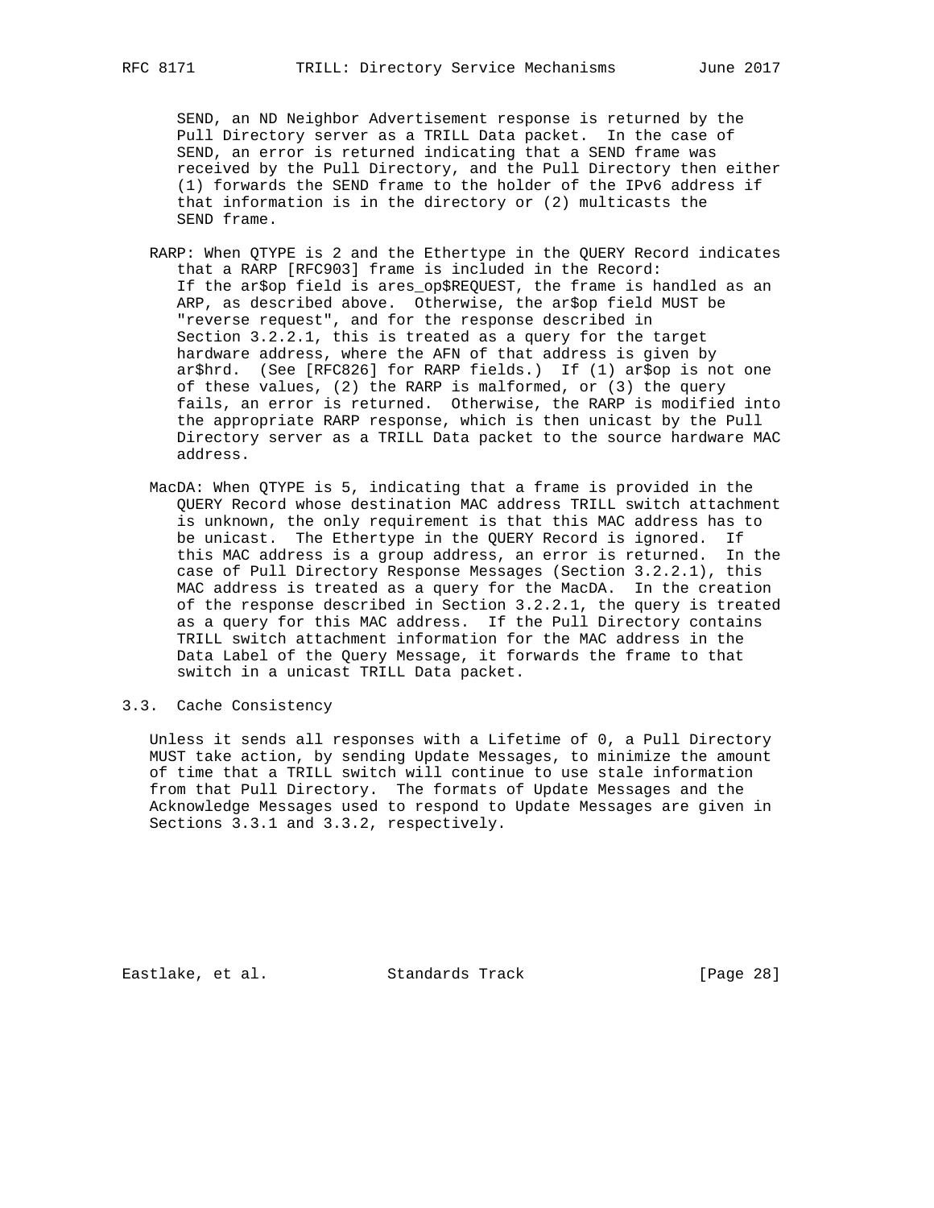SEND, an ND Neighbor Advertisement response is returned by the Pull Directory server as a TRILL Data packet. In the case of SEND, an error is returned indicating that a SEND frame was received by the Pull Directory, and the Pull Directory then either (1) forwards the SEND frame to the holder of the IPv6 address if that information is in the directory or (2) multicasts the SEND frame.

RARP: When QTYPE is 2 and the Ethertype in the QUERY Record indicates that a RARP [RFC903] frame is included in the Record: If the ar$op field is ares_op$REQUEST, the frame is handled as an ARP, as described above. Otherwise, the ar$op field MUST be "reverse request", and for the response described in Section 3.2.2.1, this is treated as a query for the target hardware address, where the AFN of that address is given by ar$hrd. (See [RFC826] for RARP fields.) If (1) ar$op is not one of these values, (2) the RARP is malformed, or (3) the query fails, an error is returned. Otherwise, the RARP is modified into the appropriate RARP response, which is then unicast by the Pull Directory server as a TRILL Data packet to the source hardware MAC address.

MacDA: When QTYPE is 5, indicating that a frame is provided in the QUERY Record whose destination MAC address TRILL switch attachment is unknown, the only requirement is that this MAC address has to be unicast. The Ethertype in the QUERY Record is ignored. If this MAC address is a group address, an error is returned. In the case of Pull Directory Response Messages (Section 3.2.2.1), this MAC address is treated as a query for the MacDA. In the creation of the response described in Section 3.2.2.1, the query is treated as a query for this MAC address. If the Pull Directory contains TRILL switch attachment information for the MAC address in the Data Label of the Query Message, it forwards the frame to that switch in a unicast TRILL Data packet.

### 3.3. Cache Consistency

Unless it sends all responses with a Lifetime of 0, a Pull Directory MUST take action, by sending Update Messages, to minimize the amount of time that a TRILL switch will continue to use stale information from that Pull Directory. The formats of Update Messages and the Acknowledge Messages used to respond to Update Messages are given in Sections 3.3.1 and 3.3.2, respectively.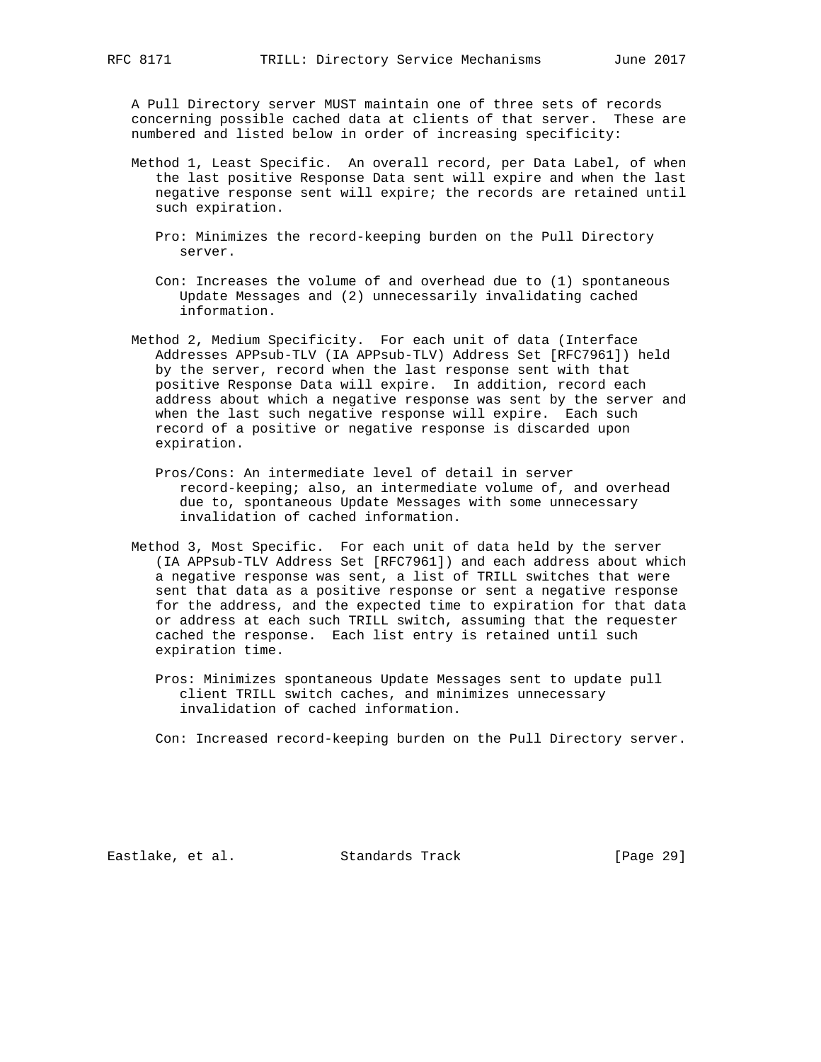A Pull Directory server MUST maintain one of three sets of records concerning possible cached data at clients of that server. These are numbered and listed below in order of increasing specificity:

Method 1, Least Specific. An overall record, per Data Label, of when the last positive Response Data sent will expire and when the last negative response sent will expire; the records are retained until such expiration.

Pro: Minimizes the record-keeping burden on the Pull Directory server.

Con: Increases the volume of and overhead due to (1) spontaneous Update Messages and (2) unnecessarily invalidating cached information.

Method 2, Medium Specificity. For each unit of data (Interface Addresses APPsub-TLV (IA APPsub-TLV) Address Set [RFC7961]) held by the server, record when the last response sent with that positive Response Data will expire. In addition, record each address about which a negative response was sent by the server and when the last such negative response will expire. Each such record of a positive or negative response is discarded upon expiration.

Pros/Cons: An intermediate level of detail in server record-keeping; also, an intermediate volume of, and overhead due to, spontaneous Update Messages with some unnecessary invalidation of cached information.

Method 3, Most Specific. For each unit of data held by the server (IA APPsub-TLV Address Set [RFC7961]) and each address about which a negative response was sent, a list of TRILL switches that were sent that data as a positive response or sent a negative response for the address, and the expected time to expiration for that data or address at each such TRILL switch, assuming that the requester cached the response. Each list entry is retained until such expiration time.

Pros: Minimizes spontaneous Update Messages sent to update pull client TRILL switch caches, and minimizes unnecessary invalidation of cached information.

Con: Increased record-keeping burden on the Pull Directory server.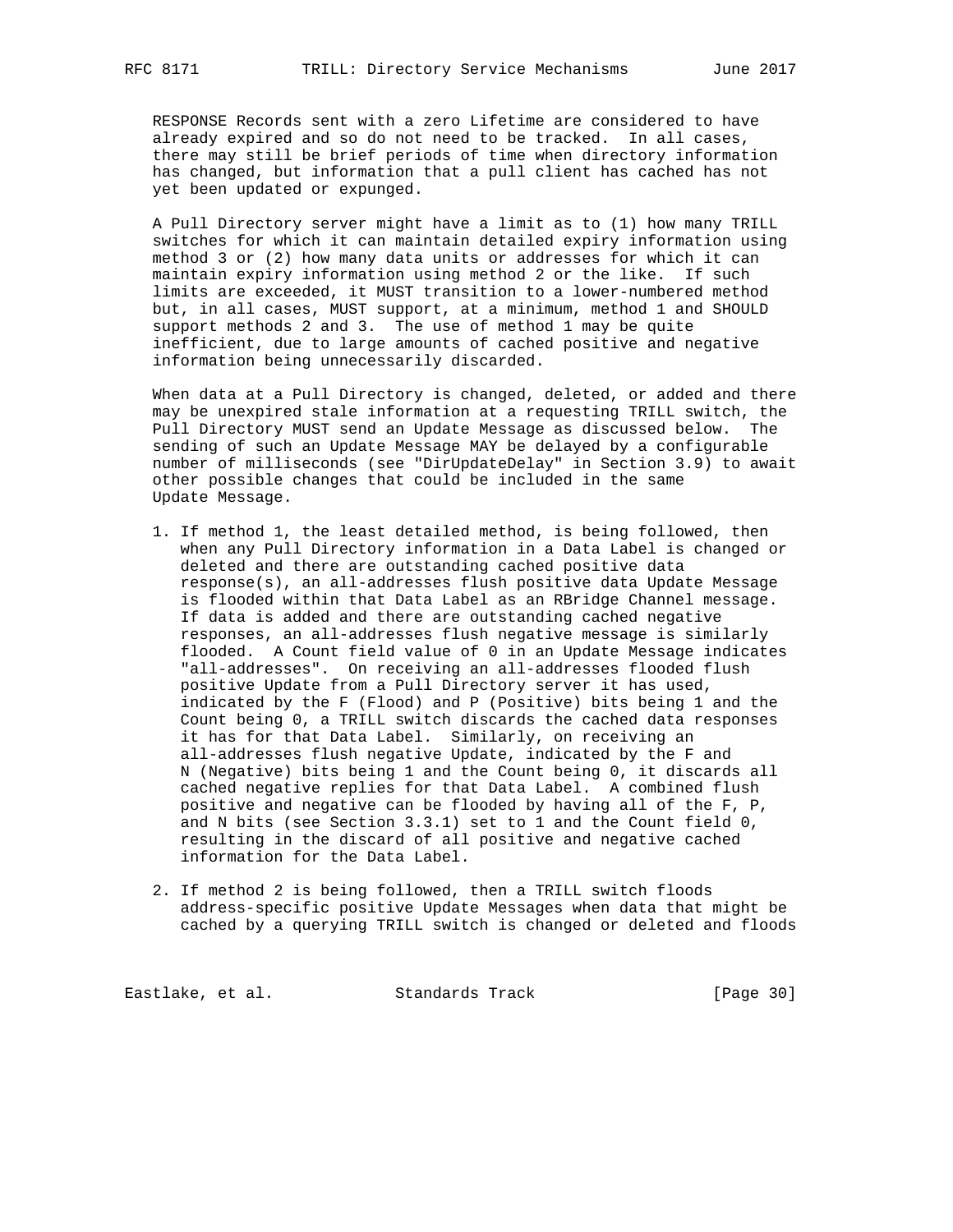RESPONSE Records sent with a zero Lifetime are considered to have already expired and so do not need to be tracked. In all cases, there may still be brief periods of time when directory information has changed, but information that a pull client has cached has not yet been updated or expunged.

A Pull Directory server might have a limit as to (1) how many TRILL switches for which it can maintain detailed expiry information using method 3 or (2) how many data units or addresses for which it can maintain expiry information using method 2 or the like. If such limits are exceeded, it MUST transition to a lower-numbered method but, in all cases, MUST support, at a minimum, method 1 and SHOULD support methods 2 and 3. The use of method 1 may be quite inefficient, due to large amounts of cached positive and negative information being unnecessarily discarded.

When data at a Pull Directory is changed, deleted, or added and there may be unexpired stale information at a requesting TRILL switch, the Pull Directory MUST send an Update Message as discussed below. The sending of such an Update Message MAY be delayed by a configurable number of milliseconds (see "DirUpdateDelay" in Section 3.9) to await other possible changes that could be included in the same Update Message.

1. If method 1, the least detailed method, is being followed, then when any Pull Directory information in a Data Label is changed or deleted and there are outstanding cached positive data response(s), an all-addresses flush positive data Update Message is flooded within that Data Label as an RBridge Channel message. If data is added and there are outstanding cached negative responses, an all-addresses flush negative message is similarly flooded. A Count field value of 0 in an Update Message indicates "all-addresses". On receiving an all-addresses flooded flush positive Update from a Pull Directory server it has used, indicated by the F (Flood) and P (Positive) bits being 1 and the Count being 0, a TRILL switch discards the cached data responses it has for that Data Label. Similarly, on receiving an all-addresses flush negative Update, indicated by the F and N (Negative) bits being 1 and the Count being 0, it discards all cached negative replies for that Data Label. A combined flush positive and negative can be flooded by having all of the F, P, and N bits (see Section 3.3.1) set to 1 and the Count field 0, resulting in the discard of all positive and negative cached information for the Data Label.

2. If method 2 is being followed, then a TRILL switch floods address-specific positive Update Messages when data that might be cached by a querying TRILL switch is changed or deleted and floods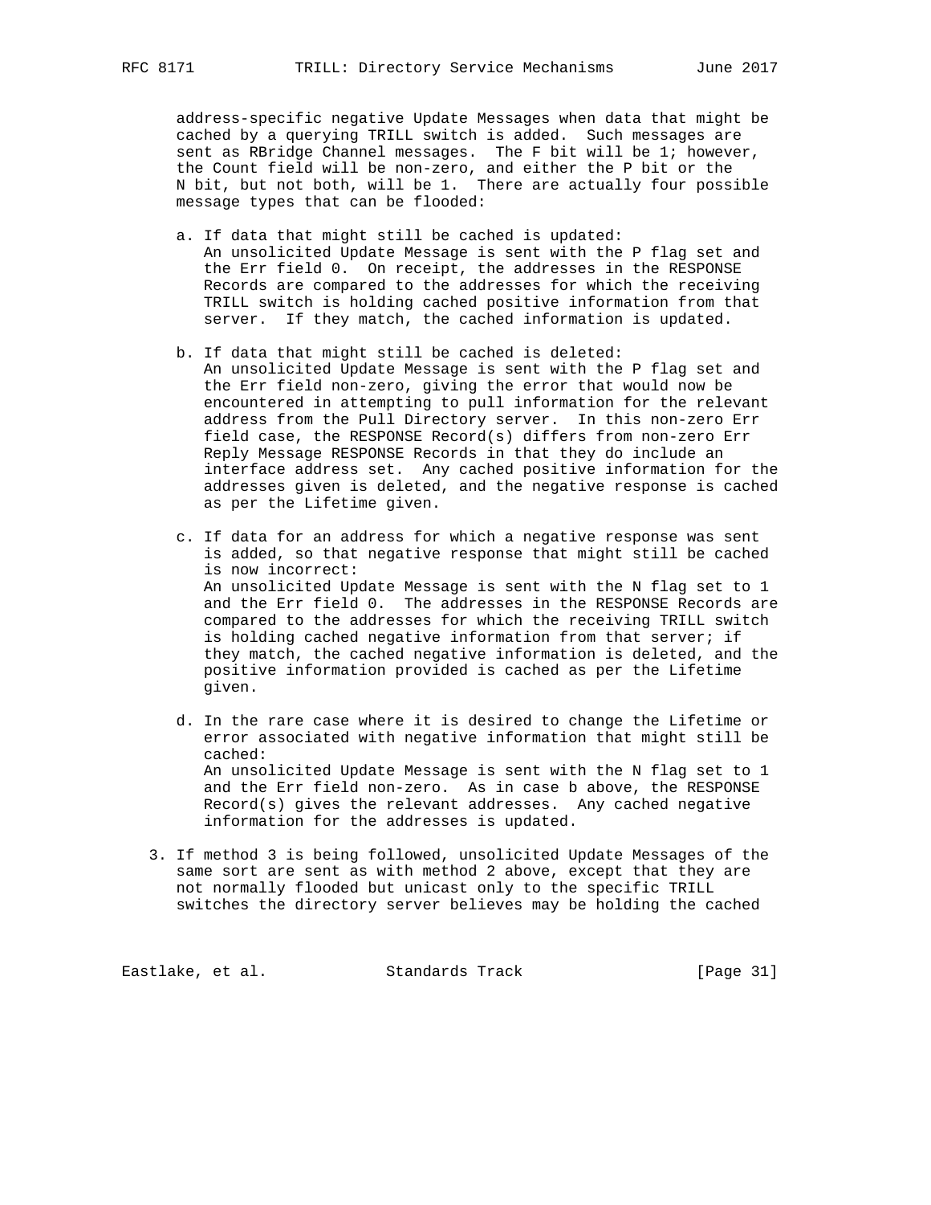address-specific negative Update Messages when data that might be cached by a querying TRILL switch is added. Such messages are sent as RBridge Channel messages. The F bit will be 1; however, the Count field will be non-zero, and either the P bit or the N bit, but not both, will be 1. There are actually four possible message types that can be flooded:

a. If data that might still be cached is updated:
   An unsolicited Update Message is sent with the P flag set and the Err field 0. On receipt, the addresses in the RESPONSE Records are compared to the addresses for which the receiving TRILL switch is holding cached positive information from that server. If they match, the cached information is updated.

b. If data that might still be cached is deleted:
   An unsolicited Update Message is sent with the P flag set and the Err field non-zero, giving the error that would now be encountered in attempting to pull information for the relevant address from the Pull Directory server. In this non-zero Err field case, the RESPONSE Record(s) differs from non-zero Err Reply Message RESPONSE Records in that they do include an interface address set. Any cached positive information for the addresses given is deleted, and the negative response is cached as per the Lifetime given.

c. If data for an address for which a negative response was sent is added, so that negative response that might still be cached is now incorrect:
   An unsolicited Update Message is sent with the N flag set to 1 and the Err field 0. The addresses in the RESPONSE Records are compared to the addresses for which the receiving TRILL switch is holding cached negative information from that server; if they match, the cached negative information is deleted, and the positive information provided is cached as per the Lifetime given.

d. In the rare case where it is desired to change the Lifetime or error associated with negative information that might still be cached:
   An unsolicited Update Message is sent with the N flag set to 1 and the Err field non-zero. As in case b above, the RESPONSE Record(s) gives the relevant addresses. Any cached negative information for the addresses is updated.

3. If method 3 is being followed, unsolicited Update Messages of the same sort are sent as with method 2 above, except that they are not normally flooded but unicast only to the specific TRILL switches the directory server believes may be holding the cached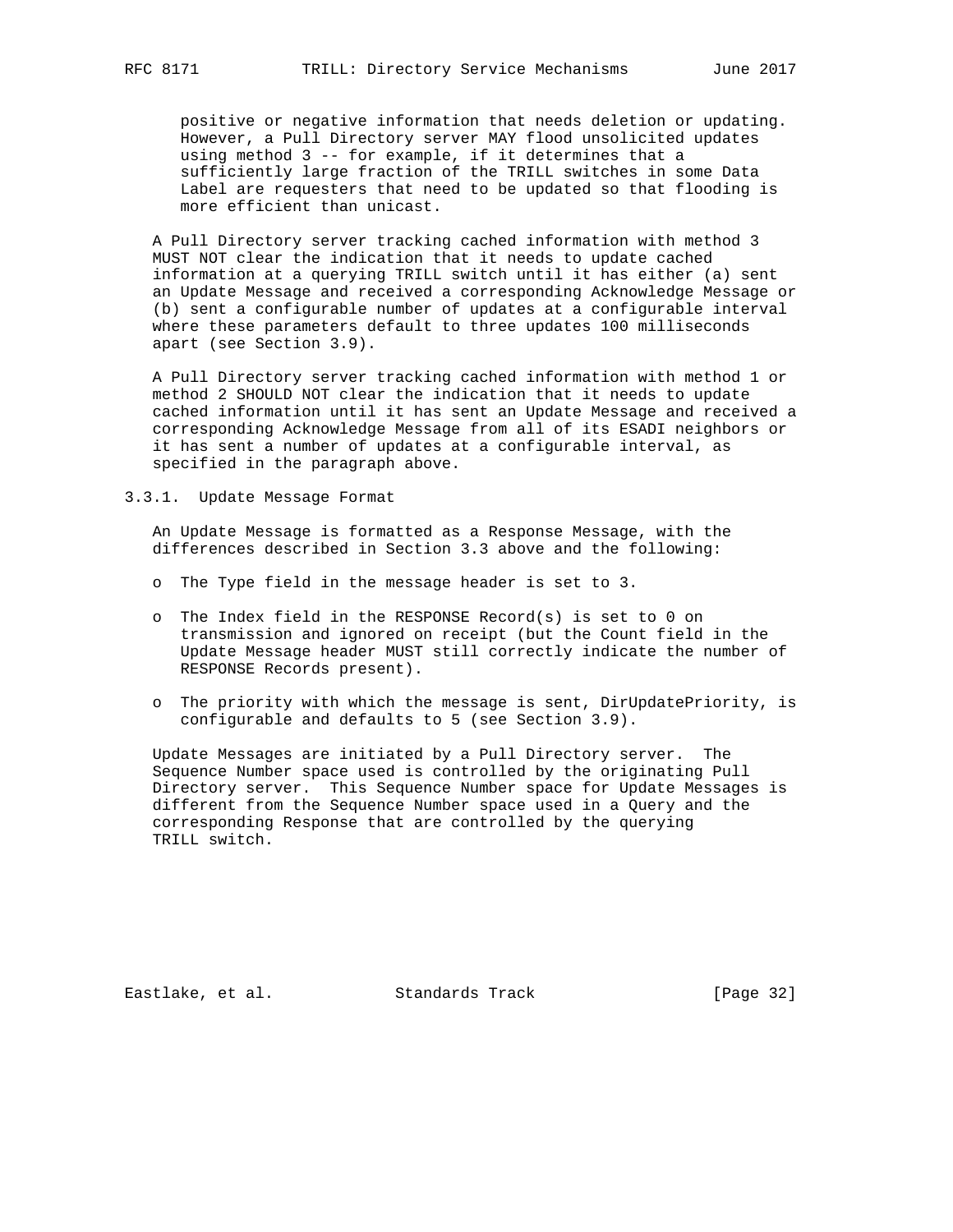positive or negative information that needs deletion or updating. However, a Pull Directory server MAY flood unsolicited updates using method 3 -- for example, if it determines that a sufficiently large fraction of the TRILL switches in some Data Label are requesters that need to be updated so that flooding is more efficient than unicast.

A Pull Directory server tracking cached information with method 3 MUST NOT clear the indication that it needs to update cached information at a querying TRILL switch until it has either (a) sent an Update Message and received a corresponding Acknowledge Message or (b) sent a configurable number of updates at a configurable interval where these parameters default to three updates 100 milliseconds apart (see Section 3.9).

A Pull Directory server tracking cached information with method 1 or method 2 SHOULD NOT clear the indication that it needs to update cached information until it has sent an Update Message and received a corresponding Acknowledge Message from all of its ESADI neighbors or it has sent a number of updates at a configurable interval, as specified in the paragraph above.

### 3.3.1. Update Message Format

An Update Message is formatted as a Response Message, with the differences described in Section 3.3 above and the following:

- The Type field in the message header is set to 3.
- The Index field in the RESPONSE Record(s) is set to 0 on transmission and ignored on receipt (but the Count field in the Update Message header MUST still correctly indicate the number of RESPONSE Records present).
- The priority with which the message is sent, DirUpdatePriority, is configurable and defaults to 5 (see Section 3.9).

Update Messages are initiated by a Pull Directory server. The Sequence Number space used is controlled by the originating Pull Directory server. This Sequence Number space for Update Messages is different from the Sequence Number space used in a Query and the corresponding Response that are controlled by the querying TRILL switch.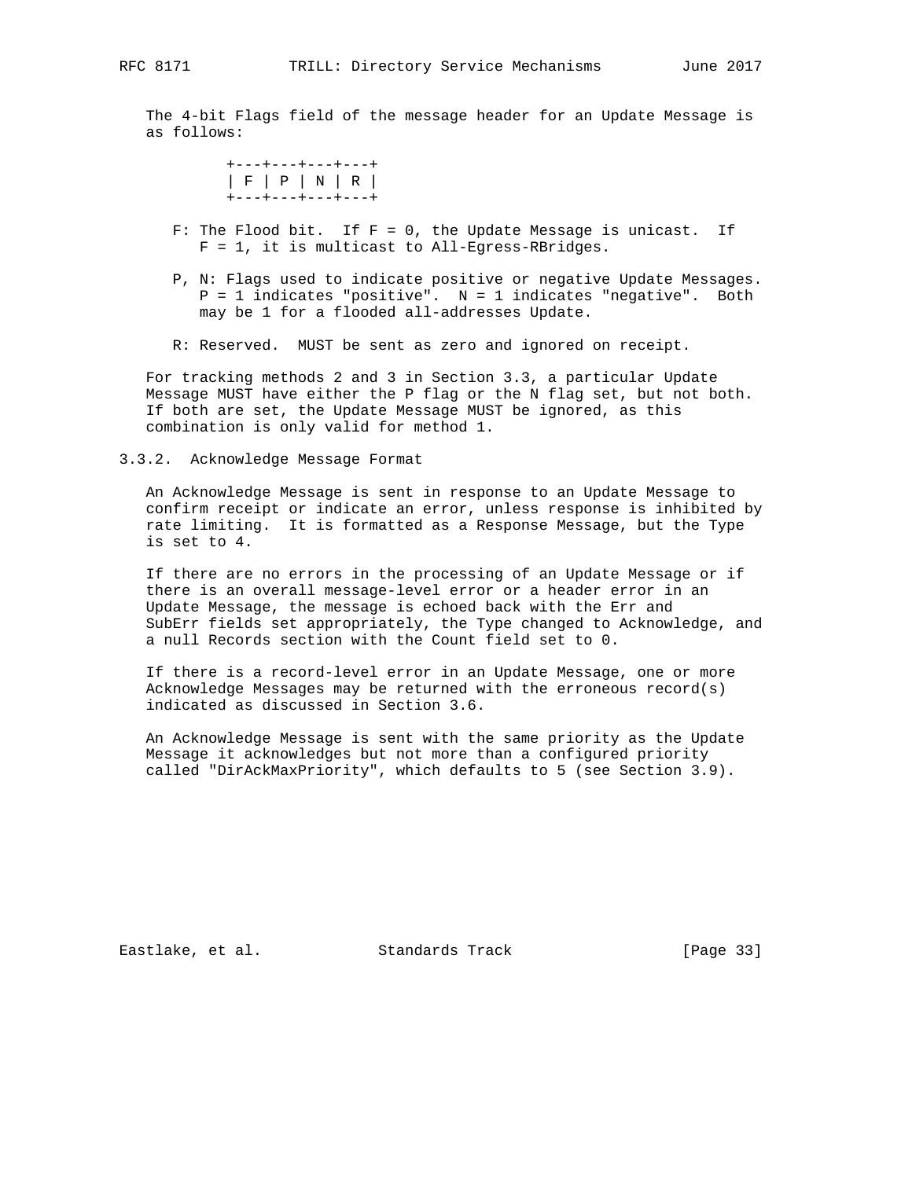The 4-bit Flags field of the message header for an Update Message is as follows:

```
+---+---+---+---+
| F | P | N | R |
+---+---+---+---+
```

F: The Flood bit. If F = 0, the Update Message is unicast. If F = 1, it is multicast to All-Egress-RBridges.

P, N: Flags used to indicate positive or negative Update Messages. P = 1 indicates "positive". N = 1 indicates "negative". Both may be 1 for a flooded all-addresses Update.

R: Reserved. MUST be sent as zero and ignored on receipt.

For tracking methods 2 and 3 in Section 3.3, a particular Update Message MUST have either the P flag or the N flag set, but not both. If both are set, the Update Message MUST be ignored, as this combination is only valid for method 1.

### 3.3.2. Acknowledge Message Format

An Acknowledge Message is sent in response to an Update Message to confirm receipt or indicate an error, unless response is inhibited by rate limiting. It is formatted as a Response Message, but the Type is set to 4.

If there are no errors in the processing of an Update Message or if there is an overall message-level error or a header error in an Update Message, the message is echoed back with the Err and SubErr fields set appropriately, the Type changed to Acknowledge, and a null Records section with the Count field set to 0.

If there is a record-level error in an Update Message, one or more Acknowledge Messages may be returned with the erroneous record(s) indicated as discussed in Section 3.6.

An Acknowledge Message is sent with the same priority as the Update Message it acknowledges but not more than a configured priority called "DirAckMaxPriority", which defaults to 5 (see Section 3.9).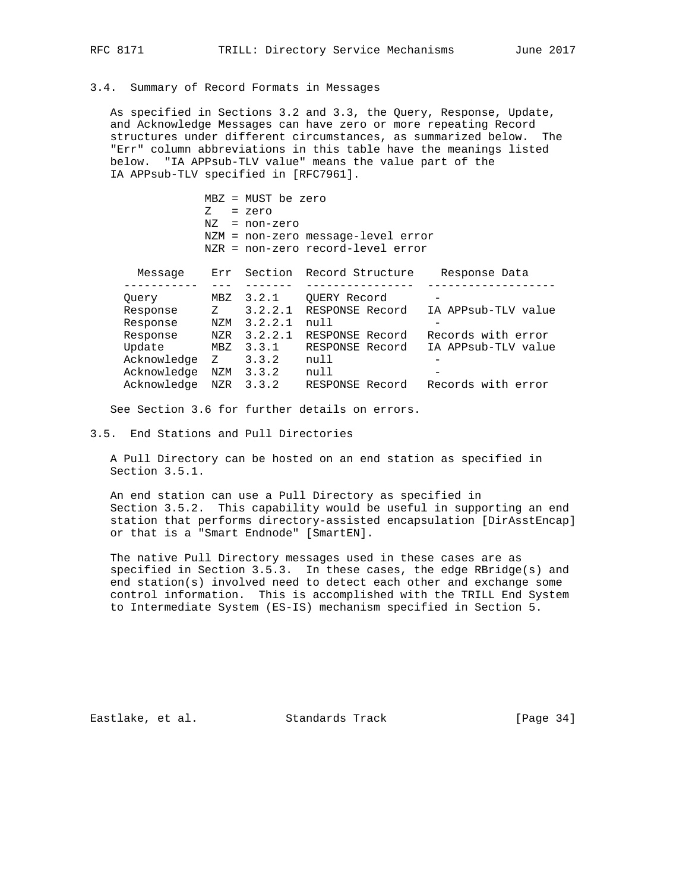### 3.4. Summary of Record Formats in Messages

As specified in Sections 3.2 and 3.3, the Query, Response, Update, and Acknowledge Messages can have zero or more repeating Record structures under different circumstances, as summarized below. The "Err" column abbreviations in this table have the meanings listed below. "IA APPsub-TLV value" means the value part of the IA APPsub-TLV specified in [RFC7961].

- MBZ = MUST be zero
- Z = zero
- NZ = non-zero
- NZM = non-zero message-level error
- NZR = non-zero record-level error

| Message | Err | Section | Record Structure | Response Data |
|---|---|---|---|---|
| Query | MBZ | 3.2.1 | QUERY Record | - |
| Response | Z | 3.2.2.1 | RESPONSE Record | IA APPsub-TLV value |
| Response | NZM | 3.2.2.1 | null | - |
| Response | NZR | 3.2.2.1 | RESPONSE Record | Records with error |
| Update | MBZ | 3.3.1 | RESPONSE Record | IA APPsub-TLV value |
| Acknowledge | Z | 3.3.2 | null | - |
| Acknowledge | NZM | 3.3.2 | null | - |
| Acknowledge | NZR | 3.3.2 | RESPONSE Record | Records with error |

See Section 3.6 for further details on errors.

### 3.5. End Stations and Pull Directories

A Pull Directory can be hosted on an end station as specified in Section 3.5.1.

An end station can use a Pull Directory as specified in Section 3.5.2. This capability would be useful in supporting an end station that performs directory-assisted encapsulation [DirAsstEncap] or that is a "Smart Endnode" [SmartEN].

The native Pull Directory messages used in these cases are as specified in Section 3.5.3. In these cases, the edge RBridge(s) and end station(s) involved need to detect each other and exchange some control information. This is accomplished with the TRILL End System to Intermediate System (ES-IS) mechanism specified in Section 5.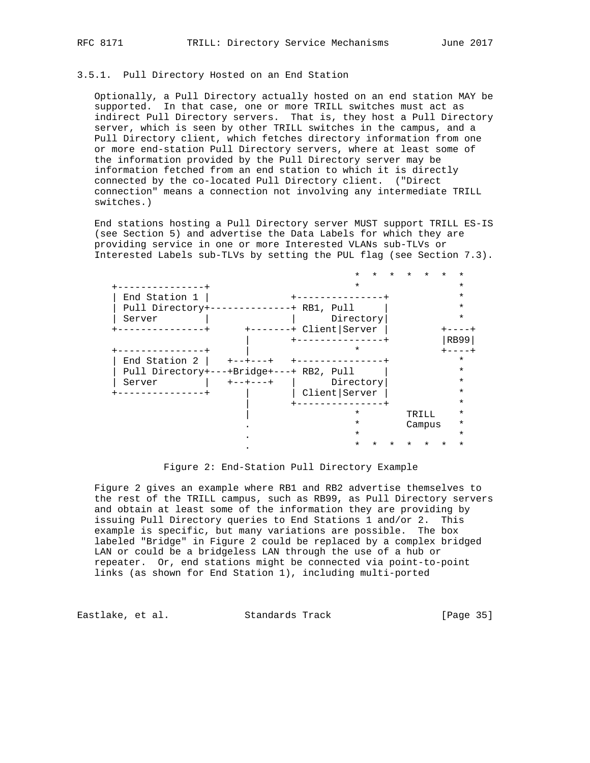### 3.5.1. Pull Directory Hosted on an End Station

Optionally, a Pull Directory actually hosted on an end station MAY be supported. In that case, one or more TRILL switches must act as indirect Pull Directory servers. That is, they host a Pull Directory server, which is seen by other TRILL switches in the campus, and a Pull Directory client, which fetches directory information from one or more end-station Pull Directory servers, where at least some of the information provided by the Pull Directory server may be information fetched from an end station to which it is directly connected by the co-located Pull Directory client. ("Direct connection" means a connection not involving any intermediate TRILL switches.)

End stations hosting a Pull Directory server MUST support TRILL ES-IS (see Section 5) and advertise the Data Labels for which they are providing service in one or more Interested VLANs sub-TLVs or Interested Labels sub-TLVs by setting the PUL flag (see Section 7.3).

```
                                     *   *   *   *   *   *   *
   +---------------+                 *                       *
   | End Station 1 |           +---------------+             *
   | Pull Directory+-----------+ RB1, Pull     |             *
   | Server        |           |     Directory|              *
   +---------------+      +-------+ Client|Server |        +----+
                          |     +---------------+          |RB99|
   +---------------+      |                *               +----+
   | End Station 2 |   +--+---+   +---------------+            *
   | Pull Directory+---+Bridge+---+ RB2, Pull     |            *
   | Server        |   +--+---+   |     Directory|             *
   +---------------+      |       | Client|Server |            *
                          |       +---------------+            *
                          |                *        TRILL      *
                          .                *        Campus     *
                          .                *                   *
                          .                *   *   *   *   *   *   *
```

Figure 2: End-Station Pull Directory Example

Figure 2 gives an example where RB1 and RB2 advertise themselves to the rest of the TRILL campus, such as RB99, as Pull Directory servers and obtain at least some of the information they are providing by issuing Pull Directory queries to End Stations 1 and/or 2. This example is specific, but many variations are possible. The box labeled "Bridge" in Figure 2 could be replaced by a complex bridged LAN or could be a bridgeless LAN through the use of a hub or repeater. Or, end stations might be connected via point-to-point links (as shown for End Station 1), including multi-ported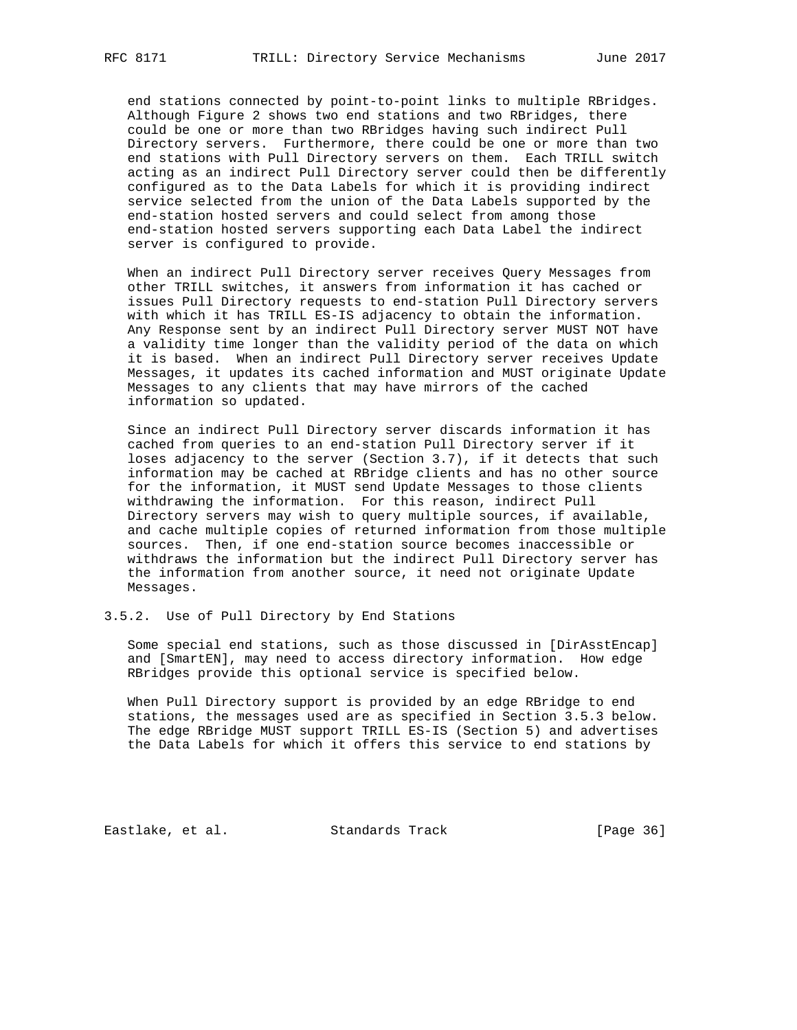end stations connected by point-to-point links to multiple RBridges. Although Figure 2 shows two end stations and two RBridges, there could be one or more than two RBridges having such indirect Pull Directory servers. Furthermore, there could be one or more than two end stations with Pull Directory servers on them. Each TRILL switch acting as an indirect Pull Directory server could then be differently configured as to the Data Labels for which it is providing indirect service selected from the union of the Data Labels supported by the end-station hosted servers and could select from among those end-station hosted servers supporting each Data Label the indirect server is configured to provide.

When an indirect Pull Directory server receives Query Messages from other TRILL switches, it answers from information it has cached or issues Pull Directory requests to end-station Pull Directory servers with which it has TRILL ES-IS adjacency to obtain the information. Any Response sent by an indirect Pull Directory server MUST NOT have a validity time longer than the validity period of the data on which it is based. When an indirect Pull Directory server receives Update Messages, it updates its cached information and MUST originate Update Messages to any clients that may have mirrors of the cached information so updated.

Since an indirect Pull Directory server discards information it has cached from queries to an end-station Pull Directory server if it loses adjacency to the server (Section 3.7), if it detects that such information may be cached at RBridge clients and has no other source for the information, it MUST send Update Messages to those clients withdrawing the information. For this reason, indirect Pull Directory servers may wish to query multiple sources, if available, and cache multiple copies of returned information from those multiple sources. Then, if one end-station source becomes inaccessible or withdraws the information but the indirect Pull Directory server has the information from another source, it need not originate Update Messages.

### 3.5.2. Use of Pull Directory by End Stations

Some special end stations, such as those discussed in [DirAsstEncap] and [SmartEN], may need to access directory information. How edge RBridges provide this optional service is specified below.

When Pull Directory support is provided by an edge RBridge to end stations, the messages used are as specified in Section 3.5.3 below. The edge RBridge MUST support TRILL ES-IS (Section 5) and advertises the Data Labels for which it offers this service to end stations by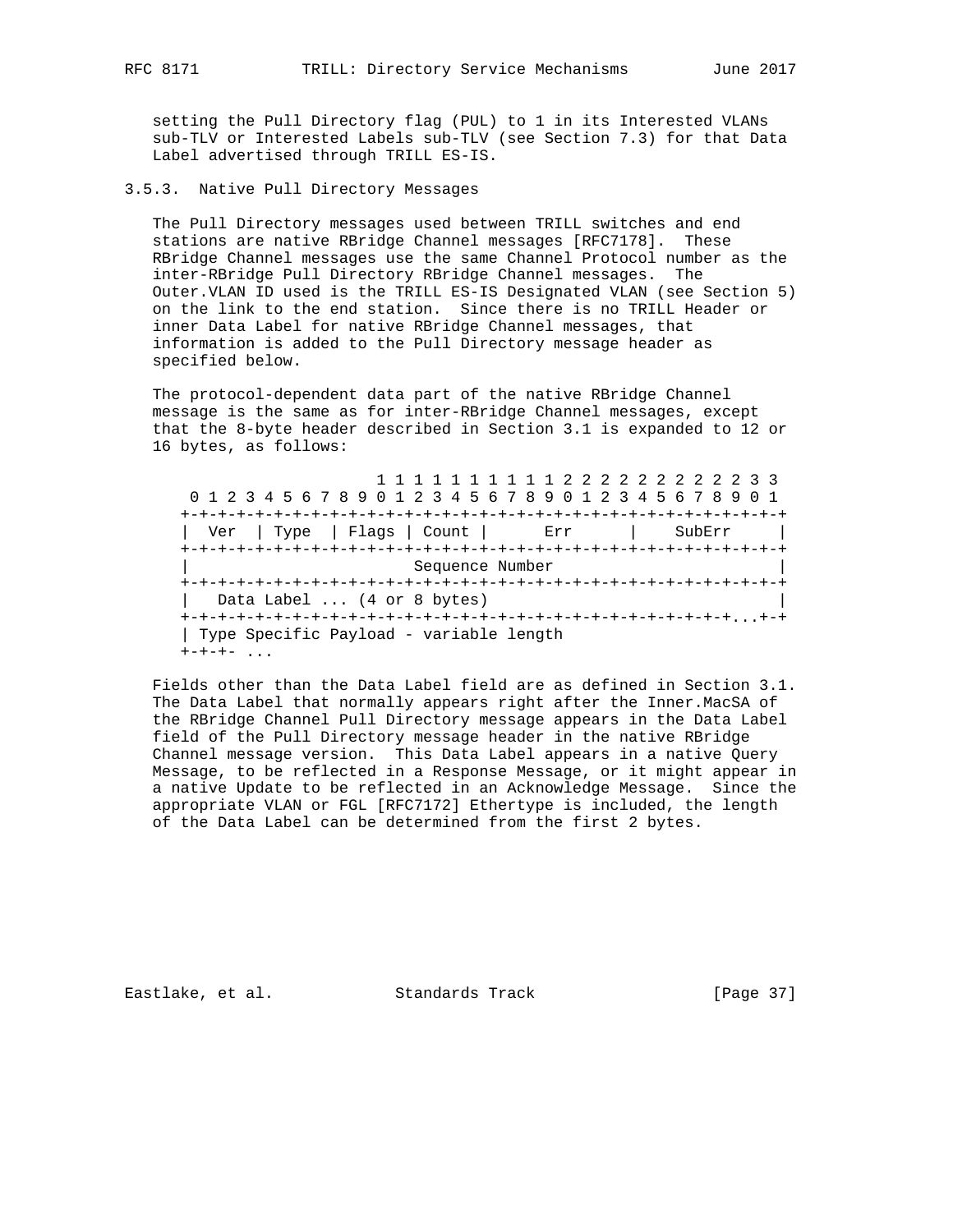setting the Pull Directory flag (PUL) to 1 in its Interested VLANs sub-TLV or Interested Labels sub-TLV (see Section 7.3) for that Data Label advertised through TRILL ES-IS.

### 3.5.3. Native Pull Directory Messages

The Pull Directory messages used between TRILL switches and end stations are native RBridge Channel messages [RFC7178]. These RBridge Channel messages use the same Channel Protocol number as the inter-RBridge Pull Directory RBridge Channel messages. The Outer.VLAN ID used is the TRILL ES-IS Designated VLAN (see Section 5) on the link to the end station. Since there is no TRILL Header or inner Data Label for native RBridge Channel messages, that information is added to the Pull Directory message header as specified below.

The protocol-dependent data part of the native RBridge Channel message is the same as for inter-RBridge Channel messages, except that the 8-byte header described in Section 3.1 is expanded to 12 or 16 bytes, as follows:

```
                     1 1 1 1 1 1 1 1 1 1 2 2 2 2 2 2 2 2 2 2 3 3
 0 1 2 3 4 5 6 7 8 9 0 1 2 3 4 5 6 7 8 9 0 1 2 3 4 5 6 7 8 9 0 1
+-+-+-+-+-+-+-+-+-+-+-+-+-+-+-+-+-+-+-+-+-+-+-+-+-+-+-+-+-+-+-+-+
|  Ver  | Type  | Flags | Count |      Err      |    SubErr     |
+-+-+-+-+-+-+-+-+-+-+-+-+-+-+-+-+-+-+-+-+-+-+-+-+-+-+-+-+-+-+-+-+
|                        Sequence Number                        |
+-+-+-+-+-+-+-+-+-+-+-+-+-+-+-+-+-+-+-+-+-+-+-+-+-+-+-+-+-+-+-+-+
|   Data Label ... (4 or 8 bytes)                               |
+-+-+-+-+-+-+-+-+-+-+-+-+-+-+-+-+-+-+-+-+-+-+-+-+-+-+-+-+-+...+-+
| Type Specific Payload - variable length
+-+-+- ...
```

Fields other than the Data Label field are as defined in Section 3.1. The Data Label that normally appears right after the Inner.MacSA of the RBridge Channel Pull Directory message appears in the Data Label field of the Pull Directory message header in the native RBridge Channel message version. This Data Label appears in a native Query Message, to be reflected in a Response Message, or it might appear in a native Update to be reflected in an Acknowledge Message. Since the appropriate VLAN or FGL [RFC7172] Ethertype is included, the length of the Data Label can be determined from the first 2 bytes.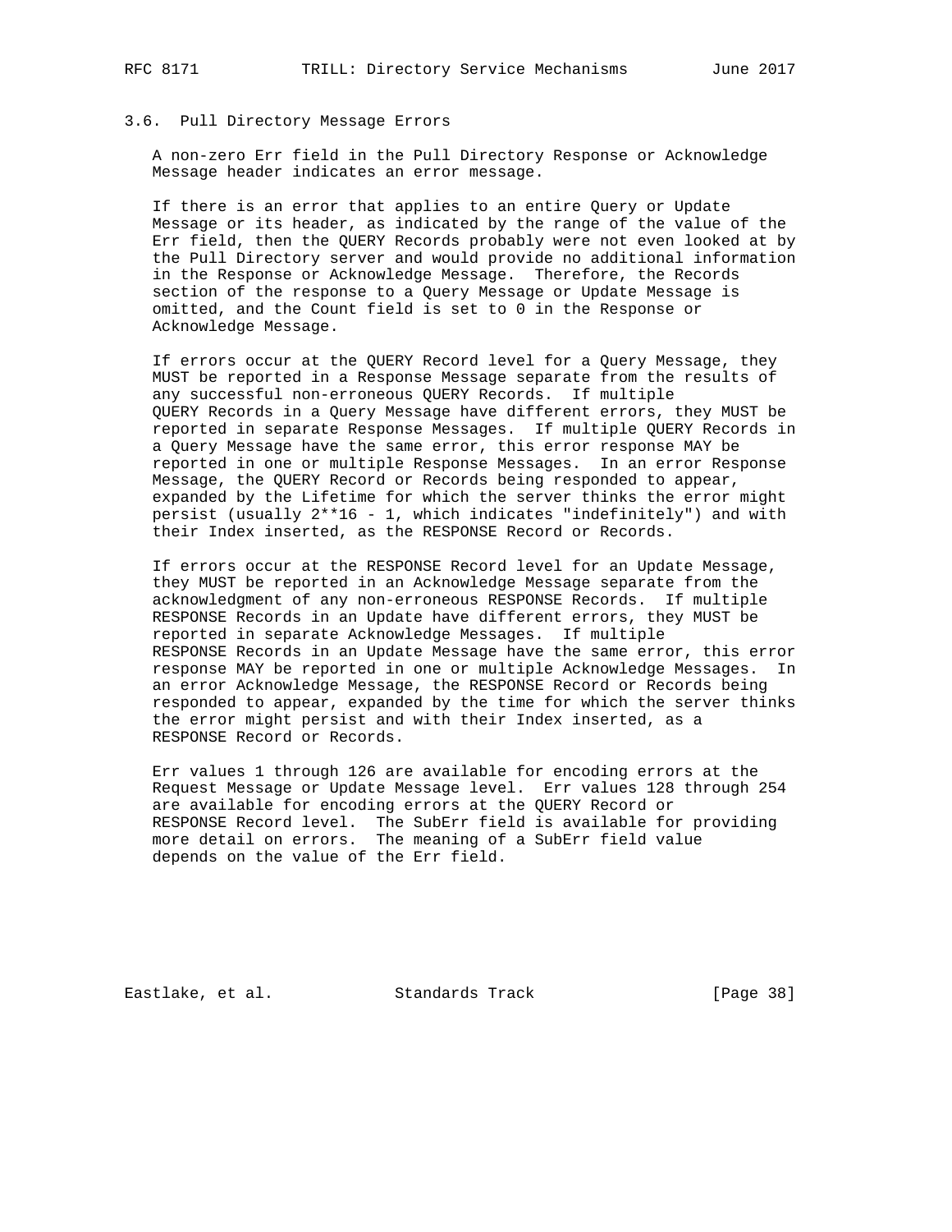### 3.6. Pull Directory Message Errors

A non-zero Err field in the Pull Directory Response or Acknowledge Message header indicates an error message.

If there is an error that applies to an entire Query or Update Message or its header, as indicated by the range of the value of the Err field, then the QUERY Records probably were not even looked at by the Pull Directory server and would provide no additional information in the Response or Acknowledge Message. Therefore, the Records section of the response to a Query Message or Update Message is omitted, and the Count field is set to 0 in the Response or Acknowledge Message.

If errors occur at the QUERY Record level for a Query Message, they MUST be reported in a Response Message separate from the results of any successful non-erroneous QUERY Records. If multiple QUERY Records in a Query Message have different errors, they MUST be reported in separate Response Messages. If multiple QUERY Records in a Query Message have the same error, this error response MAY be reported in one or multiple Response Messages. In an error Response Message, the QUERY Record or Records being responded to appear, expanded by the Lifetime for which the server thinks the error might persist (usually 2**16 - 1, which indicates "indefinitely") and with their Index inserted, as the RESPONSE Record or Records.

If errors occur at the RESPONSE Record level for an Update Message, they MUST be reported in an Acknowledge Message separate from the acknowledgment of any non-erroneous RESPONSE Records. If multiple RESPONSE Records in an Update have different errors, they MUST be reported in separate Acknowledge Messages. If multiple RESPONSE Records in an Update Message have the same error, this error response MAY be reported in one or multiple Acknowledge Messages. In an error Acknowledge Message, the RESPONSE Record or Records being responded to appear, expanded by the time for which the server thinks the error might persist and with their Index inserted, as a RESPONSE Record or Records.

Err values 1 through 126 are available for encoding errors at the Request Message or Update Message level. Err values 128 through 254 are available for encoding errors at the QUERY Record or RESPONSE Record level. The SubErr field is available for providing more detail on errors. The meaning of a SubErr field value depends on the value of the Err field.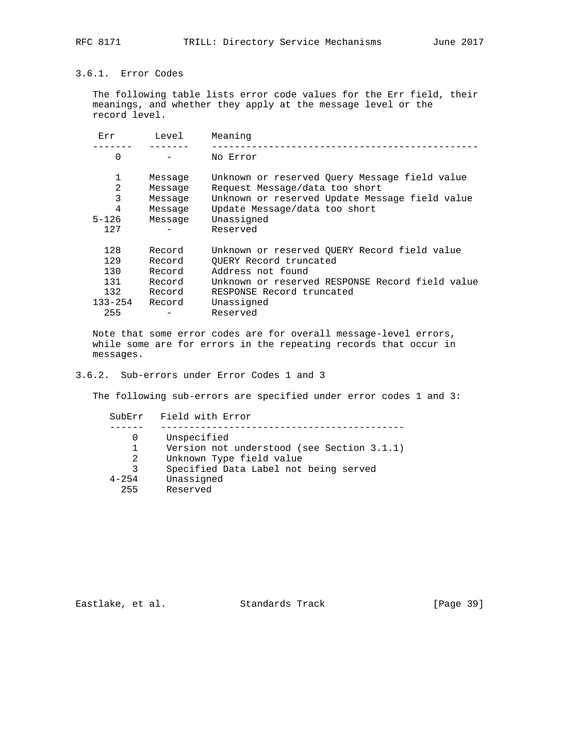### 3.6.1. Error Codes

The following table lists error code values for the Err field, their meanings, and whether they apply at the message level or the record level.

| Err | Level | Meaning |
| --- | --- | --- |
| 0 | - | No Error |
| 1 | Message | Unknown or reserved Query Message field value |
| 2 | Message | Request Message/data too short |
| 3 | Message | Unknown or reserved Update Message field value |
| 4 | Message | Update Message/data too short |
| 5-126 | Message | Unassigned |
| 127 | - | Reserved |
| 128 | Record | Unknown or reserved QUERY Record field value |
| 129 | Record | QUERY Record truncated |
| 130 | Record | Address not found |
| 131 | Record | Unknown or reserved RESPONSE Record field value |
| 132 | Record | RESPONSE Record truncated |
| 133-254 | Record | Unassigned |
| 255 | - | Reserved |

Note that some error codes are for overall message-level errors, while some are for errors in the repeating records that occur in messages.

### 3.6.2. Sub-errors under Error Codes 1 and 3

The following sub-errors are specified under error codes 1 and 3:

| SubErr | Field with Error |
| --- | --- |
| 0 | Unspecified |
| 1 | Version not understood (see Section 3.1.1) |
| 2 | Unknown Type field value |
| 3 | Specified Data Label not being served |
| 4-254 | Unassigned |
| 255 | Reserved |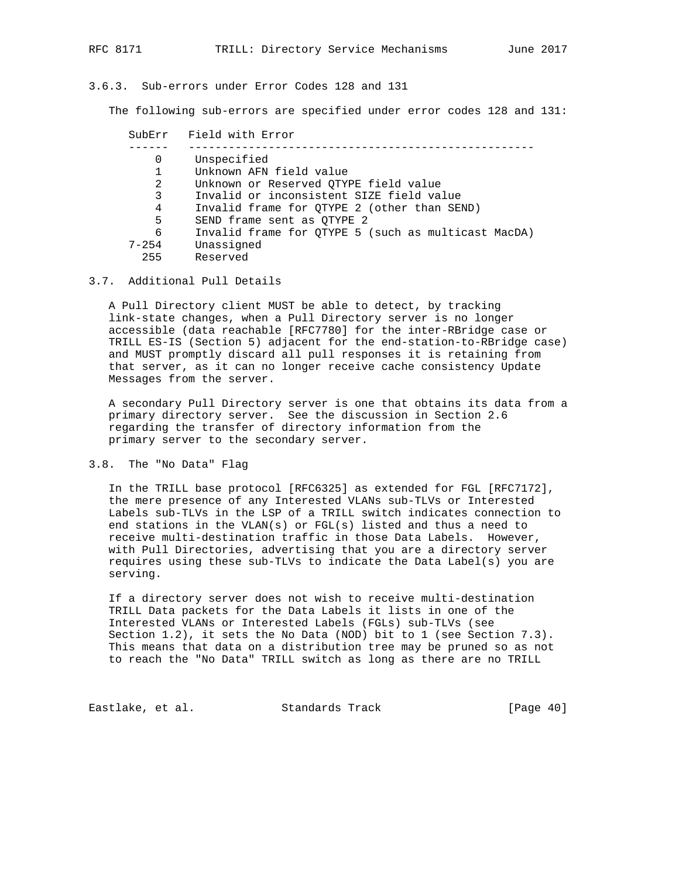### 3.6.3. Sub-errors under Error Codes 128 and 131

The following sub-errors are specified under error codes 128 and 131:

| SubErr | Field with Error |
| --- | --- |
| 0 | Unspecified |
| 1 | Unknown AFN field value |
| 2 | Unknown or Reserved QTYPE field value |
| 3 | Invalid or inconsistent SIZE field value |
| 4 | Invalid frame for QTYPE 2 (other than SEND) |
| 5 | SEND frame sent as QTYPE 2 |
| 6 | Invalid frame for QTYPE 5 (such as multicast MacDA) |
| 7-254 | Unassigned |
| 255 | Reserved |

## 3.7. Additional Pull Details

A Pull Directory client MUST be able to detect, by tracking link-state changes, when a Pull Directory server is no longer accessible (data reachable [RFC7780] for the inter-RBridge case or TRILL ES-IS (Section 5) adjacent for the end-station-to-RBridge case) and MUST promptly discard all pull responses it is retaining from that server, as it can no longer receive cache consistency Update Messages from the server.

A secondary Pull Directory server is one that obtains its data from a primary directory server. See the discussion in Section 2.6 regarding the transfer of directory information from the primary server to the secondary server.

## 3.8. The "No Data" Flag

In the TRILL base protocol [RFC6325] as extended for FGL [RFC7172], the mere presence of any Interested VLANs sub-TLVs or Interested Labels sub-TLVs in the LSP of a TRILL switch indicates connection to end stations in the VLAN(s) or FGL(s) listed and thus a need to receive multi-destination traffic in those Data Labels. However, with Pull Directories, advertising that you are a directory server requires using these sub-TLVs to indicate the Data Label(s) you are serving.

If a directory server does not wish to receive multi-destination TRILL Data packets for the Data Labels it lists in one of the Interested VLANs or Interested Labels (FGLs) sub-TLVs (see Section 1.2), it sets the No Data (NOD) bit to 1 (see Section 7.3). This means that data on a distribution tree may be pruned so as not to reach the "No Data" TRILL switch as long as there are no TRILL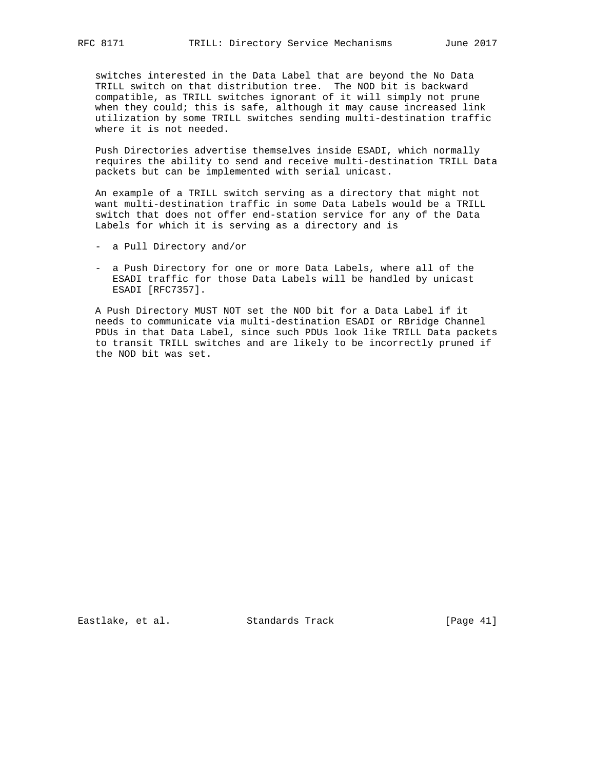switches interested in the Data Label that are beyond the No Data TRILL switch on that distribution tree. The NOD bit is backward compatible, as TRILL switches ignorant of it will simply not prune when they could; this is safe, although it may cause increased link utilization by some TRILL switches sending multi-destination traffic where it is not needed.

Push Directories advertise themselves inside ESADI, which normally requires the ability to send and receive multi-destination TRILL Data packets but can be implemented with serial unicast.

An example of a TRILL switch serving as a directory that might not want multi-destination traffic in some Data Labels would be a TRILL switch that does not offer end-station service for any of the Data Labels for which it is serving as a directory and is

- a Pull Directory and/or

- a Push Directory for one or more Data Labels, where all of the ESADI traffic for those Data Labels will be handled by unicast ESADI [RFC7357].

A Push Directory MUST NOT set the NOD bit for a Data Label if it needs to communicate via multi-destination ESADI or RBridge Channel PDUs in that Data Label, since such PDUs look like TRILL Data packets to transit TRILL switches and are likely to be incorrectly pruned if the NOD bit was set.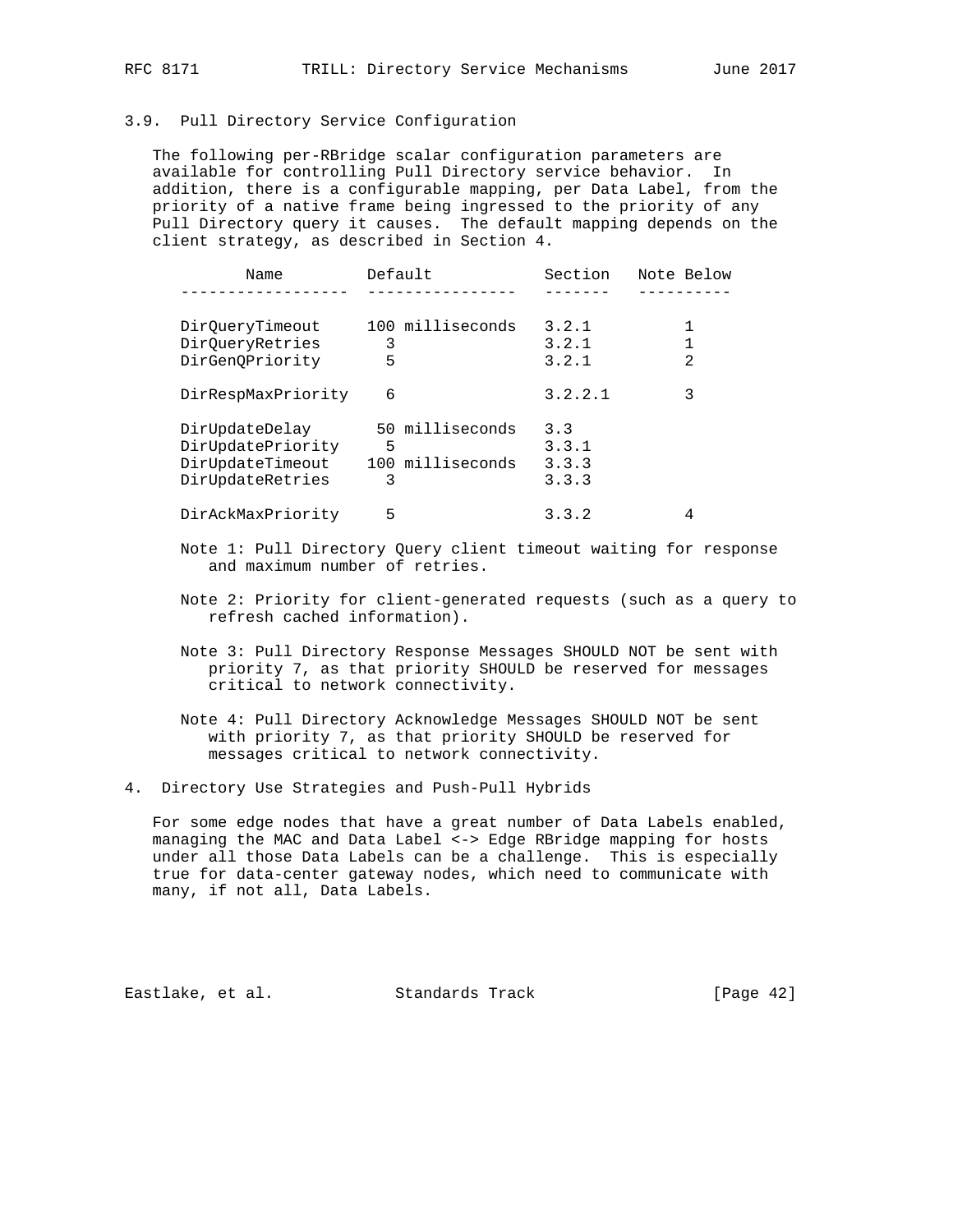### 3.9. Pull Directory Service Configuration

The following per-RBridge scalar configuration parameters are available for controlling Pull Directory service behavior. In addition, there is a configurable mapping, per Data Label, from the priority of a native frame being ingressed to the priority of any Pull Directory query it causes. The default mapping depends on the client strategy, as described in Section 4.

| Name | Default | Section | Note Below |
|---|---|---|---|
| DirQueryTimeout | 100 milliseconds | 3.2.1 | 1 |
| DirQueryRetries | 3 | 3.2.1 | 1 |
| DirGenQPriority | 5 | 3.2.1 | 2 |
| DirRespMaxPriority | 6 | 3.2.2.1 | 3 |
| DirUpdateDelay | 50 milliseconds | 3.3 | |
| DirUpdatePriority | 5 | 3.3.1 | |
| DirUpdateTimeout | 100 milliseconds | 3.3.3 | |
| DirUpdateRetries | 3 | 3.3.3 | |
| DirAckMaxPriority | 5 | 3.3.2 | 4 |

Note 1: Pull Directory Query client timeout waiting for response and maximum number of retries.

Note 2: Priority for client-generated requests (such as a query to refresh cached information).

Note 3: Pull Directory Response Messages SHOULD NOT be sent with priority 7, as that priority SHOULD be reserved for messages critical to network connectivity.

Note 4: Pull Directory Acknowledge Messages SHOULD NOT be sent with priority 7, as that priority SHOULD be reserved for messages critical to network connectivity.

## 4. Directory Use Strategies and Push-Pull Hybrids

For some edge nodes that have a great number of Data Labels enabled, managing the MAC and Data Label <-> Edge RBridge mapping for hosts under all those Data Labels can be a challenge. This is especially true for data-center gateway nodes, which need to communicate with many, if not all, Data Labels.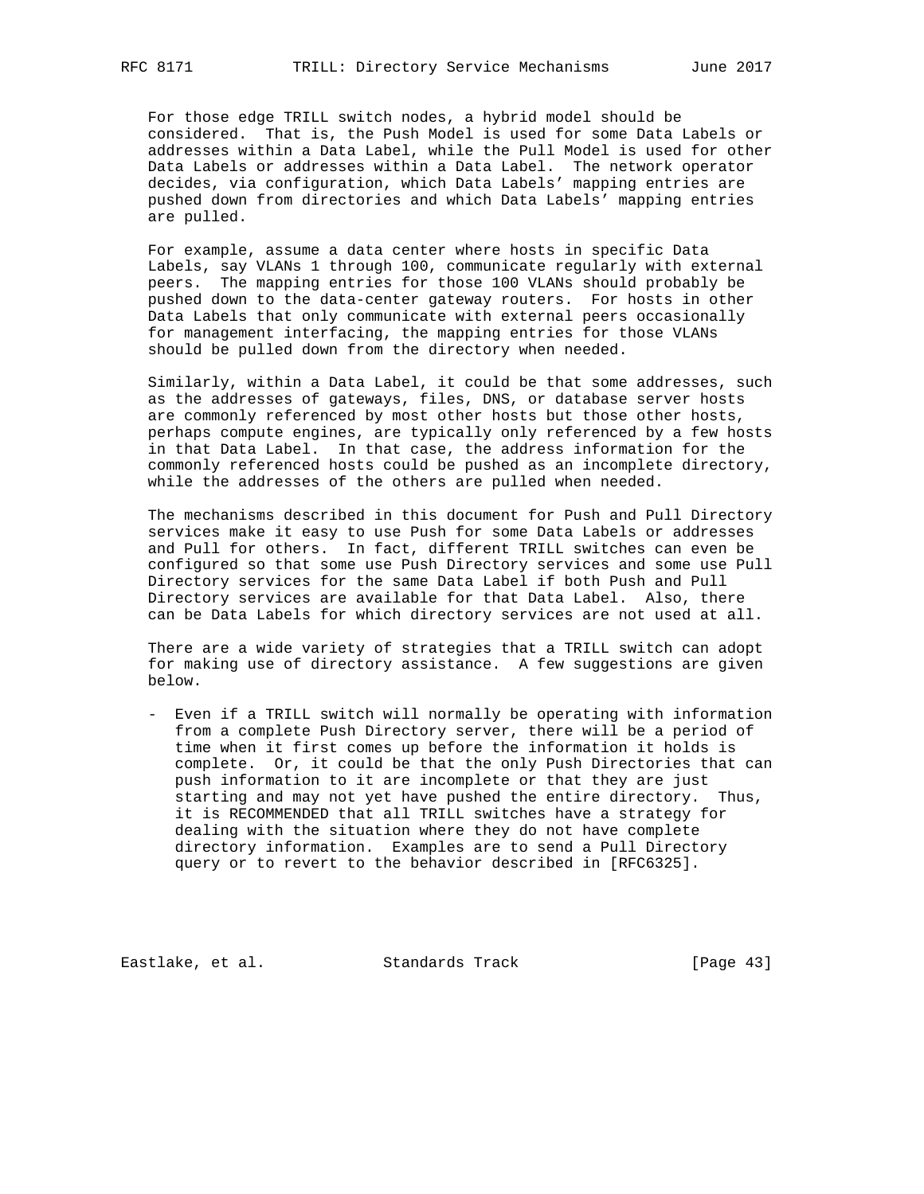For those edge TRILL switch nodes, a hybrid model should be considered. That is, the Push Model is used for some Data Labels or addresses within a Data Label, while the Pull Model is used for other Data Labels or addresses within a Data Label. The network operator decides, via configuration, which Data Labels' mapping entries are pushed down from directories and which Data Labels' mapping entries are pulled.

For example, assume a data center where hosts in specific Data Labels, say VLANs 1 through 100, communicate regularly with external peers. The mapping entries for those 100 VLANs should probably be pushed down to the data-center gateway routers. For hosts in other Data Labels that only communicate with external peers occasionally for management interfacing, the mapping entries for those VLANs should be pulled down from the directory when needed.

Similarly, within a Data Label, it could be that some addresses, such as the addresses of gateways, files, DNS, or database server hosts are commonly referenced by most other hosts but those other hosts, perhaps compute engines, are typically only referenced by a few hosts in that Data Label. In that case, the address information for the commonly referenced hosts could be pushed as an incomplete directory, while the addresses of the others are pulled when needed.

The mechanisms described in this document for Push and Pull Directory services make it easy to use Push for some Data Labels or addresses and Pull for others. In fact, different TRILL switches can even be configured so that some use Push Directory services and some use Pull Directory services for the same Data Label if both Push and Pull Directory services are available for that Data Label. Also, there can be Data Labels for which directory services are not used at all.

There are a wide variety of strategies that a TRILL switch can adopt for making use of directory assistance. A few suggestions are given below.

- Even if a TRILL switch will normally be operating with information from a complete Push Directory server, there will be a period of time when it first comes up before the information it holds is complete. Or, it could be that the only Push Directories that can push information to it are incomplete or that they are just starting and may not yet have pushed the entire directory. Thus, it is RECOMMENDED that all TRILL switches have a strategy for dealing with the situation where they do not have complete directory information. Examples are to send a Pull Directory query or to revert to the behavior described in [RFC6325].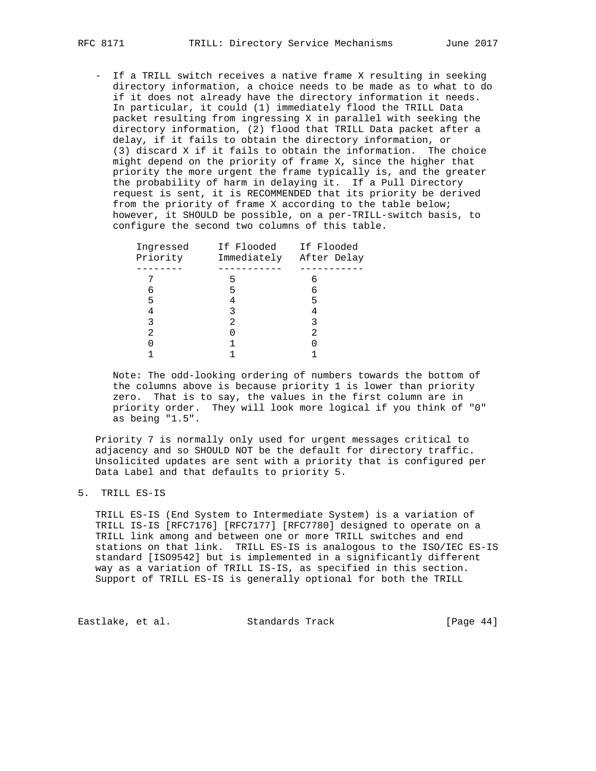- If a TRILL switch receives a native frame X resulting in seeking directory information, a choice needs to be made as to what to do if it does not already have the directory information it needs. In particular, it could (1) immediately flood the TRILL Data packet resulting from ingressing X in parallel with seeking the directory information, (2) flood that TRILL Data packet after a delay, if it fails to obtain the directory information, or (3) discard X if it fails to obtain the information. The choice might depend on the priority of frame X, since the higher that priority the more urgent the frame typically is, and the greater the probability of harm in delaying it. If a Pull Directory request is sent, it is RECOMMENDED that its priority be derived from the priority of frame X according to the table below; however, it SHOULD be possible, on a per-TRILL-switch basis, to configure the second two columns of this table.

| Ingressed Priority | If Flooded Immediately | If Flooded After Delay |
|---|---|---|
| 7 | 5 | 6 |
| 6 | 5 | 6 |
| 5 | 4 | 5 |
| 4 | 3 | 4 |
| 3 | 2 | 3 |
| 2 | 0 | 2 |
| 0 | 1 | 0 |
| 1 | 1 | 1 |

  Note: The odd-looking ordering of numbers towards the bottom of the columns above is because priority 1 is lower than priority zero. That is to say, the values in the first column are in priority order. They will look more logical if you think of "0" as being "1.5".

Priority 7 is normally only used for urgent messages critical to adjacency and so SHOULD NOT be the default for directory traffic. Unsolicited updates are sent with a priority that is configured per Data Label and that defaults to priority 5.

## 5. TRILL ES-IS

TRILL ES-IS (End System to Intermediate System) is a variation of TRILL IS-IS [RFC7176] [RFC7177] [RFC7780] designed to operate on a TRILL link among and between one or more TRILL switches and end stations on that link. TRILL ES-IS is analogous to the ISO/IEC ES-IS standard [ISO9542] but is implemented in a significantly different way as a variation of TRILL IS-IS, as specified in this section. Support of TRILL ES-IS is generally optional for both the TRILL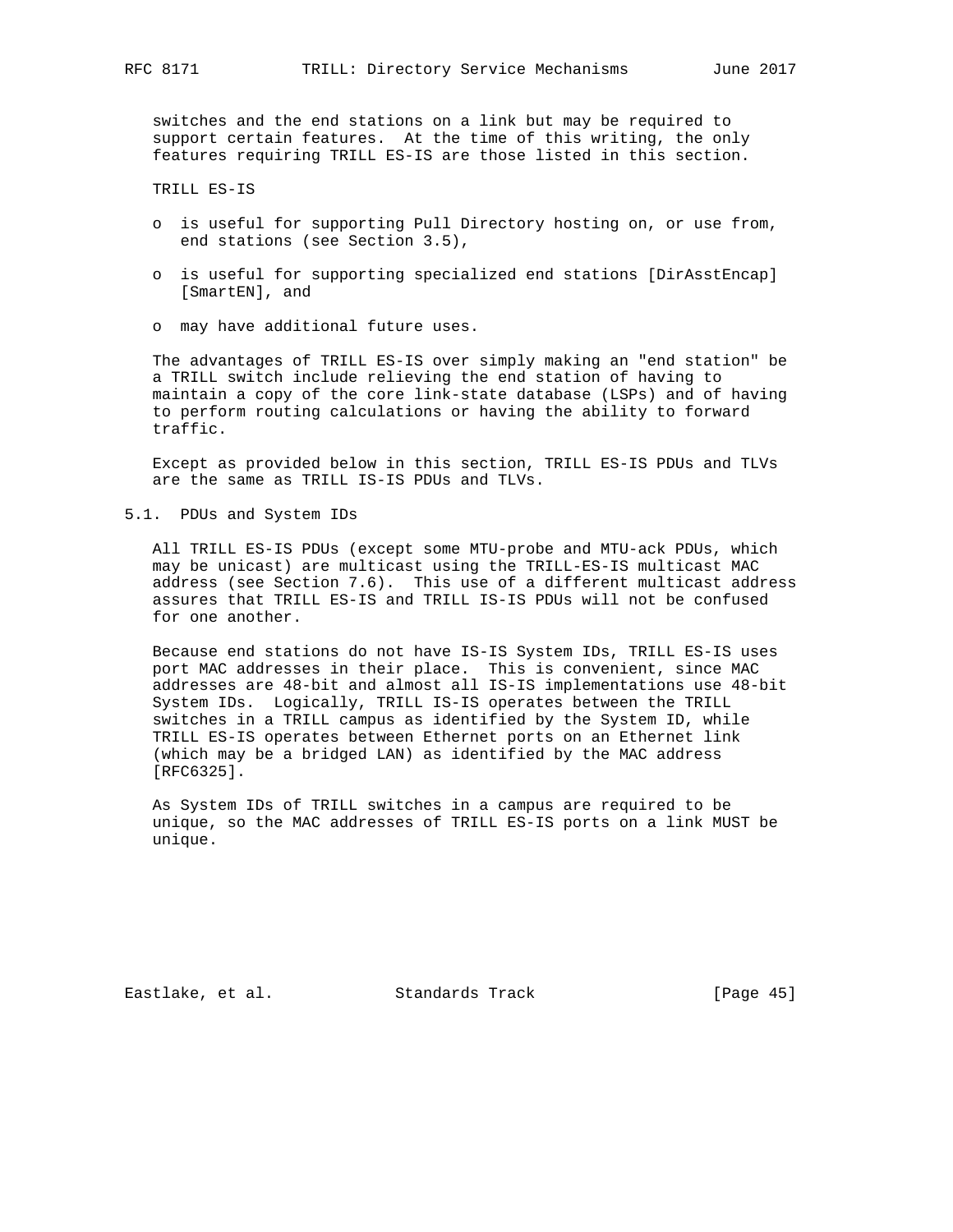switches and the end stations on a link but may be required to support certain features. At the time of this writing, the only features requiring TRILL ES-IS are those listed in this section.

TRILL ES-IS

- is useful for supporting Pull Directory hosting on, or use from, end stations (see Section 3.5),
- is useful for supporting specialized end stations [DirAsstEncap] [SmartEN], and
- may have additional future uses.

The advantages of TRILL ES-IS over simply making an "end station" be a TRILL switch include relieving the end station of having to maintain a copy of the core link-state database (LSPs) and of having to perform routing calculations or having the ability to forward traffic.

Except as provided below in this section, TRILL ES-IS PDUs and TLVs are the same as TRILL IS-IS PDUs and TLVs.

## 5.1. PDUs and System IDs

All TRILL ES-IS PDUs (except some MTU-probe and MTU-ack PDUs, which may be unicast) are multicast using the TRILL-ES-IS multicast MAC address (see Section 7.6). This use of a different multicast address assures that TRILL ES-IS and TRILL IS-IS PDUs will not be confused for one another.

Because end stations do not have IS-IS System IDs, TRILL ES-IS uses port MAC addresses in their place. This is convenient, since MAC addresses are 48-bit and almost all IS-IS implementations use 48-bit System IDs. Logically, TRILL IS-IS operates between the TRILL switches in a TRILL campus as identified by the System ID, while TRILL ES-IS operates between Ethernet ports on an Ethernet link (which may be a bridged LAN) as identified by the MAC address [RFC6325].

As System IDs of TRILL switches in a campus are required to be unique, so the MAC addresses of TRILL ES-IS ports on a link MUST be unique.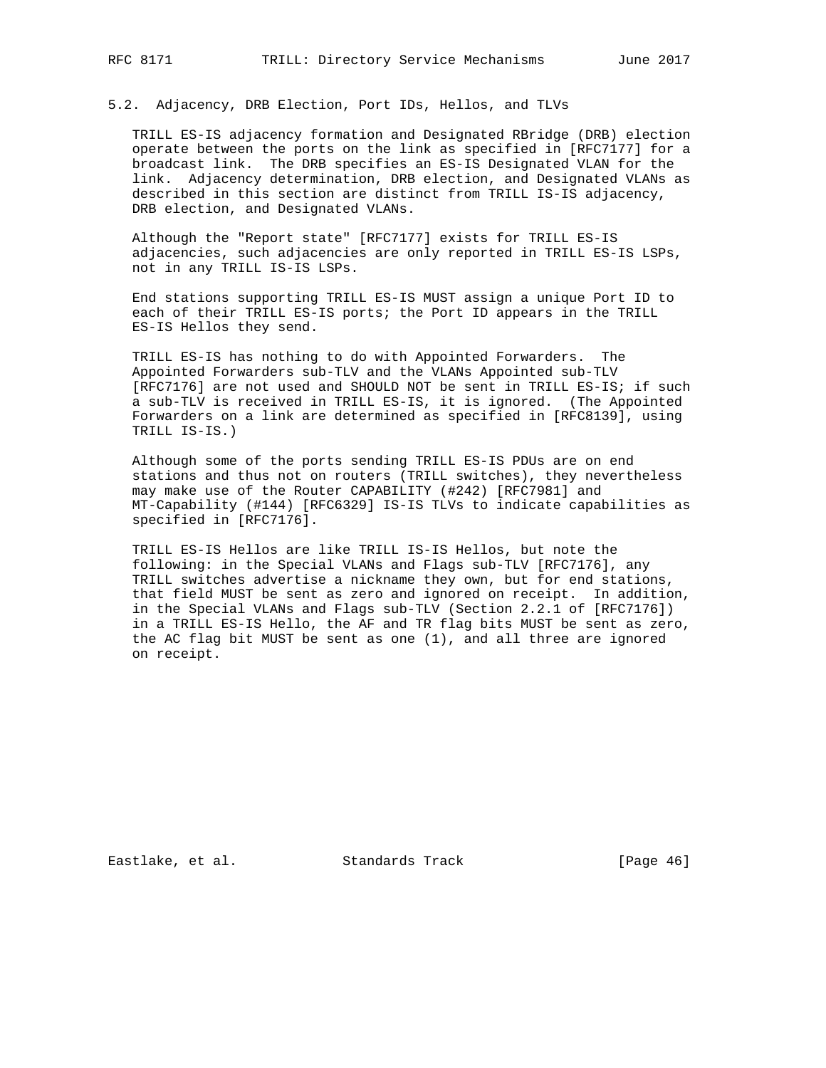## 5.2. Adjacency, DRB Election, Port IDs, Hellos, and TLVs

TRILL ES-IS adjacency formation and Designated RBridge (DRB) election operate between the ports on the link as specified in [RFC7177] for a broadcast link. The DRB specifies an ES-IS Designated VLAN for the link. Adjacency determination, DRB election, and Designated VLANs as described in this section are distinct from TRILL IS-IS adjacency, DRB election, and Designated VLANs.

Although the "Report state" [RFC7177] exists for TRILL ES-IS adjacencies, such adjacencies are only reported in TRILL ES-IS LSPs, not in any TRILL IS-IS LSPs.

End stations supporting TRILL ES-IS MUST assign a unique Port ID to each of their TRILL ES-IS ports; the Port ID appears in the TRILL ES-IS Hellos they send.

TRILL ES-IS has nothing to do with Appointed Forwarders. The Appointed Forwarders sub-TLV and the VLANs Appointed sub-TLV [RFC7176] are not used and SHOULD NOT be sent in TRILL ES-IS; if such a sub-TLV is received in TRILL ES-IS, it is ignored. (The Appointed Forwarders on a link are determined as specified in [RFC8139], using TRILL IS-IS.)

Although some of the ports sending TRILL ES-IS PDUs are on end stations and thus not on routers (TRILL switches), they nevertheless may make use of the Router CAPABILITY (#242) [RFC7981] and MT-Capability (#144) [RFC6329] IS-IS TLVs to indicate capabilities as specified in [RFC7176].

TRILL ES-IS Hellos are like TRILL IS-IS Hellos, but note the following: in the Special VLANs and Flags sub-TLV [RFC7176], any TRILL switches advertise a nickname they own, but for end stations, that field MUST be sent as zero and ignored on receipt. In addition, in the Special VLANs and Flags sub-TLV (Section 2.2.1 of [RFC7176]) in a TRILL ES-IS Hello, the AF and TR flag bits MUST be sent as zero, the AC flag bit MUST be sent as one (1), and all three are ignored on receipt.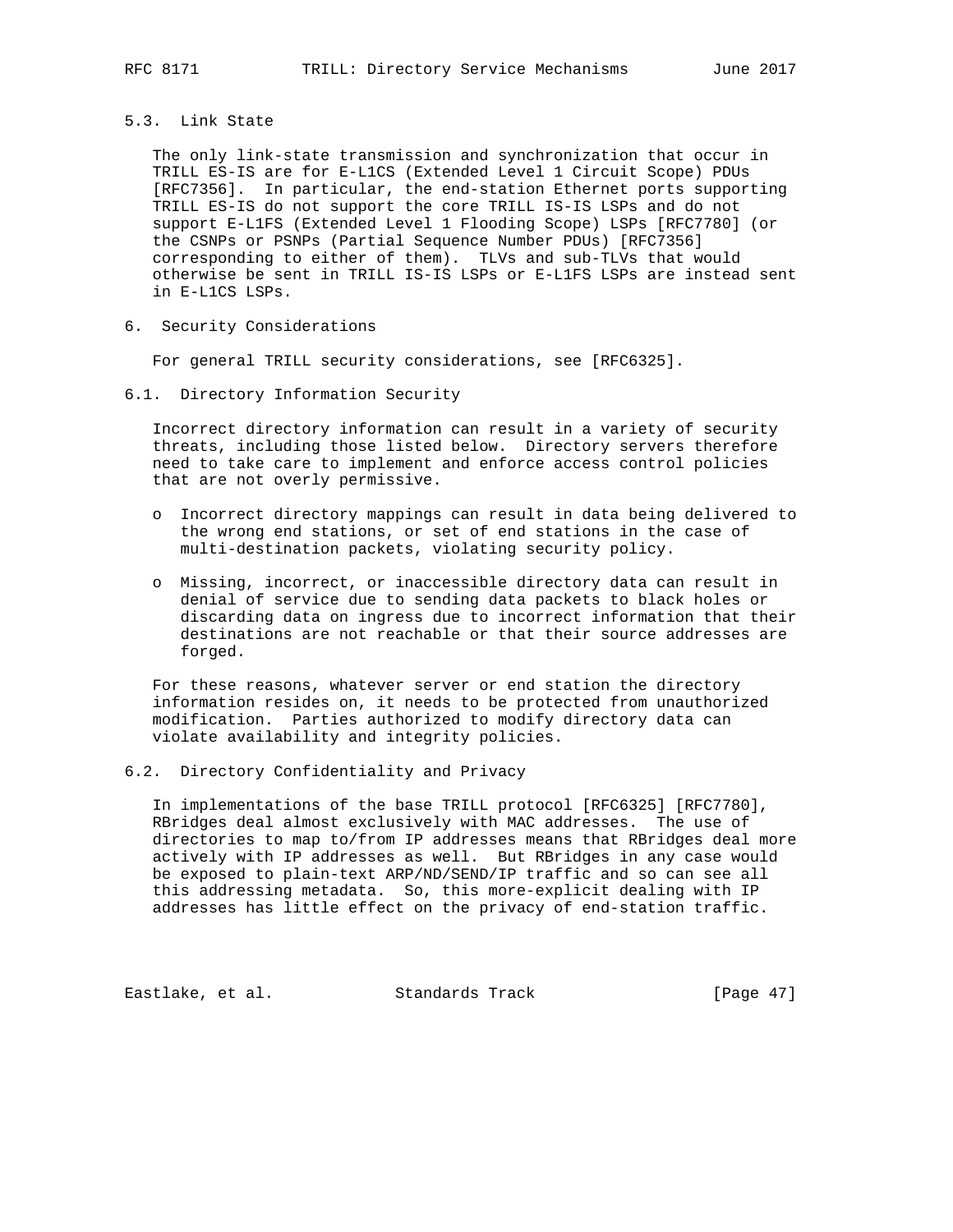### 5.3. Link State

The only link-state transmission and synchronization that occur in TRILL ES-IS are for E-L1CS (Extended Level 1 Circuit Scope) PDUs [RFC7356]. In particular, the end-station Ethernet ports supporting TRILL ES-IS do not support the core TRILL IS-IS LSPs and do not support E-L1FS (Extended Level 1 Flooding Scope) LSPs [RFC7780] (or the CSNPs or PSNPs (Partial Sequence Number PDUs) [RFC7356] corresponding to either of them). TLVs and sub-TLVs that would otherwise be sent in TRILL IS-IS LSPs or E-L1FS LSPs are instead sent in E-L1CS LSPs.

## 6. Security Considerations

For general TRILL security considerations, see [RFC6325].

### 6.1. Directory Information Security

Incorrect directory information can result in a variety of security threats, including those listed below. Directory servers therefore need to take care to implement and enforce access control policies that are not overly permissive.

- Incorrect directory mappings can result in data being delivered to the wrong end stations, or set of end stations in the case of multi-destination packets, violating security policy.
- Missing, incorrect, or inaccessible directory data can result in denial of service due to sending data packets to black holes or discarding data on ingress due to incorrect information that their destinations are not reachable or that their source addresses are forged.

For these reasons, whatever server or end station the directory information resides on, it needs to be protected from unauthorized modification. Parties authorized to modify directory data can violate availability and integrity policies.

### 6.2. Directory Confidentiality and Privacy

In implementations of the base TRILL protocol [RFC6325] [RFC7780], RBridges deal almost exclusively with MAC addresses. The use of directories to map to/from IP addresses means that RBridges deal more actively with IP addresses as well. But RBridges in any case would be exposed to plain-text ARP/ND/SEND/IP traffic and so can see all this addressing metadata. So, this more-explicit dealing with IP addresses has little effect on the privacy of end-station traffic.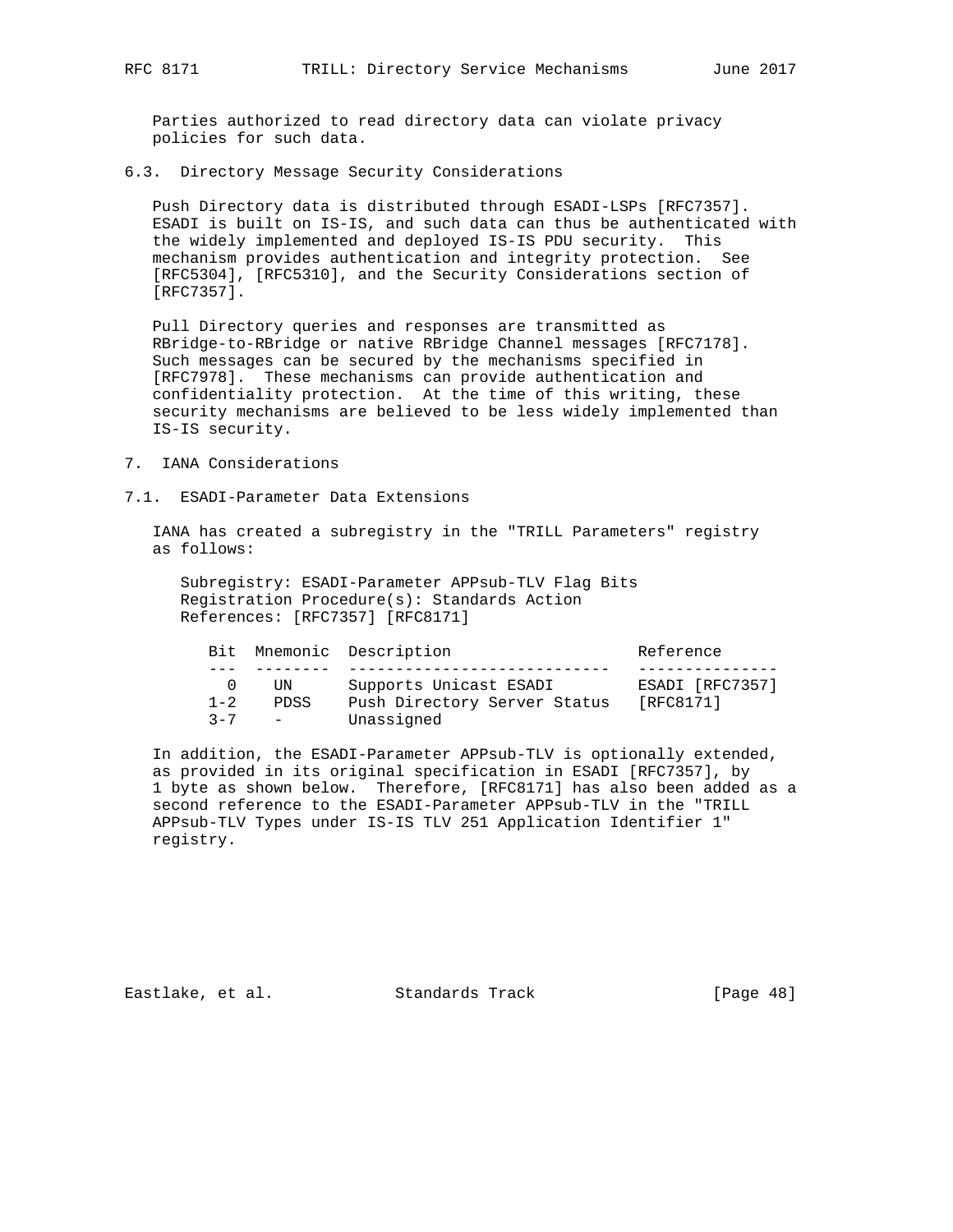Parties authorized to read directory data can violate privacy policies for such data.

### 6.3. Directory Message Security Considerations

Push Directory data is distributed through ESADI-LSPs [RFC7357]. ESADI is built on IS-IS, and such data can thus be authenticated with the widely implemented and deployed IS-IS PDU security. This mechanism provides authentication and integrity protection. See [RFC5304], [RFC5310], and the Security Considerations section of [RFC7357].

Pull Directory queries and responses are transmitted as RBridge-to-RBridge or native RBridge Channel messages [RFC7178]. Such messages can be secured by the mechanisms specified in [RFC7978]. These mechanisms can provide authentication and confidentiality protection. At the time of this writing, these security mechanisms are believed to be less widely implemented than IS-IS security.

## 7. IANA Considerations

### 7.1. ESADI-Parameter Data Extensions

IANA has created a subregistry in the "TRILL Parameters" registry as follows:

Subregistry: ESADI-Parameter APPsub-TLV Flag Bits
Registration Procedure(s): Standards Action
References: [RFC7357] [RFC8171]

| Bit | Mnemonic | Description | Reference |
|---|---|---|---|
| 0 | UN | Supports Unicast ESADI | ESADI [RFC7357] |
| 1-2 | PDSS | Push Directory Server Status | [RFC8171] |
| 3-7 | - | Unassigned | |

In addition, the ESADI-Parameter APPsub-TLV is optionally extended, as provided in its original specification in ESADI [RFC7357], by 1 byte as shown below. Therefore, [RFC8171] has also been added as a second reference to the ESADI-Parameter APPsub-TLV in the "TRILL APPsub-TLV Types under IS-IS TLV 251 Application Identifier 1" registry.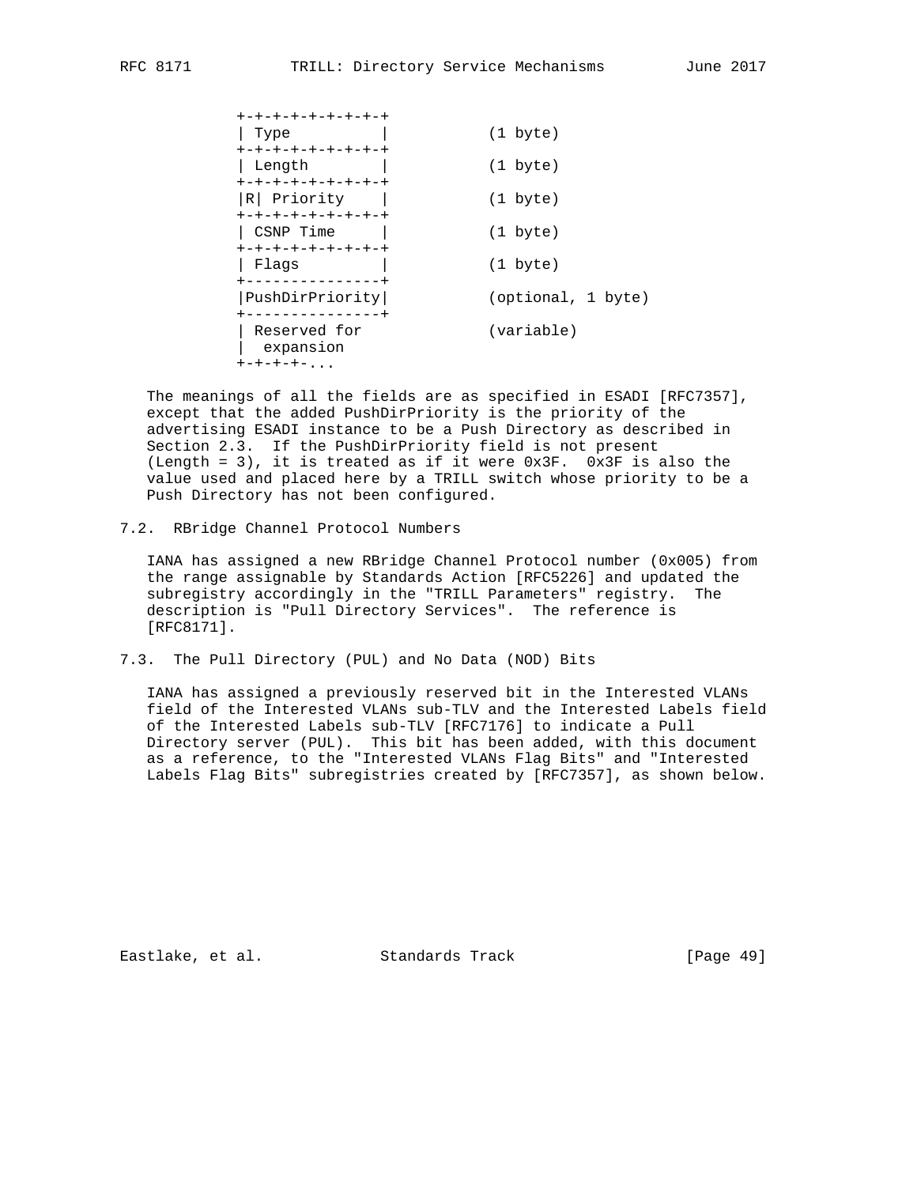```
+-+-+-+-+-+-+-+-+
| Type          |           (1 byte)
+-+-+-+-+-+-+-+-+
| Length        |           (1 byte)
+-+-+-+-+-+-+-+-+
|R| Priority    |           (1 byte)
+-+-+-+-+-+-+-+-+
| CSNP Time     |           (1 byte)
+-+-+-+-+-+-+-+-+
| Flags         |           (1 byte)
+---------------+
|PushDirPriority|           (optional, 1 byte)
+---------------+
| Reserved for              (variable)
|  expansion
+-+-+-+-...
```

The meanings of all the fields are as specified in ESADI [RFC7357], except that the added PushDirPriority is the priority of the advertising ESADI instance to be a Push Directory as described in Section 2.3. If the PushDirPriority field is not present (Length = 3), it is treated as if it were 0x3F. 0x3F is also the value used and placed here by a TRILL switch whose priority to be a Push Directory has not been configured.

## 7.2. RBridge Channel Protocol Numbers

IANA has assigned a new RBridge Channel Protocol number (0x005) from the range assignable by Standards Action [RFC5226] and updated the subregistry accordingly in the "TRILL Parameters" registry. The description is "Pull Directory Services". The reference is [RFC8171].

## 7.3. The Pull Directory (PUL) and No Data (NOD) Bits

IANA has assigned a previously reserved bit in the Interested VLANs field of the Interested VLANs sub-TLV and the Interested Labels field of the Interested Labels sub-TLV [RFC7176] to indicate a Pull Directory server (PUL). This bit has been added, with this document as a reference, to the "Interested VLANs Flag Bits" and "Interested Labels Flag Bits" subregistries created by [RFC7357], as shown below.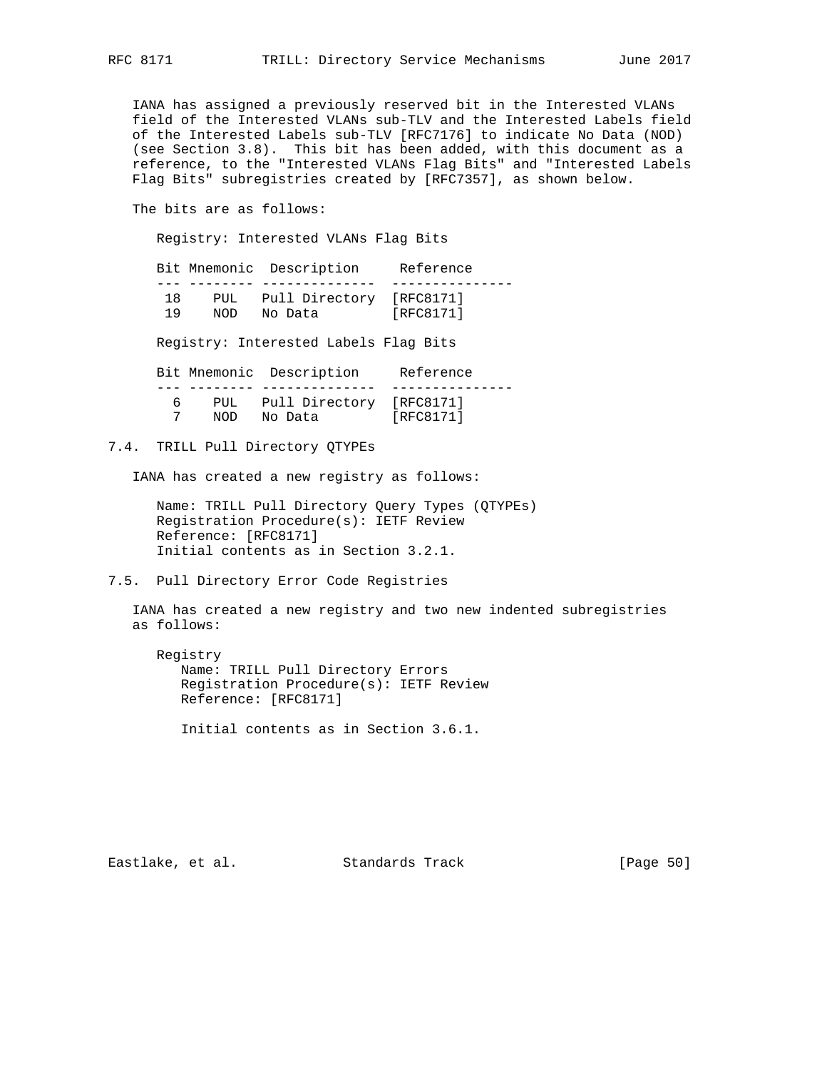IANA has assigned a previously reserved bit in the Interested VLANs field of the Interested VLANs sub-TLV and the Interested Labels field of the Interested Labels sub-TLV [RFC7176] to indicate No Data (NOD) (see Section 3.8). This bit has been added, with this document as a reference, to the "Interested VLANs Flag Bits" and "Interested Labels Flag Bits" subregistries created by [RFC7357], as shown below.

The bits are as follows:

Registry: Interested VLANs Flag Bits

| Bit | Mnemonic | Description | Reference |
|---|---|---|---|
| 18 | PUL | Pull Directory | [RFC8171] |
| 19 | NOD | No Data | [RFC8171] |

Registry: Interested Labels Flag Bits

| Bit | Mnemonic | Description | Reference |
|---|---|---|---|
| 6 | PUL | Pull Directory | [RFC8171] |
| 7 | NOD | No Data | [RFC8171] |

### 7.4. TRILL Pull Directory QTYPEs

IANA has created a new registry as follows:

Name: TRILL Pull Directory Query Types (QTYPEs)
Registration Procedure(s): IETF Review
Reference: [RFC8171]
Initial contents as in Section 3.2.1.

### 7.5. Pull Directory Error Code Registries

IANA has created a new registry and two new indented subregistries as follows:

Registry
Name: TRILL Pull Directory Errors
Registration Procedure(s): IETF Review
Reference: [RFC8171]

Initial contents as in Section 3.6.1.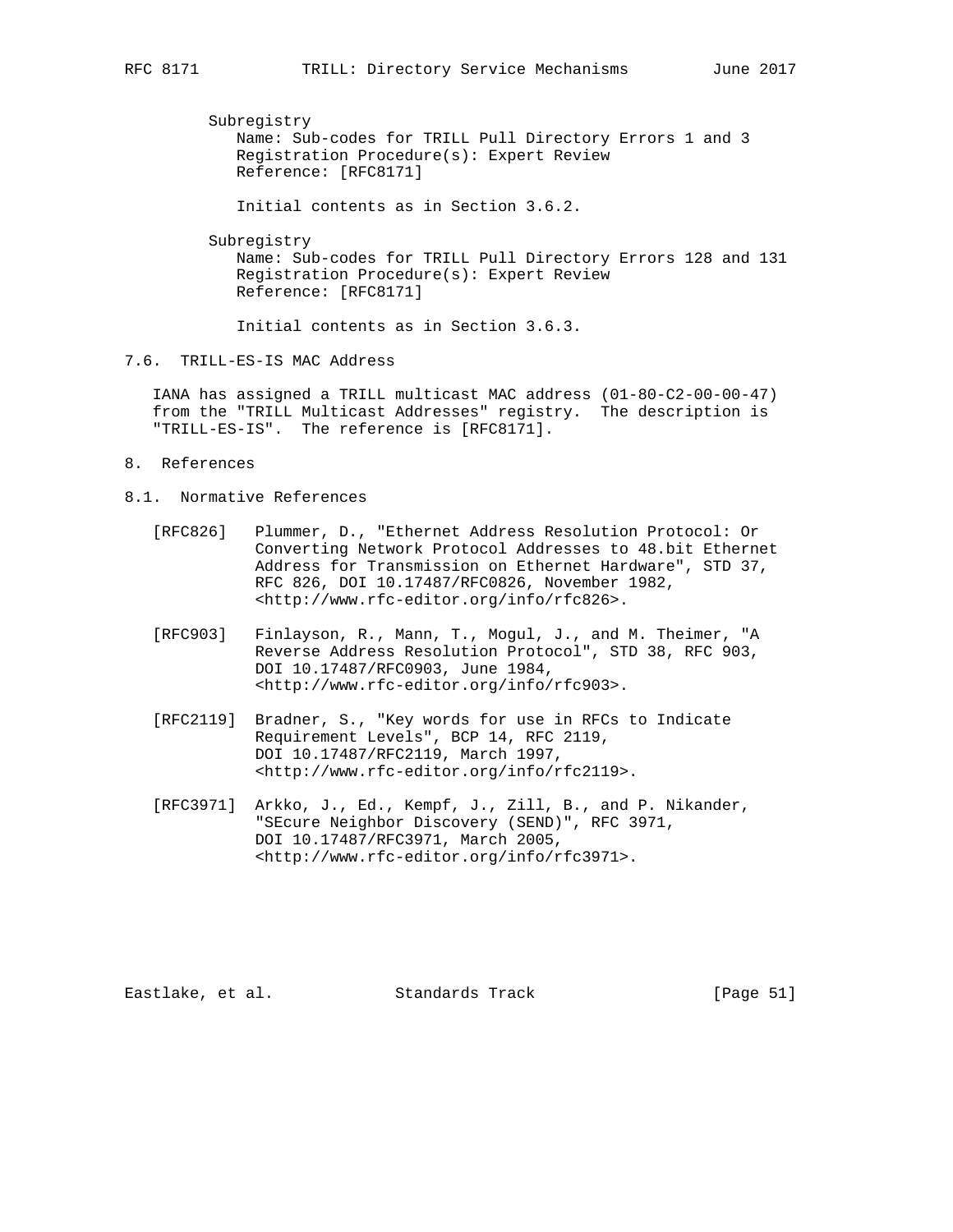Subregistry
Name: Sub-codes for TRILL Pull Directory Errors 1 and 3
Registration Procedure(s): Expert Review
Reference: [RFC8171]

Initial contents as in Section 3.6.2.

Subregistry
Name: Sub-codes for TRILL Pull Directory Errors 128 and 131
Registration Procedure(s): Expert Review
Reference: [RFC8171]

Initial contents as in Section 3.6.3.

## 7.6. TRILL-ES-IS MAC Address

IANA has assigned a TRILL multicast MAC address (01-80-C2-00-00-47) from the "TRILL Multicast Addresses" registry. The description is "TRILL-ES-IS". The reference is [RFC8171].

# 8. References

## 8.1. Normative References

[RFC826] Plummer, D., "Ethernet Address Resolution Protocol: Or Converting Network Protocol Addresses to 48.bit Ethernet Address for Transmission on Ethernet Hardware", STD 37, RFC 826, DOI 10.17487/RFC0826, November 1982, <http://www.rfc-editor.org/info/rfc826>.

[RFC903] Finlayson, R., Mann, T., Mogul, J., and M. Theimer, "A Reverse Address Resolution Protocol", STD 38, RFC 903, DOI 10.17487/RFC0903, June 1984, <http://www.rfc-editor.org/info/rfc903>.

[RFC2119] Bradner, S., "Key words for use in RFCs to Indicate Requirement Levels", BCP 14, RFC 2119, DOI 10.17487/RFC2119, March 1997, <http://www.rfc-editor.org/info/rfc2119>.

[RFC3971] Arkko, J., Ed., Kempf, J., Zill, B., and P. Nikander, "SEcure Neighbor Discovery (SEND)", RFC 3971, DOI 10.17487/RFC3971, March 2005, <http://www.rfc-editor.org/info/rfc3971>.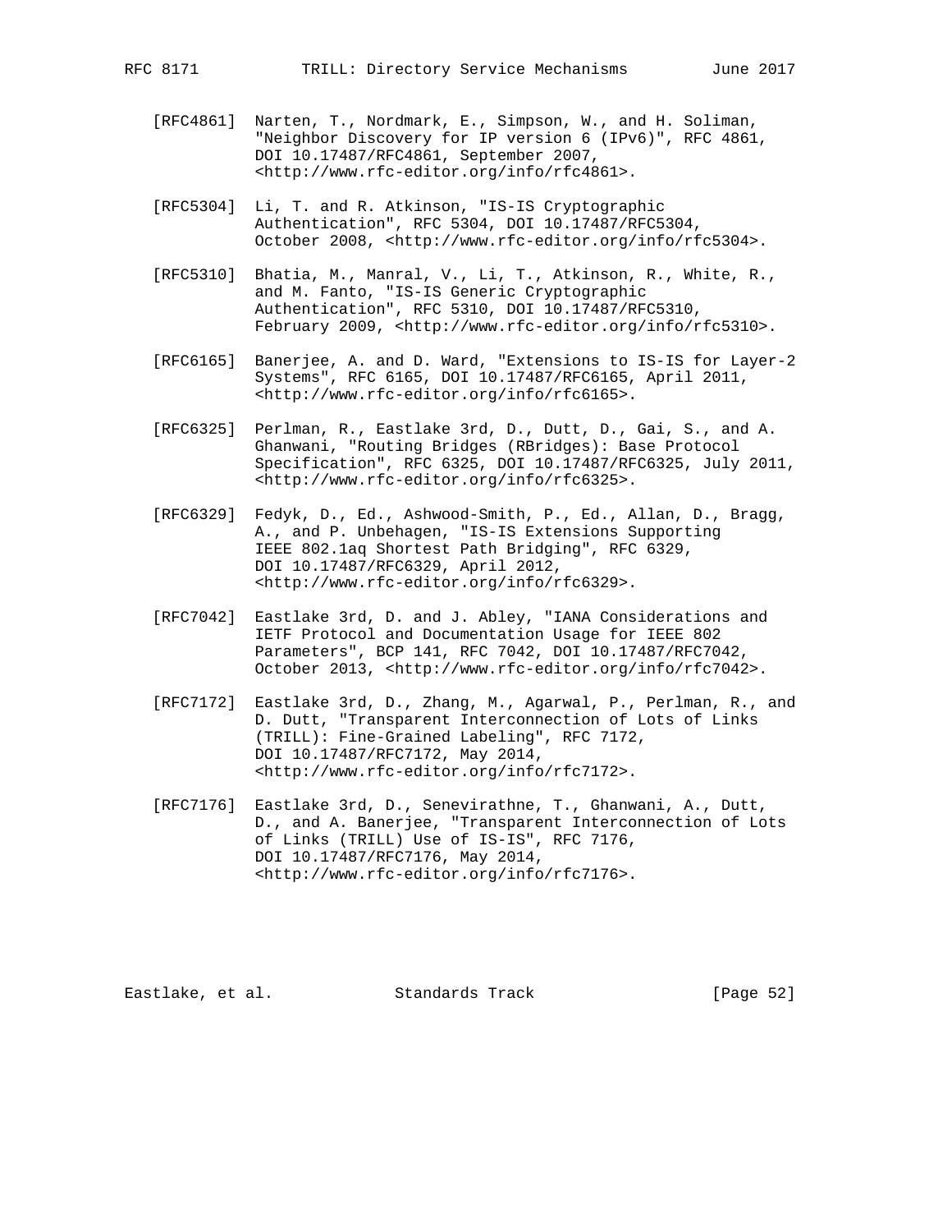[RFC4861] Narten, T., Nordmark, E., Simpson, W., and H. Soliman, "Neighbor Discovery for IP version 6 (IPv6)", RFC 4861, DOI 10.17487/RFC4861, September 2007, <http://www.rfc-editor.org/info/rfc4861>.

[RFC5304] Li, T. and R. Atkinson, "IS-IS Cryptographic Authentication", RFC 5304, DOI 10.17487/RFC5304, October 2008, <http://www.rfc-editor.org/info/rfc5304>.

[RFC5310] Bhatia, M., Manral, V., Li, T., Atkinson, R., White, R., and M. Fanto, "IS-IS Generic Cryptographic Authentication", RFC 5310, DOI 10.17487/RFC5310, February 2009, <http://www.rfc-editor.org/info/rfc5310>.

[RFC6165] Banerjee, A. and D. Ward, "Extensions to IS-IS for Layer-2 Systems", RFC 6165, DOI 10.17487/RFC6165, April 2011, <http://www.rfc-editor.org/info/rfc6165>.

[RFC6325] Perlman, R., Eastlake 3rd, D., Dutt, D., Gai, S., and A. Ghanwani, "Routing Bridges (RBridges): Base Protocol Specification", RFC 6325, DOI 10.17487/RFC6325, July 2011, <http://www.rfc-editor.org/info/rfc6325>.

[RFC6329] Fedyk, D., Ed., Ashwood-Smith, P., Ed., Allan, D., Bragg, A., and P. Unbehagen, "IS-IS Extensions Supporting IEEE 802.1aq Shortest Path Bridging", RFC 6329, DOI 10.17487/RFC6329, April 2012, <http://www.rfc-editor.org/info/rfc6329>.

[RFC7042] Eastlake 3rd, D. and J. Abley, "IANA Considerations and IETF Protocol and Documentation Usage for IEEE 802 Parameters", BCP 141, RFC 7042, DOI 10.17487/RFC7042, October 2013, <http://www.rfc-editor.org/info/rfc7042>.

[RFC7172] Eastlake 3rd, D., Zhang, M., Agarwal, P., Perlman, R., and D. Dutt, "Transparent Interconnection of Lots of Links (TRILL): Fine-Grained Labeling", RFC 7172, DOI 10.17487/RFC7172, May 2014, <http://www.rfc-editor.org/info/rfc7172>.

[RFC7176] Eastlake 3rd, D., Senevirathne, T., Ghanwani, A., Dutt, D., and A. Banerjee, "Transparent Interconnection of Lots of Links (TRILL) Use of IS-IS", RFC 7176, DOI 10.17487/RFC7176, May 2014, <http://www.rfc-editor.org/info/rfc7176>.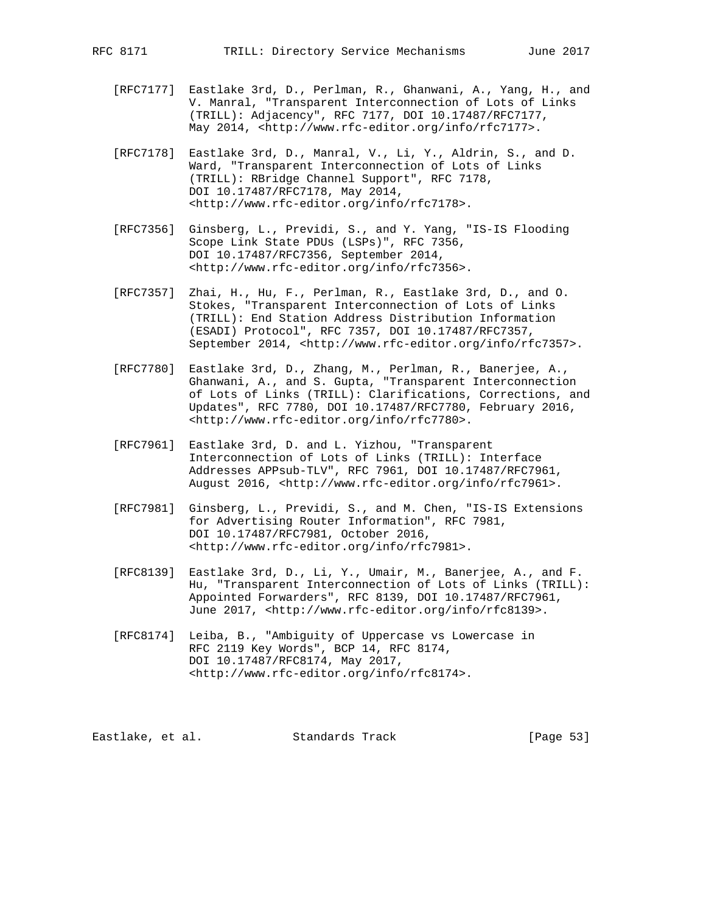[RFC7177] Eastlake 3rd, D., Perlman, R., Ghanwani, A., Yang, H., and V. Manral, "Transparent Interconnection of Lots of Links (TRILL): Adjacency", RFC 7177, DOI 10.17487/RFC7177, May 2014, <http://www.rfc-editor.org/info/rfc7177>.

[RFC7178] Eastlake 3rd, D., Manral, V., Li, Y., Aldrin, S., and D. Ward, "Transparent Interconnection of Lots of Links (TRILL): RBridge Channel Support", RFC 7178, DOI 10.17487/RFC7178, May 2014, <http://www.rfc-editor.org/info/rfc7178>.

[RFC7356] Ginsberg, L., Previdi, S., and Y. Yang, "IS-IS Flooding Scope Link State PDUs (LSPs)", RFC 7356, DOI 10.17487/RFC7356, September 2014, <http://www.rfc-editor.org/info/rfc7356>.

[RFC7357] Zhai, H., Hu, F., Perlman, R., Eastlake 3rd, D., and O. Stokes, "Transparent Interconnection of Lots of Links (TRILL): End Station Address Distribution Information (ESADI) Protocol", RFC 7357, DOI 10.17487/RFC7357, September 2014, <http://www.rfc-editor.org/info/rfc7357>.

[RFC7780] Eastlake 3rd, D., Zhang, M., Perlman, R., Banerjee, A., Ghanwani, A., and S. Gupta, "Transparent Interconnection of Lots of Links (TRILL): Clarifications, Corrections, and Updates", RFC 7780, DOI 10.17487/RFC7780, February 2016, <http://www.rfc-editor.org/info/rfc7780>.

[RFC7961] Eastlake 3rd, D. and L. Yizhou, "Transparent Interconnection of Lots of Links (TRILL): Interface Addresses APPsub-TLV", RFC 7961, DOI 10.17487/RFC7961, August 2016, <http://www.rfc-editor.org/info/rfc7961>.

[RFC7981] Ginsberg, L., Previdi, S., and M. Chen, "IS-IS Extensions for Advertising Router Information", RFC 7981, DOI 10.17487/RFC7981, October 2016, <http://www.rfc-editor.org/info/rfc7981>.

[RFC8139] Eastlake 3rd, D., Li, Y., Umair, M., Banerjee, A., and F. Hu, "Transparent Interconnection of Lots of Links (TRILL): Appointed Forwarders", RFC 8139, DOI 10.17487/RFC7961, June 2017, <http://www.rfc-editor.org/info/rfc8139>.

[RFC8174] Leiba, B., "Ambiguity of Uppercase vs Lowercase in RFC 2119 Key Words", BCP 14, RFC 8174, DOI 10.17487/RFC8174, May 2017, <http://www.rfc-editor.org/info/rfc8174>.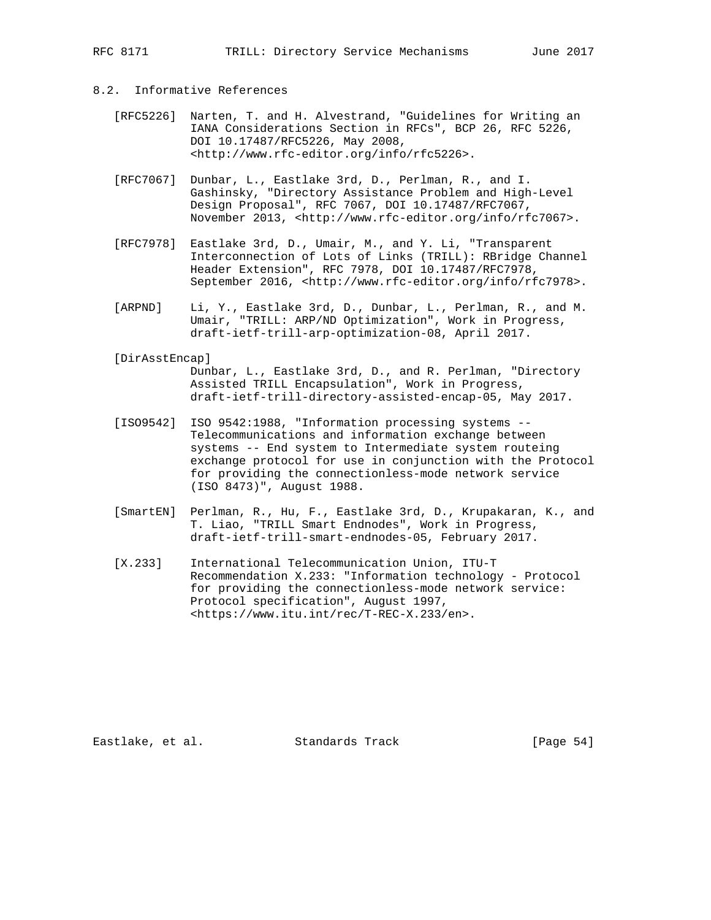## 8.2. Informative References

[RFC5226] Narten, T. and H. Alvestrand, "Guidelines for Writing an IANA Considerations Section in RFCs", BCP 26, RFC 5226, DOI 10.17487/RFC5226, May 2008, <http://www.rfc-editor.org/info/rfc5226>.

[RFC7067] Dunbar, L., Eastlake 3rd, D., Perlman, R., and I. Gashinsky, "Directory Assistance Problem and High-Level Design Proposal", RFC 7067, DOI 10.17487/RFC7067, November 2013, <http://www.rfc-editor.org/info/rfc7067>.

[RFC7978] Eastlake 3rd, D., Umair, M., and Y. Li, "Transparent Interconnection of Lots of Links (TRILL): RBridge Channel Header Extension", RFC 7978, DOI 10.17487/RFC7978, September 2016, <http://www.rfc-editor.org/info/rfc7978>.

[ARPND] Li, Y., Eastlake 3rd, D., Dunbar, L., Perlman, R., and M. Umair, "TRILL: ARP/ND Optimization", Work in Progress, draft-ietf-trill-arp-optimization-08, April 2017.

[DirAsstEncap]
Dunbar, L., Eastlake 3rd, D., and R. Perlman, "Directory Assisted TRILL Encapsulation", Work in Progress, draft-ietf-trill-directory-assisted-encap-05, May 2017.

[ISO9542] ISO 9542:1988, "Information processing systems -- Telecommunications and information exchange between systems -- End system to Intermediate system routeing exchange protocol for use in conjunction with the Protocol for providing the connectionless-mode network service (ISO 8473)", August 1988.

[SmartEN] Perlman, R., Hu, F., Eastlake 3rd, D., Krupakaran, K., and T. Liao, "TRILL Smart Endnodes", Work in Progress, draft-ietf-trill-smart-endnodes-05, February 2017.

[X.233] International Telecommunication Union, ITU-T Recommendation X.233: "Information technology - Protocol for providing the connectionless-mode network service: Protocol specification", August 1997, <https://www.itu.int/rec/T-REC-X.233/en>.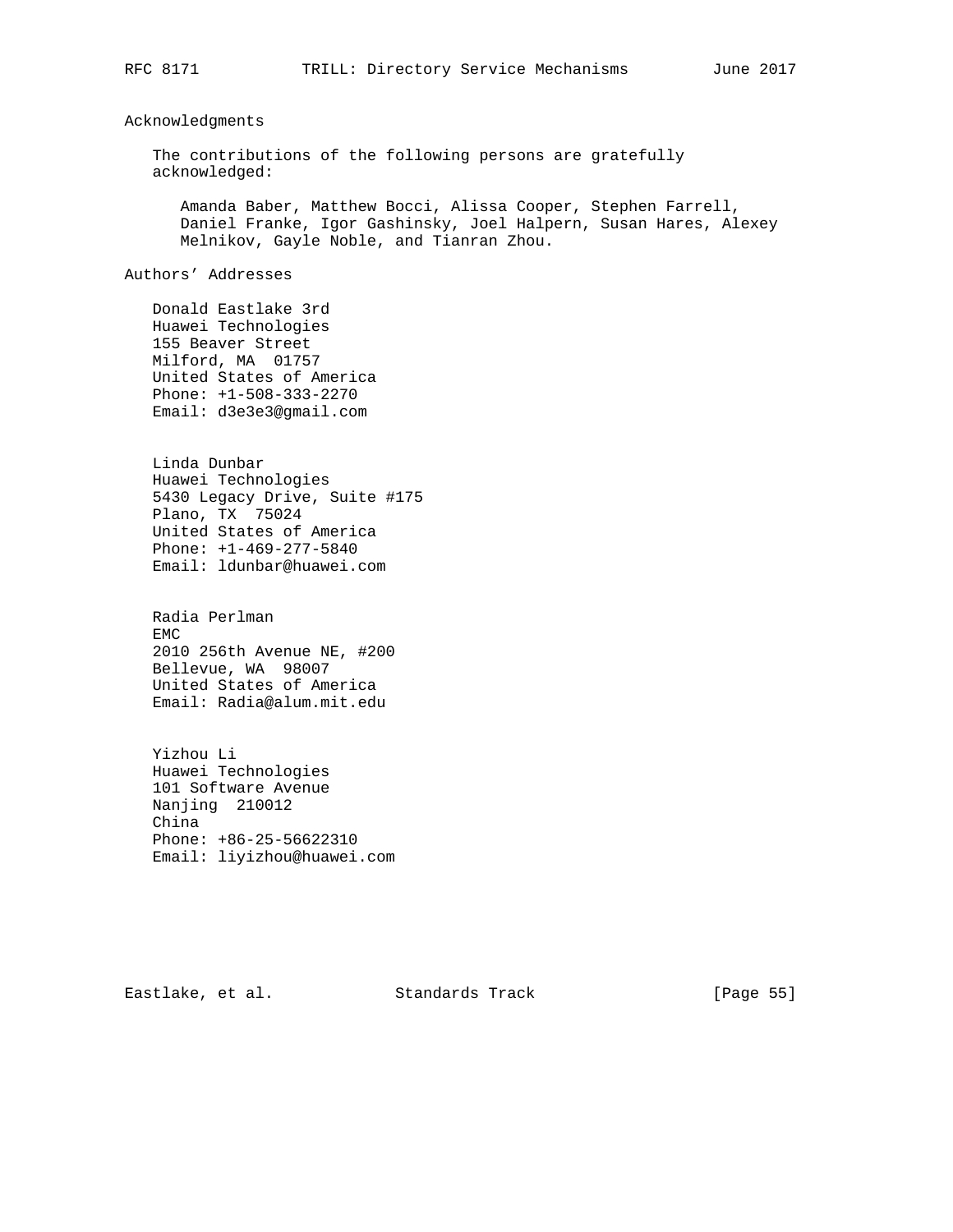## Acknowledgments

The contributions of the following persons are gratefully acknowledged:

Amanda Baber, Matthew Bocci, Alissa Cooper, Stephen Farrell, Daniel Franke, Igor Gashinsky, Joel Halpern, Susan Hares, Alexey Melnikov, Gayle Noble, and Tianran Zhou.

## Authors' Addresses

Donald Eastlake 3rd
Huawei Technologies
155 Beaver Street
Milford, MA  01757
United States of America
Phone: +1-508-333-2270
Email: d3e3e3@gmail.com

Linda Dunbar
Huawei Technologies
5430 Legacy Drive, Suite #175
Plano, TX  75024
United States of America
Phone: +1-469-277-5840
Email: ldunbar@huawei.com

Radia Perlman
EMC
2010 256th Avenue NE, #200
Bellevue, WA  98007
United States of America
Email: Radia@alum.mit.edu

Yizhou Li
Huawei Technologies
101 Software Avenue
Nanjing  210012
China
Phone: +86-25-56622310
Email: liyizhou@huawei.com